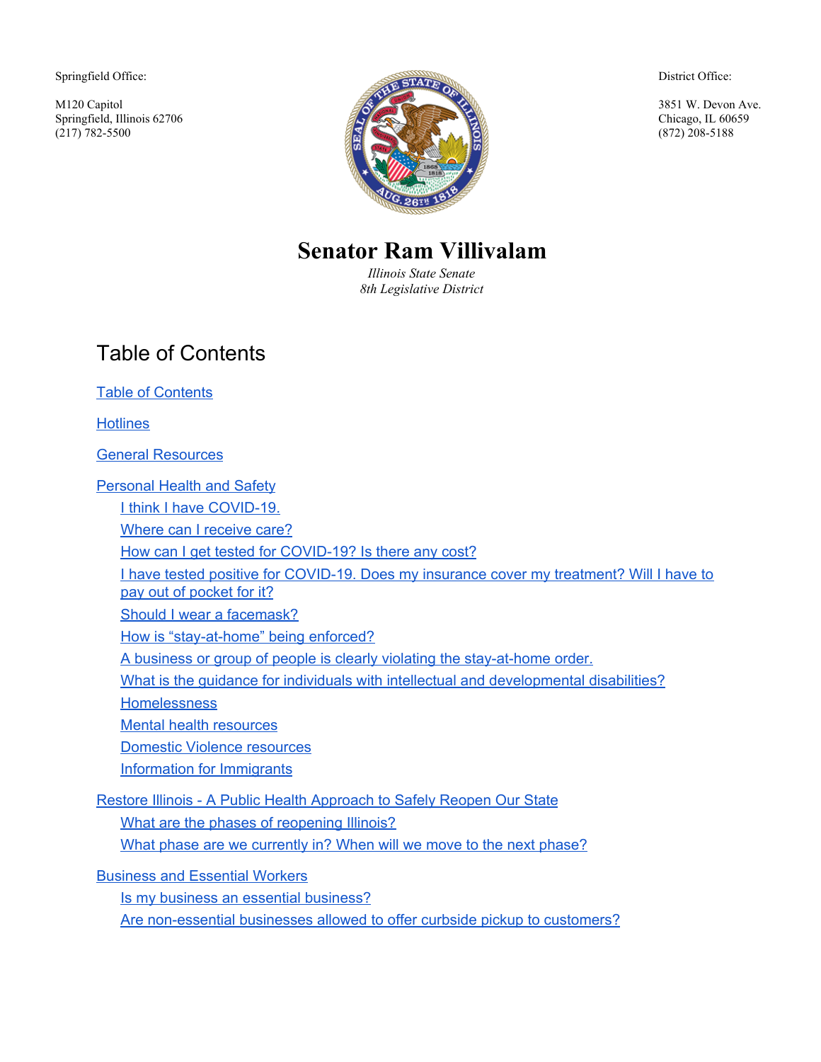Springfield Office:

M120 Capitol
Springfield, Illinois 62706
(217) 782-5500

District Office:

3851 W. Devon Ave.
Chicago, IL 60659
(872) 208-5188

# Senator Ram Villivalam

*Illinois State Senate*
*8th Legislative District*

## Table of Contents

Table of Contents

Hotlines

General Resources

Personal Health and Safety
- I think I have COVID-19.
- Where can I receive care?
- How can I get tested for COVID-19? Is there any cost?
- I have tested positive for COVID-19. Does my insurance cover my treatment? Will I have to pay out of pocket for it?
- Should I wear a facemask?
- How is “stay-at-home” being enforced?
- A business or group of people is clearly violating the stay-at-home order.
- What is the guidance for individuals with intellectual and developmental disabilities?
- Homelessness
- Mental health resources
- Domestic Violence resources
- Information for Immigrants

Restore Illinois - A Public Health Approach to Safely Reopen Our State
- What are the phases of reopening Illinois?
- What phase are we currently in? When will we move to the next phase?

Business and Essential Workers
- Is my business an essential business?
- Are non-essential businesses allowed to offer curbside pickup to customers?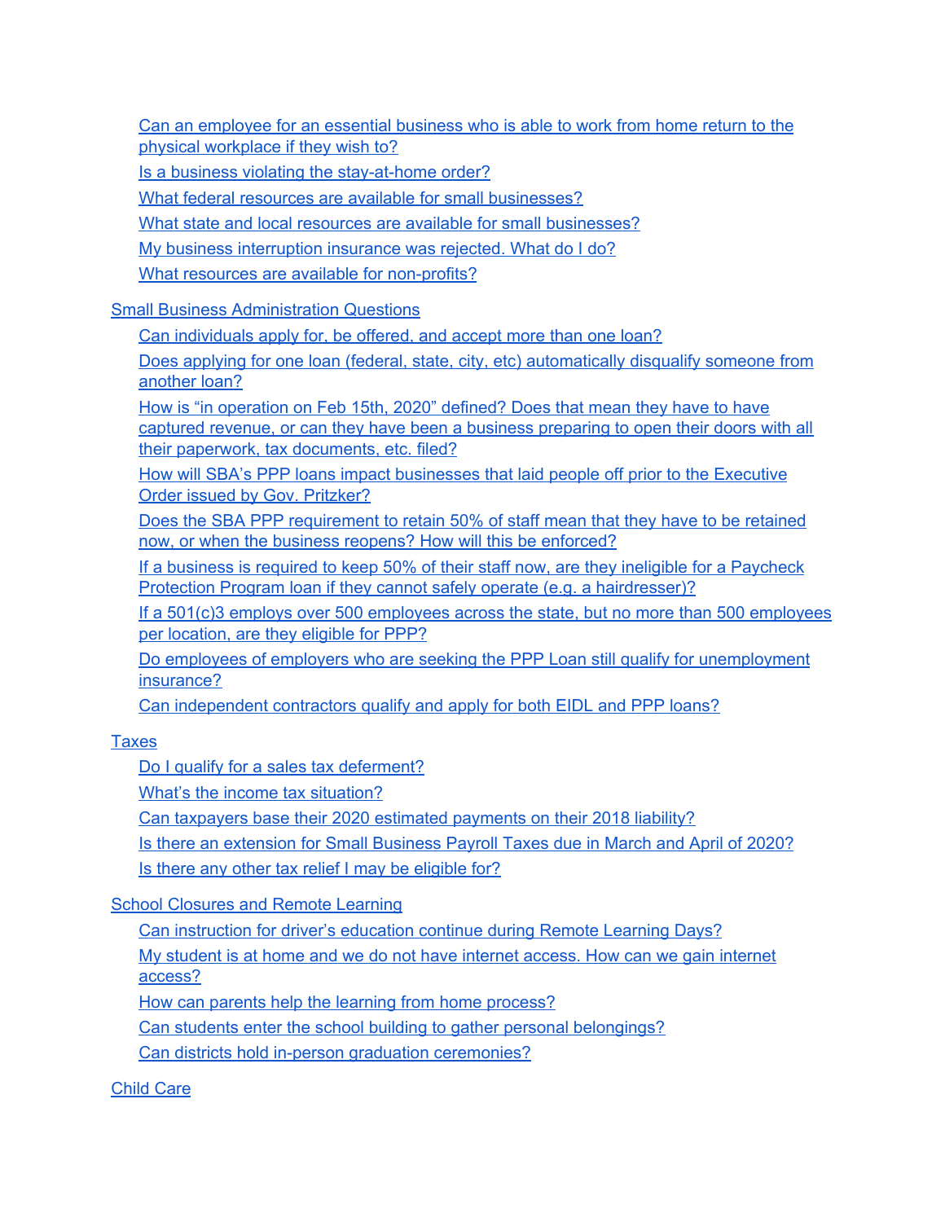- Can an employee for an essential business who is able to work from home return to the physical workplace if they wish to?
- Is a business violating the stay-at-home order?
- What federal resources are available for small businesses?
- What state and local resources are available for small businesses?
- My business interruption insurance was rejected. What do I do?
- What resources are available for non-profits?

Small Business Administration Questions

- Can individuals apply for, be offered, and accept more than one loan?
- Does applying for one loan (federal, state, city, etc) automatically disqualify someone from another loan?
- How is "in operation on Feb 15th, 2020" defined? Does that mean they have to have captured revenue, or can they have been a business preparing to open their doors with all their paperwork, tax documents, etc. filed?
- How will SBA's PPP loans impact businesses that laid people off prior to the Executive Order issued by Gov. Pritzker?
- Does the SBA PPP requirement to retain 50% of staff mean that they have to be retained now, or when the business reopens? How will this be enforced?
- If a business is required to keep 50% of their staff now, are they ineligible for a Paycheck Protection Program loan if they cannot safely operate (e.g. a hairdresser)?
- If a 501(c)3 employs over 500 employees across the state, but no more than 500 employees per location, are they eligible for PPP?
- Do employees of employers who are seeking the PPP Loan still qualify for unemployment insurance?
- Can independent contractors qualify and apply for both EIDL and PPP loans?

Taxes

- Do I qualify for a sales tax deferment?
- What's the income tax situation?
- Can taxpayers base their 2020 estimated payments on their 2018 liability?
- Is there an extension for Small Business Payroll Taxes due in March and April of 2020?
- Is there any other tax relief I may be eligible for?

School Closures and Remote Learning

- Can instruction for driver's education continue during Remote Learning Days?
- My student is at home and we do not have internet access. How can we gain internet access?
- How can parents help the learning from home process?
- Can students enter the school building to gather personal belongings?
- Can districts hold in-person graduation ceremonies?

Child Care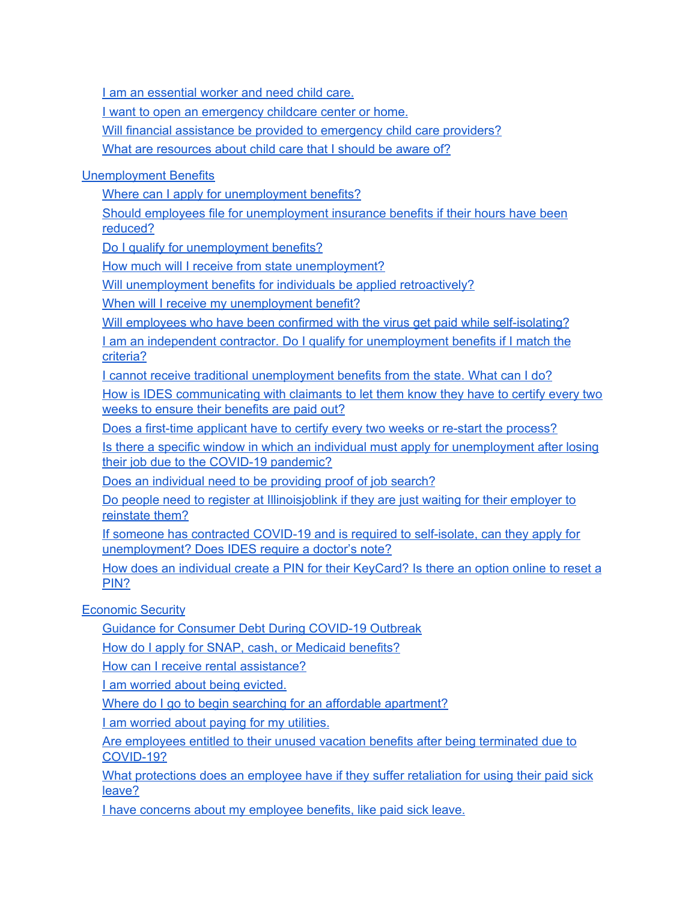- I am an essential worker and need child care.
- I want to open an emergency childcare center or home.
- Will financial assistance be provided to emergency child care providers?
- What are resources about child care that I should be aware of?

Unemployment Benefits

- Where can I apply for unemployment benefits?
- Should employees file for unemployment insurance benefits if their hours have been reduced?
- Do I qualify for unemployment benefits?
- How much will I receive from state unemployment?
- Will unemployment benefits for individuals be applied retroactively?
- When will I receive my unemployment benefit?
- Will employees who have been confirmed with the virus get paid while self-isolating?
- I am an independent contractor. Do I qualify for unemployment benefits if I match the criteria?
- I cannot receive traditional unemployment benefits from the state. What can I do?
- How is IDES communicating with claimants to let them know they have to certify every two weeks to ensure their benefits are paid out?
- Does a first-time applicant have to certify every two weeks or re-start the process?
- Is there a specific window in which an individual must apply for unemployment after losing their job due to the COVID-19 pandemic?
- Does an individual need to be providing proof of job search?
- Do people need to register at Illinoisjoblink if they are just waiting for their employer to reinstate them?
- If someone has contracted COVID-19 and is required to self-isolate, can they apply for unemployment? Does IDES require a doctor's note?
- How does an individual create a PIN for their KeyCard? Is there an option online to reset a PIN?

Economic Security

- Guidance for Consumer Debt During COVID-19 Outbreak
- How do I apply for SNAP, cash, or Medicaid benefits?
- How can I receive rental assistance?
- I am worried about being evicted.
- Where do I go to begin searching for an affordable apartment?
- I am worried about paying for my utilities.
- Are employees entitled to their unused vacation benefits after being terminated due to COVID-19?
- What protections does an employee have if they suffer retaliation for using their paid sick leave?
- I have concerns about my employee benefits, like paid sick leave.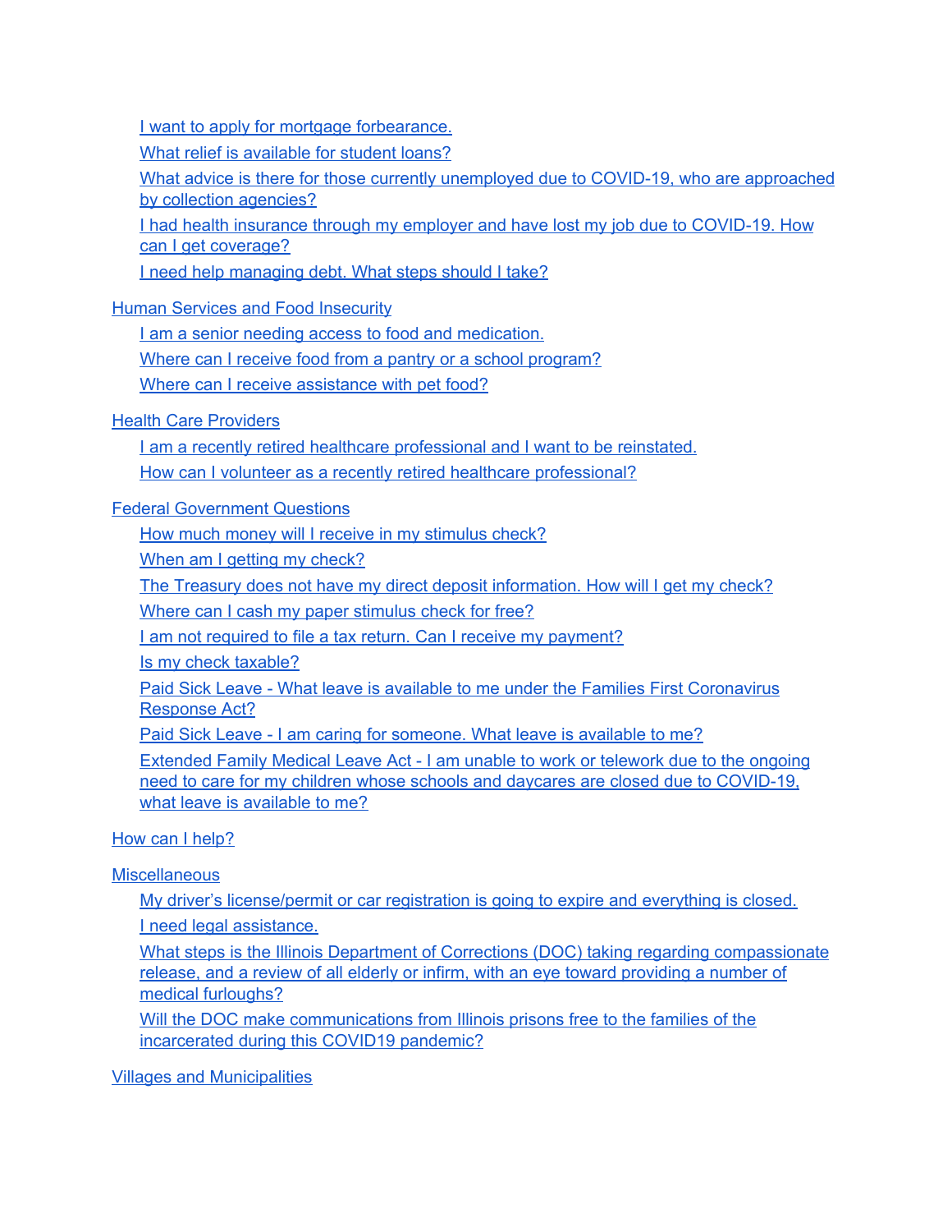- I want to apply for mortgage forbearance.
- What relief is available for student loans?
- What advice is there for those currently unemployed due to COVID-19, who are approached by collection agencies?
- I had health insurance through my employer and have lost my job due to COVID-19. How can I get coverage?
- I need help managing debt. What steps should I take?

Human Services and Food Insecurity

- I am a senior needing access to food and medication.
- Where can I receive food from a pantry or a school program?
- Where can I receive assistance with pet food?

Health Care Providers

- I am a recently retired healthcare professional and I want to be reinstated.
- How can I volunteer as a recently retired healthcare professional?

Federal Government Questions

- How much money will I receive in my stimulus check?
- When am I getting my check?
- The Treasury does not have my direct deposit information. How will I get my check?
- Where can I cash my paper stimulus check for free?
- I am not required to file a tax return. Can I receive my payment?
- Is my check taxable?
- Paid Sick Leave - What leave is available to me under the Families First Coronavirus Response Act?
- Paid Sick Leave - I am caring for someone. What leave is available to me?
- Extended Family Medical Leave Act - I am unable to work or telework due to the ongoing need to care for my children whose schools and daycares are closed due to COVID-19, what leave is available to me?

How can I help?

Miscellaneous

- My driver's license/permit or car registration is going to expire and everything is closed.
- I need legal assistance.
- What steps is the Illinois Department of Corrections (DOC) taking regarding compassionate release, and a review of all elderly or infirm, with an eye toward providing a number of medical furloughs?
- Will the DOC make communications from Illinois prisons free to the families of the incarcerated during this COVID19 pandemic?

Villages and Municipalities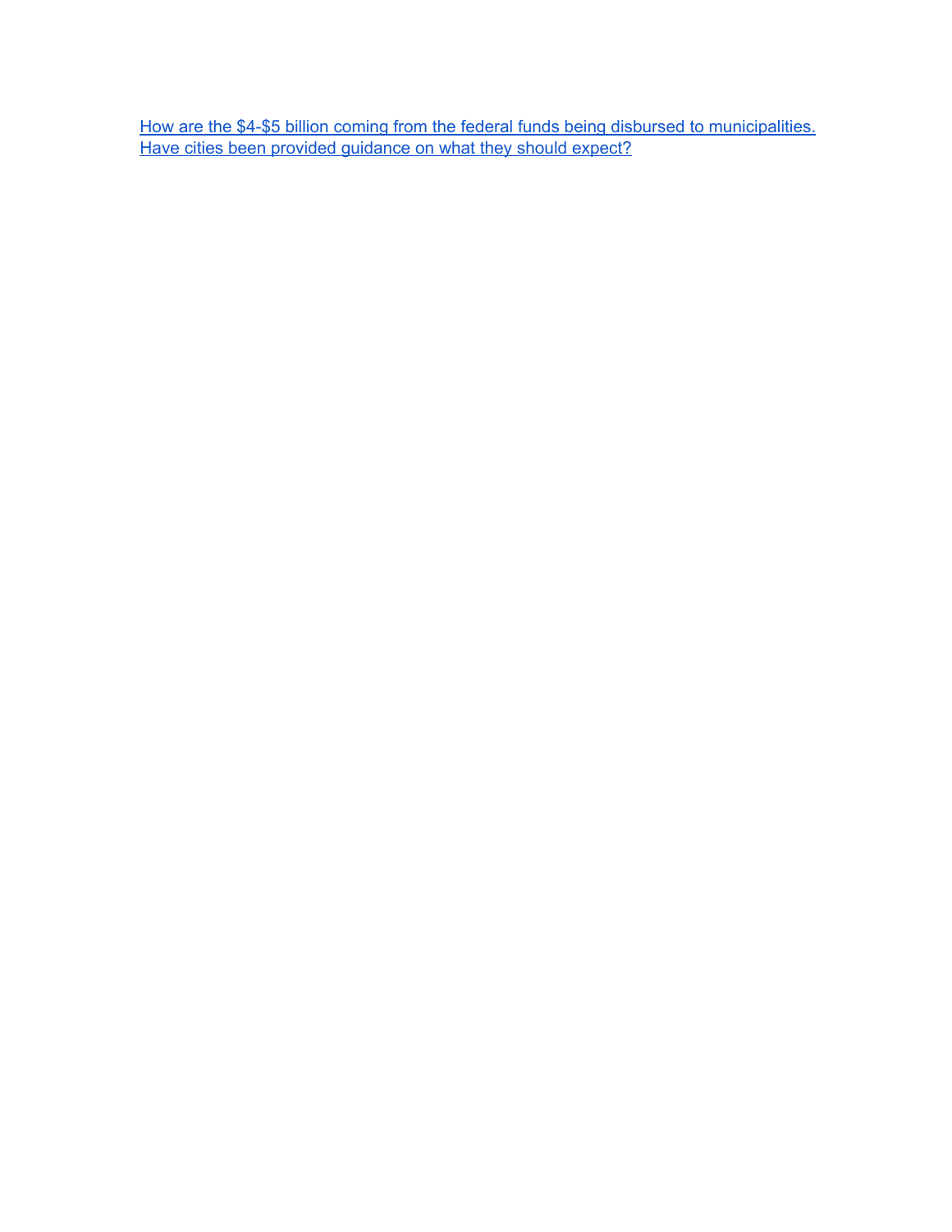How are the $4-$5 billion coming from the federal funds being disbursed to municipalities. Have cities been provided guidance on what they should expect?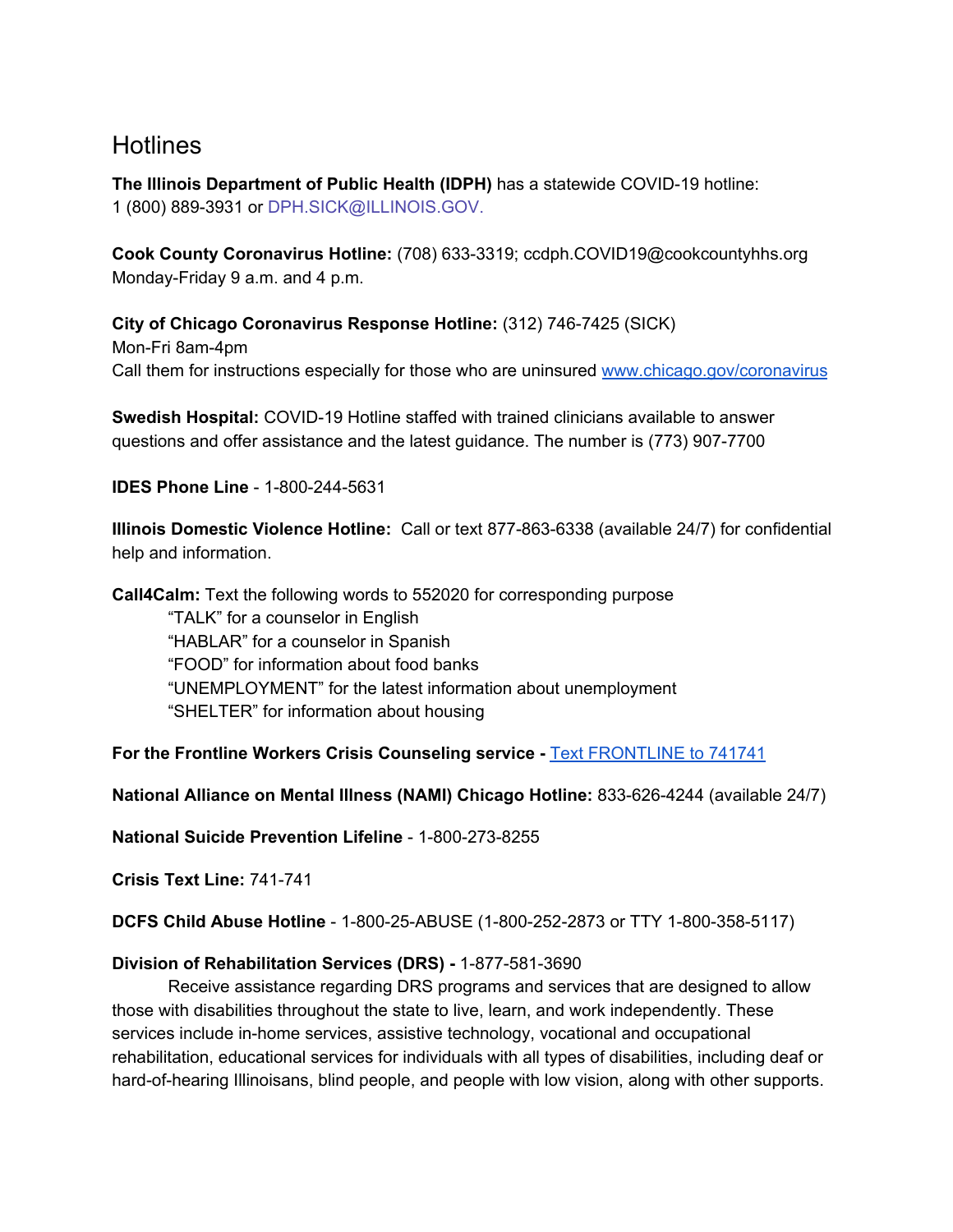## Hotlines

**The Illinois Department of Public Health (IDPH)** has a statewide COVID-19 hotline: 1 (800) 889-3931 or DPH.SICK@ILLINOIS.GOV.

**Cook County Coronavirus Hotline:** (708) 633-3319; ccdph.COVID19@cookcountyhhs.org Monday-Friday 9 a.m. and 4 p.m.

**City of Chicago Coronavirus Response Hotline:** (312) 746-7425 (SICK)
Mon-Fri 8am-4pm
Call them for instructions especially for those who are uninsured [www.chicago.gov/coronavirus](www.chicago.gov/coronavirus)

**Swedish Hospital:** COVID-19 Hotline staffed with trained clinicians available to answer questions and offer assistance and the latest guidance. The number is (773) 907-7700

**IDES Phone Line** - 1-800-244-5631

**Illinois Domestic Violence Hotline:** Call or text 877-863-6338 (available 24/7) for confidential help and information.

**Call4Calm:** Text the following words to 552020 for corresponding purpose

- "TALK" for a counselor in English
- "HABLAR" for a counselor in Spanish
- "FOOD" for information about food banks
- "UNEMPLOYMENT" for the latest information about unemployment
- "SHELTER" for information about housing

**For the Frontline Workers Crisis Counseling service -** Text FRONTLINE to 741741

**National Alliance on Mental Illness (NAMI) Chicago Hotline:** 833-626-4244 (available 24/7)

**National Suicide Prevention Lifeline** - 1-800-273-8255

**Crisis Text Line:** 741-741

**DCFS Child Abuse Hotline** - 1-800-25-ABUSE (1-800-252-2873 or TTY 1-800-358-5117)

**Division of Rehabilitation Services (DRS) -** 1-877-581-3690

Receive assistance regarding DRS programs and services that are designed to allow those with disabilities throughout the state to live, learn, and work independently. These services include in-home services, assistive technology, vocational and occupational rehabilitation, educational services for individuals with all types of disabilities, including deaf or hard-of-hearing Illinoisans, blind people, and people with low vision, along with other supports.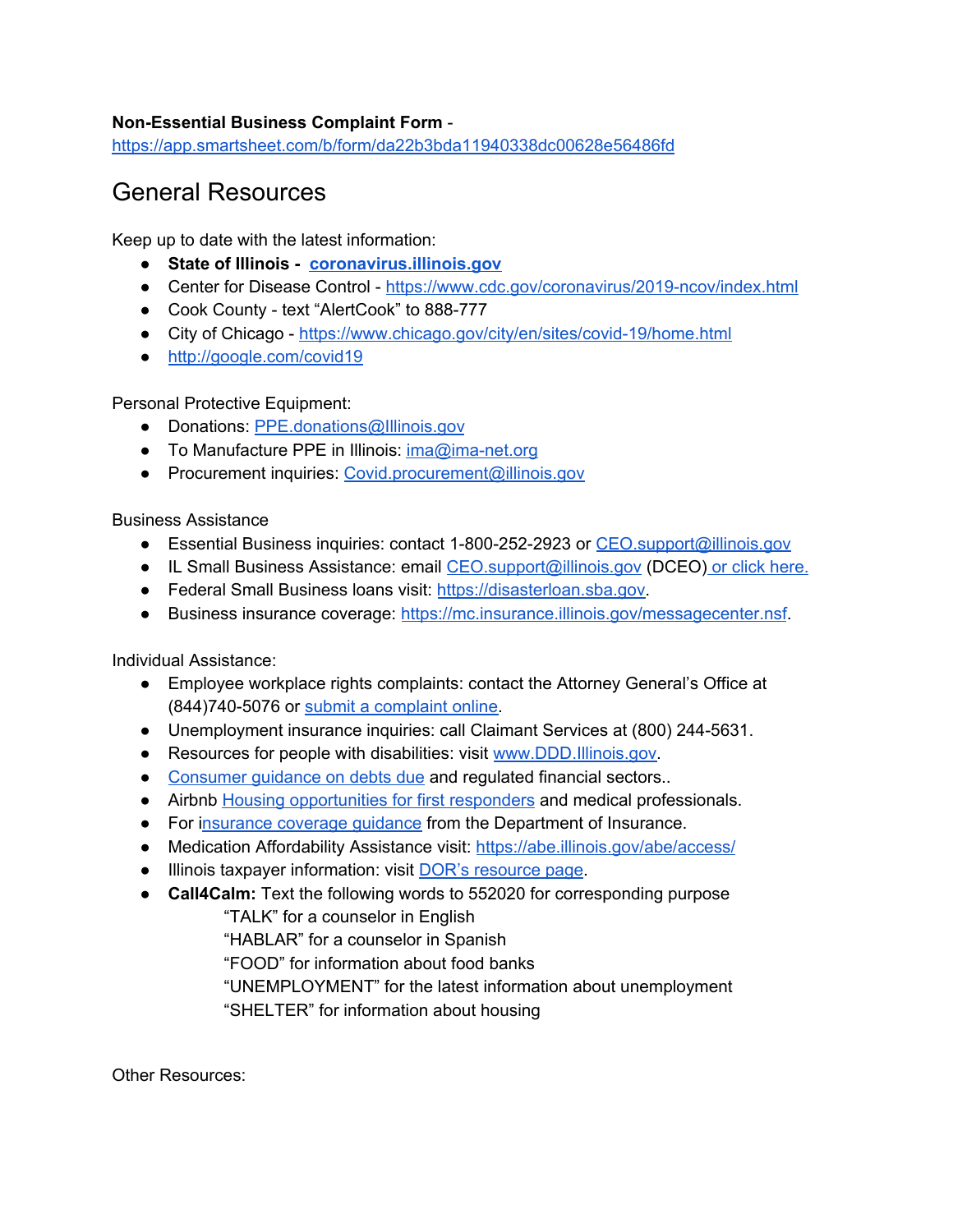**Non-Essential Business Complaint Form** - https://app.smartsheet.com/b/form/da22b3bda11940338dc00628e56486fd

## General Resources

Keep up to date with the latest information:

- **State of Illinois - coronavirus.illinois.gov**
- Center for Disease Control - https://www.cdc.gov/coronavirus/2019-ncov/index.html
- Cook County - text "AlertCook" to 888-777
- City of Chicago - https://www.chicago.gov/city/en/sites/covid-19/home.html
- http://google.com/covid19

Personal Protective Equipment:

- Donations: PPE.donations@Illinois.gov
- To Manufacture PPE in Illinois: ima@ima-net.org
- Procurement inquiries: Covid.procurement@illinois.gov

Business Assistance

- Essential Business inquiries: contact 1-800-252-2923 or CEO.support@illinois.gov
- IL Small Business Assistance: email CEO.support@illinois.gov (DCEO) or click here.
- Federal Small Business loans visit: https://disasterloan.sba.gov.
- Business insurance coverage: https://mc.insurance.illinois.gov/messagecenter.nsf.

Individual Assistance:

- Employee workplace rights complaints: contact the Attorney General's Office at (844)740-5076 or submit a complaint online.
- Unemployment insurance inquiries: call Claimant Services at (800) 244-5631.
- Resources for people with disabilities: visit www.DDD.Illinois.gov.
- Consumer guidance on debts due and regulated financial sectors..
- Airbnb Housing opportunities for first responders and medical professionals.
- For insurance coverage guidance from the Department of Insurance.
- Medication Affordability Assistance visit: https://abe.illinois.gov/abe/access/
- Illinois taxpayer information: visit DOR's resource page.
- **Call4Calm:** Text the following words to 552020 for corresponding purpose
  - "TALK" for a counselor in English
  - "HABLAR" for a counselor in Spanish
  - "FOOD" for information about food banks
  - "UNEMPLOYMENT" for the latest information about unemployment
  - "SHELTER" for information about housing

Other Resources: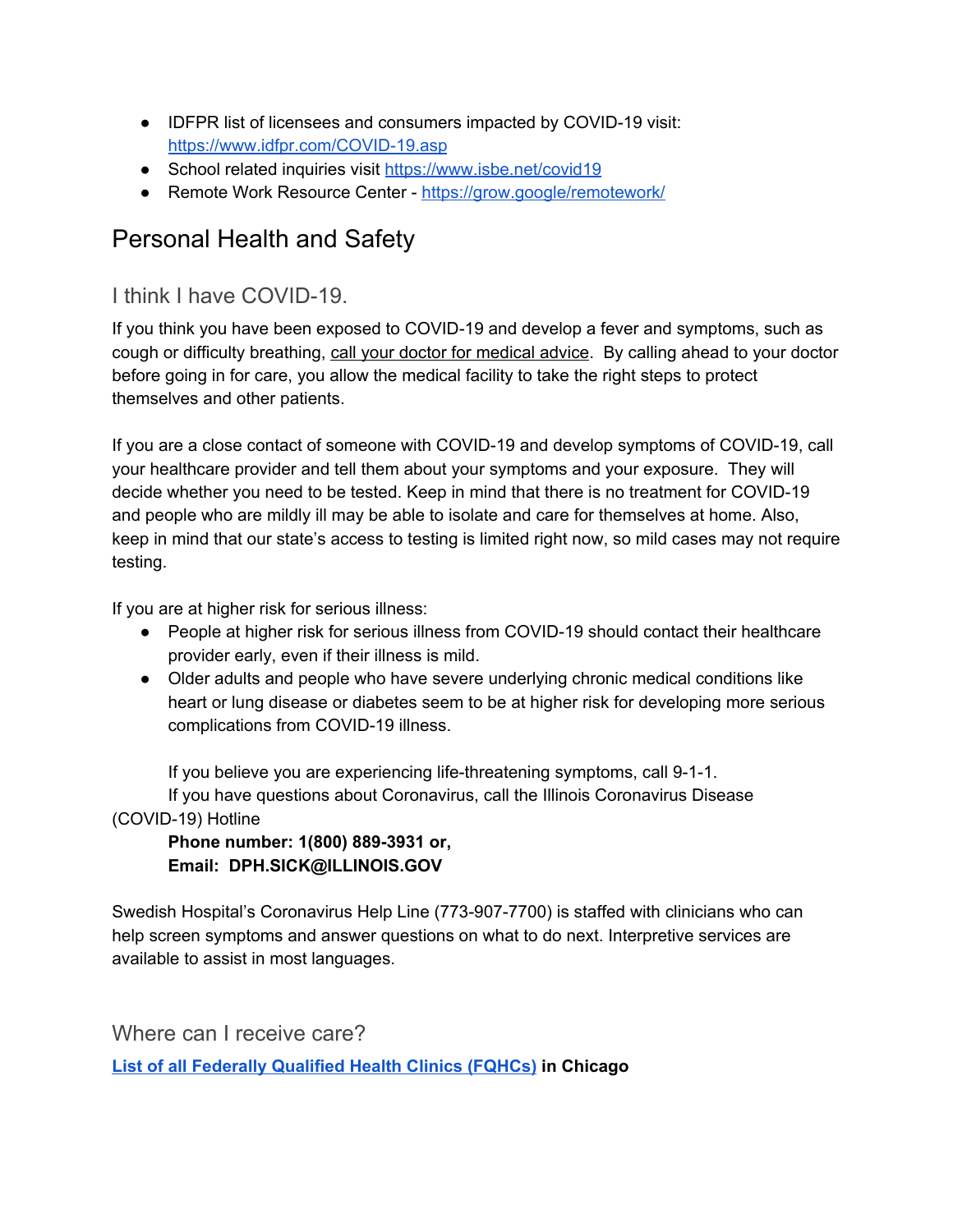- IDFPR list of licensees and consumers impacted by COVID-19 visit: [https://www.idfpr.com/COVID-19.asp](https://www.idfpr.com/COVID-19.asp)
- School related inquiries visit [https://www.isbe.net/covid19](https://www.isbe.net/covid19)
- Remote Work Resource Center - [https://grow.google/remotework/](https://grow.google/remotework/)

## Personal Health and Safety

### I think I have COVID-19.

If you think you have been exposed to COVID-19 and develop a fever and symptoms, such as cough or difficulty breathing, call your doctor for medical advice. By calling ahead to your doctor before going in for care, you allow the medical facility to take the right steps to protect themselves and other patients.

If you are a close contact of someone with COVID-19 and develop symptoms of COVID-19, call your healthcare provider and tell them about your symptoms and your exposure. They will decide whether you need to be tested. Keep in mind that there is no treatment for COVID-19 and people who are mildly ill may be able to isolate and care for themselves at home. Also, keep in mind that our state's access to testing is limited right now, so mild cases may not require testing.

If you are at higher risk for serious illness:

- People at higher risk for serious illness from COVID-19 should contact their healthcare provider early, even if their illness is mild.
- Older adults and people who have severe underlying chronic medical conditions like heart or lung disease or diabetes seem to be at higher risk for developing more serious complications from COVID-19 illness.

If you believe you are experiencing life-threatening symptoms, call 9-1-1.
If you have questions about Coronavirus, call the Illinois Coronavirus Disease (COVID-19) Hotline

**Phone number: 1(800) 889-3931 or,**
**Email: DPH.SICK@ILLINOIS.GOV**

Swedish Hospital's Coronavirus Help Line (773-907-7700) is staffed with clinicians who can help screen symptoms and answer questions on what to do next. Interpretive services are available to assist in most languages.

### Where can I receive care?

**List of all Federally Qualified Health Clinics (FQHCs) in Chicago**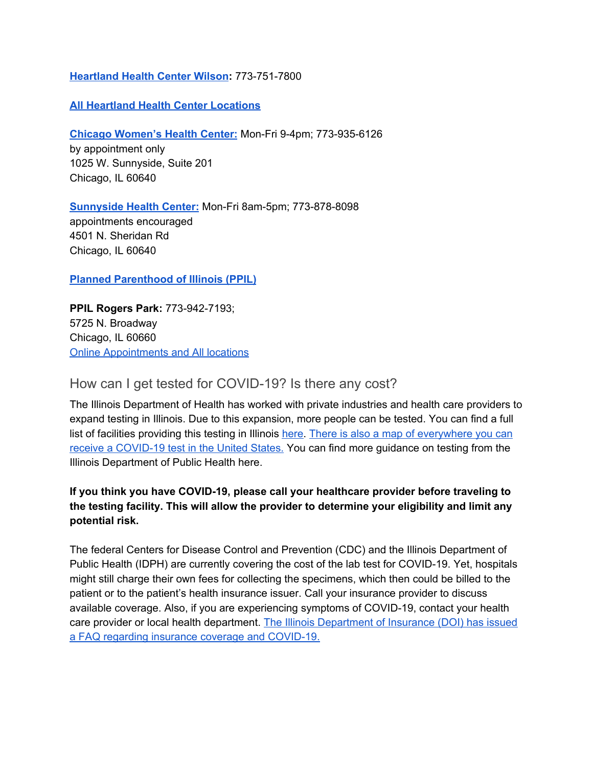**Heartland Health Center Wilson:** 773-751-7800

**All Heartland Health Center Locations**

**Chicago Women's Health Center:** Mon-Fri 9-4pm; 773-935-6126
by appointment only
1025 W. Sunnyside, Suite 201
Chicago, IL 60640

**Sunnyside Health Center:** Mon-Fri 8am-5pm; 773-878-8098
appointments encouraged
4501 N. Sheridan Rd
Chicago, IL 60640

**Planned Parenthood of Illinois (PPIL)**

**PPIL Rogers Park:** 773-942-7193;
5725 N. Broadway
Chicago, IL 60660
Online Appointments and All locations

## How can I get tested for COVID-19? Is there any cost?

The Illinois Department of Health has worked with private industries and health care providers to expand testing in Illinois. Due to this expansion, more people can be tested. You can find a full list of facilities providing this testing in Illinois here. There is also a map of everywhere you can receive a COVID-19 test in the United States. You can find more guidance on testing from the Illinois Department of Public Health here.

**If you think you have COVID-19, please call your healthcare provider before traveling to the testing facility. This will allow the provider to determine your eligibility and limit any potential risk.**

The federal Centers for Disease Control and Prevention (CDC) and the Illinois Department of Public Health (IDPH) are currently covering the cost of the lab test for COVID-19. Yet, hospitals might still charge their own fees for collecting the specimens, which then could be billed to the patient or to the patient's health insurance issuer. Call your insurance provider to discuss available coverage. Also, if you are experiencing symptoms of COVID-19, contact your health care provider or local health department. The Illinois Department of Insurance (DOI) has issued a FAQ regarding insurance coverage and COVID-19.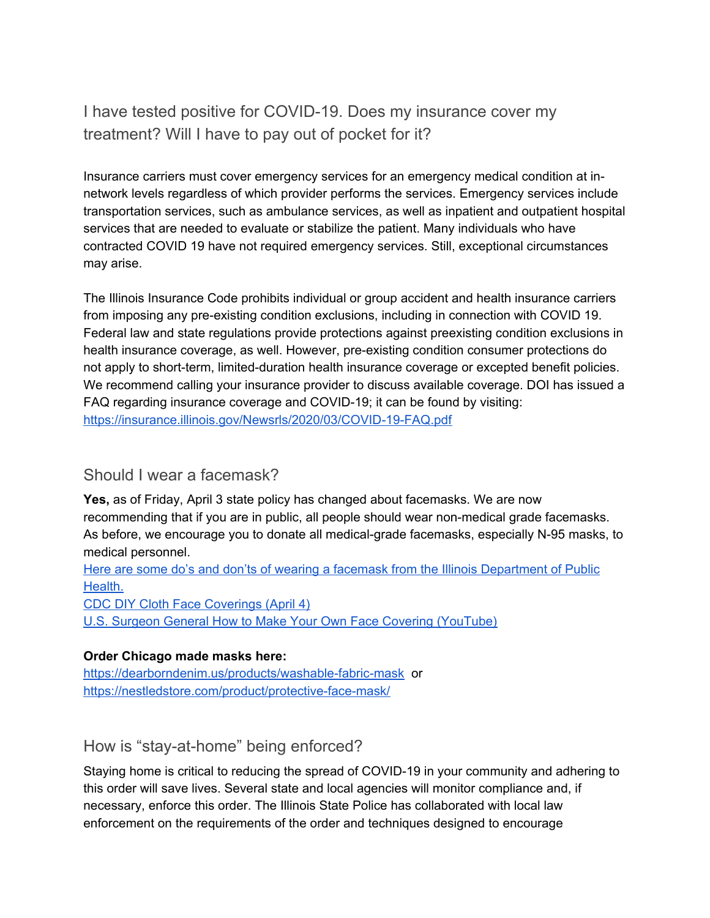## I have tested positive for COVID-19. Does my insurance cover my treatment? Will I have to pay out of pocket for it?

Insurance carriers must cover emergency services for an emergency medical condition at in-network levels regardless of which provider performs the services. Emergency services include transportation services, such as ambulance services, as well as inpatient and outpatient hospital services that are needed to evaluate or stabilize the patient. Many individuals who have contracted COVID 19 have not required emergency services. Still, exceptional circumstances may arise.

The Illinois Insurance Code prohibits individual or group accident and health insurance carriers from imposing any pre-existing condition exclusions, including in connection with COVID 19. Federal law and state regulations provide protections against preexisting condition exclusions in health insurance coverage, as well. However, pre-existing condition consumer protections do not apply to short-term, limited-duration health insurance coverage or excepted benefit policies. We recommend calling your insurance provider to discuss available coverage. DOI has issued a FAQ regarding insurance coverage and COVID-19; it can be found by visiting: https://insurance.illinois.gov/Newsrls/2020/03/COVID-19-FAQ.pdf

## Should I wear a facemask?

**Yes,** as of Friday, April 3 state policy has changed about facemasks. We are now recommending that if you are in public, all people should wear non-medical grade facemasks. As before, we encourage you to donate all medical-grade facemasks, especially N-95 masks, to medical personnel.

Here are some do's and don'ts of wearing a facemask from the Illinois Department of Public Health.

CDC DIY Cloth Face Coverings (April 4)

U.S. Surgeon General How to Make Your Own Face Covering (YouTube)

**Order Chicago made masks here:**

https://dearborndenim.us/products/washable-fabric-mask or
https://nestledstore.com/product/protective-face-mask/

## How is "stay-at-home" being enforced?

Staying home is critical to reducing the spread of COVID-19 in your community and adhering to this order will save lives. Several state and local agencies will monitor compliance and, if necessary, enforce this order. The Illinois State Police has collaborated with local law enforcement on the requirements of the order and techniques designed to encourage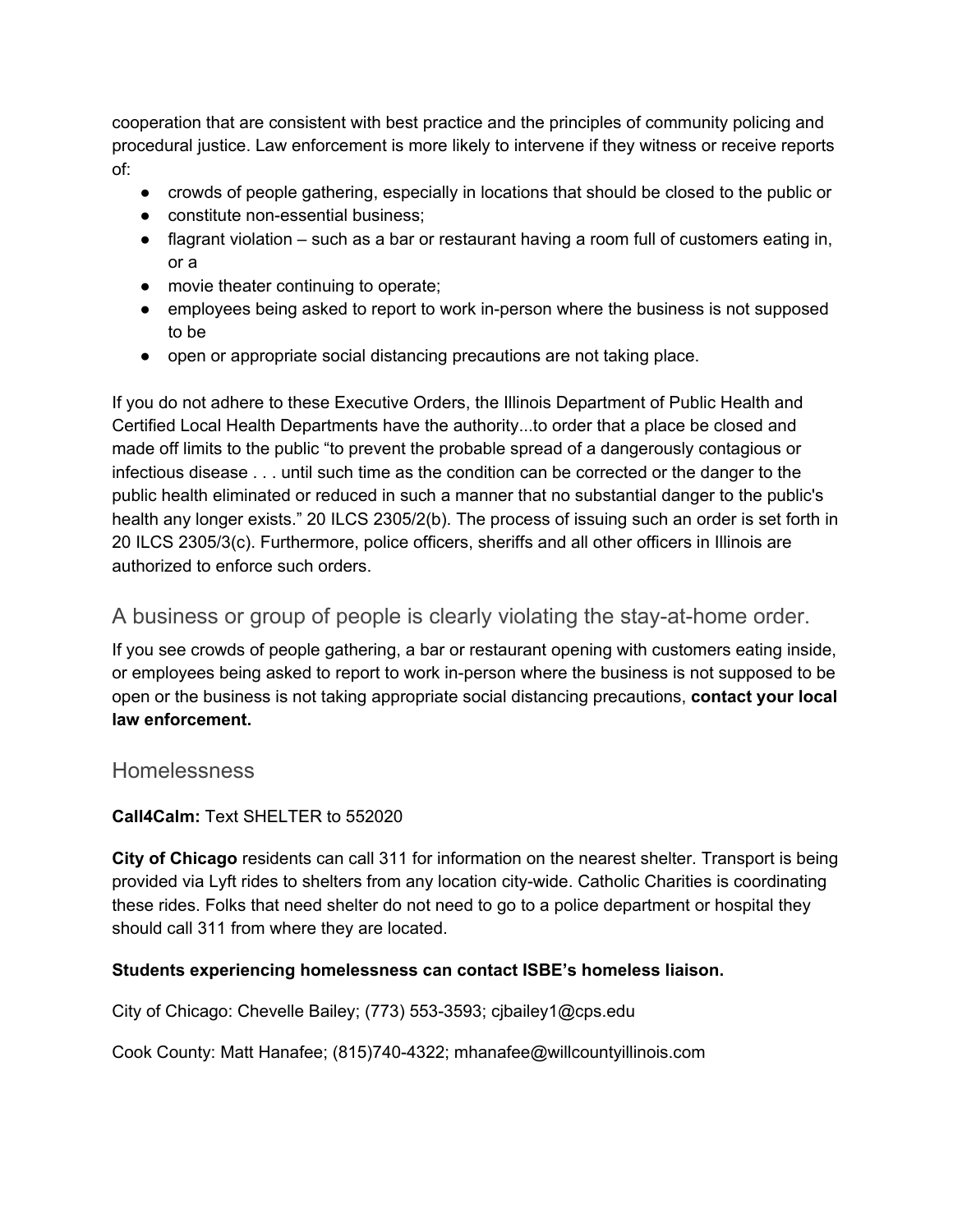cooperation that are consistent with best practice and the principles of community policing and procedural justice. Law enforcement is more likely to intervene if they witness or receive reports of:

- crowds of people gathering, especially in locations that should be closed to the public or
- constitute non-essential business;
- flagrant violation – such as a bar or restaurant having a room full of customers eating in, or a
- movie theater continuing to operate;
- employees being asked to report to work in-person where the business is not supposed to be
- open or appropriate social distancing precautions are not taking place.

If you do not adhere to these Executive Orders, the Illinois Department of Public Health and Certified Local Health Departments have the authority...to order that a place be closed and made off limits to the public "to prevent the probable spread of a dangerously contagious or infectious disease . . . until such time as the condition can be corrected or the danger to the public health eliminated or reduced in such a manner that no substantial danger to the public's health any longer exists." 20 ILCS 2305/2(b). The process of issuing such an order is set forth in 20 ILCS 2305/3(c). Furthermore, police officers, sheriffs and all other officers in Illinois are authorized to enforce such orders.

## A business or group of people is clearly violating the stay-at-home order.

If you see crowds of people gathering, a bar or restaurant opening with customers eating inside, or employees being asked to report to work in-person where the business is not supposed to be open or the business is not taking appropriate social distancing precautions, **contact your local law enforcement.**

## Homelessness

**Call4Calm:** Text SHELTER to 552020

**City of Chicago** residents can call 311 for information on the nearest shelter. Transport is being provided via Lyft rides to shelters from any location city-wide. Catholic Charities is coordinating these rides. Folks that need shelter do not need to go to a police department or hospital they should call 311 from where they are located.

**Students experiencing homelessness can contact ISBE's homeless liaison.**

City of Chicago: Chevelle Bailey; (773) 553-3593; cjbailey1@cps.edu

Cook County: Matt Hanafee; (815)740-4322; mhanafee@willcountyillinois.com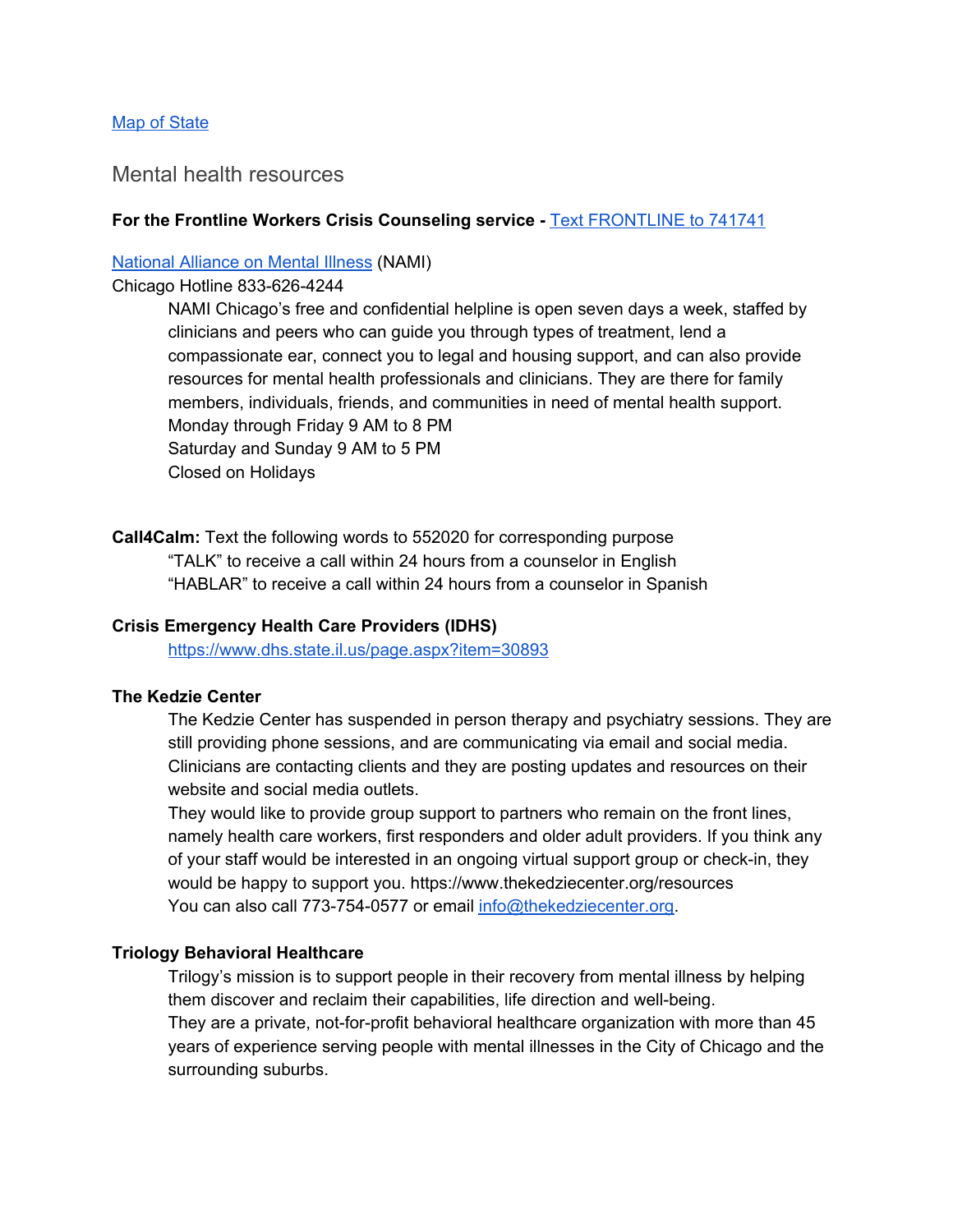[Map of State](#)

## Mental health resources

**For the Frontline Workers Crisis Counseling service -** [Text FRONTLINE to 741741](#)

[National Alliance on Mental Illness](#) (NAMI)

Chicago Hotline 833-626-4244

> NAMI Chicago's free and confidential helpline is open seven days a week, staffed by clinicians and peers who can guide you through types of treatment, lend a compassionate ear, connect you to legal and housing support, and can also provide resources for mental health professionals and clinicians. They are there for family members, individuals, friends, and communities in need of mental health support.
> Monday through Friday 9 AM to 8 PM
> Saturday and Sunday 9 AM to 5 PM
> Closed on Holidays

**Call4Calm:** Text the following words to 552020 for corresponding purpose

> "TALK" to receive a call within 24 hours from a counselor in English
> "HABLAR" to receive a call within 24 hours from a counselor in Spanish

**Crisis Emergency Health Care Providers (IDHS)**

> https://www.dhs.state.il.us/page.aspx?item=30893

**The Kedzie Center**

> The Kedzie Center has suspended in person therapy and psychiatry sessions. They are still providing phone sessions, and are communicating via email and social media. Clinicians are contacting clients and they are posting updates and resources on their website and social media outlets.
> They would like to provide group support to partners who remain on the front lines, namely health care workers, first responders and older adult providers. If you think any of your staff would be interested in an ongoing virtual support group or check-in, they would be happy to support you. https://www.thekedziecenter.org/resources
> You can also call 773-754-0577 or email info@thekedziecenter.org.

**Triology Behavioral Healthcare**

> Trilogy's mission is to support people in their recovery from mental illness by helping them discover and reclaim their capabilities, life direction and well-being.
> They are a private, not-for-profit behavioral healthcare organization with more than 45 years of experience serving people with mental illnesses in the City of Chicago and the surrounding suburbs.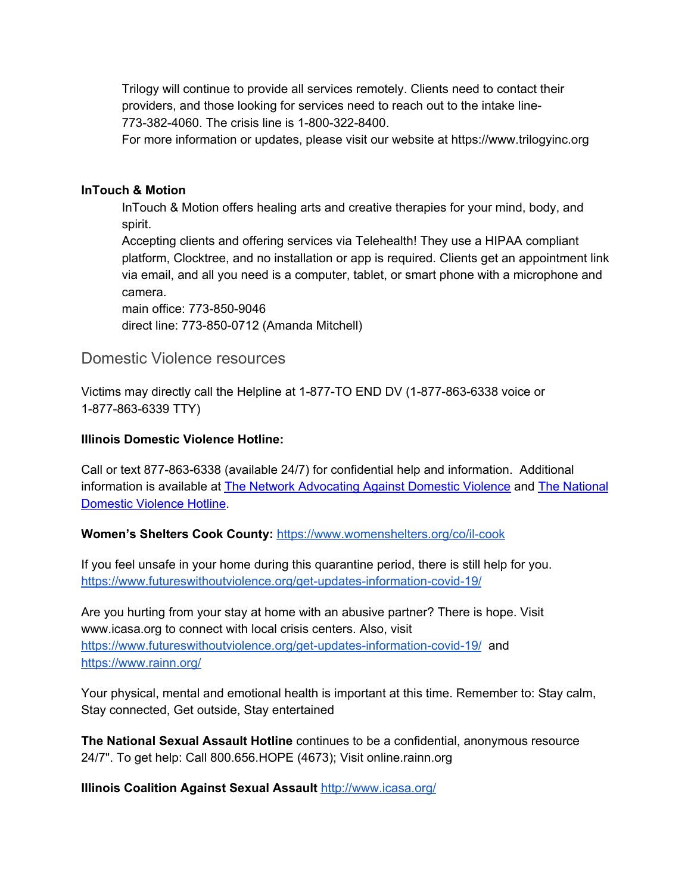Trilogy will continue to provide all services remotely. Clients need to contact their providers, and those looking for services need to reach out to the intake line- 773-382-4060. The crisis line is 1-800-322-8400.
For more information or updates, please visit our website at https://www.trilogyinc.org

**InTouch & Motion**

InTouch & Motion offers healing arts and creative therapies for your mind, body, and spirit.
Accepting clients and offering services via Telehealth! They use a HIPAA compliant platform, Clocktree, and no installation or app is required. Clients get an appointment link via email, and all you need is a computer, tablet, or smart phone with a microphone and camera.
main office: 773-850-9046
direct line: 773-850-0712 (Amanda Mitchell)

## Domestic Violence resources

Victims may directly call the Helpline at 1-877-TO END DV (1-877-863-6338 voice or 1-877-863-6339 TTY)

**Illinois Domestic Violence Hotline:**

Call or text 877-863-6338 (available 24/7) for confidential help and information. Additional information is available at [The Network Advocating Against Domestic Violence](#) and [The National Domestic Violence Hotline](#).

**Women's Shelters Cook County:** https://www.womenshelters.org/co/il-cook

If you feel unsafe in your home during this quarantine period, there is still help for you. https://www.futureswithoutviolence.org/get-updates-information-covid-19/

Are you hurting from your stay at home with an abusive partner? There is hope. Visit www.icasa.org to connect with local crisis centers. Also, visit https://www.futureswithoutviolence.org/get-updates-information-covid-19/ and https://www.rainn.org/

Your physical, mental and emotional health is important at this time. Remember to: Stay calm, Stay connected, Get outside, Stay entertained

**The National Sexual Assault Hotline** continues to be a confidential, anonymous resource 24/7". To get help: Call 800.656.HOPE (4673); Visit online.rainn.org

**Illinois Coalition Against Sexual Assault** http://www.icasa.org/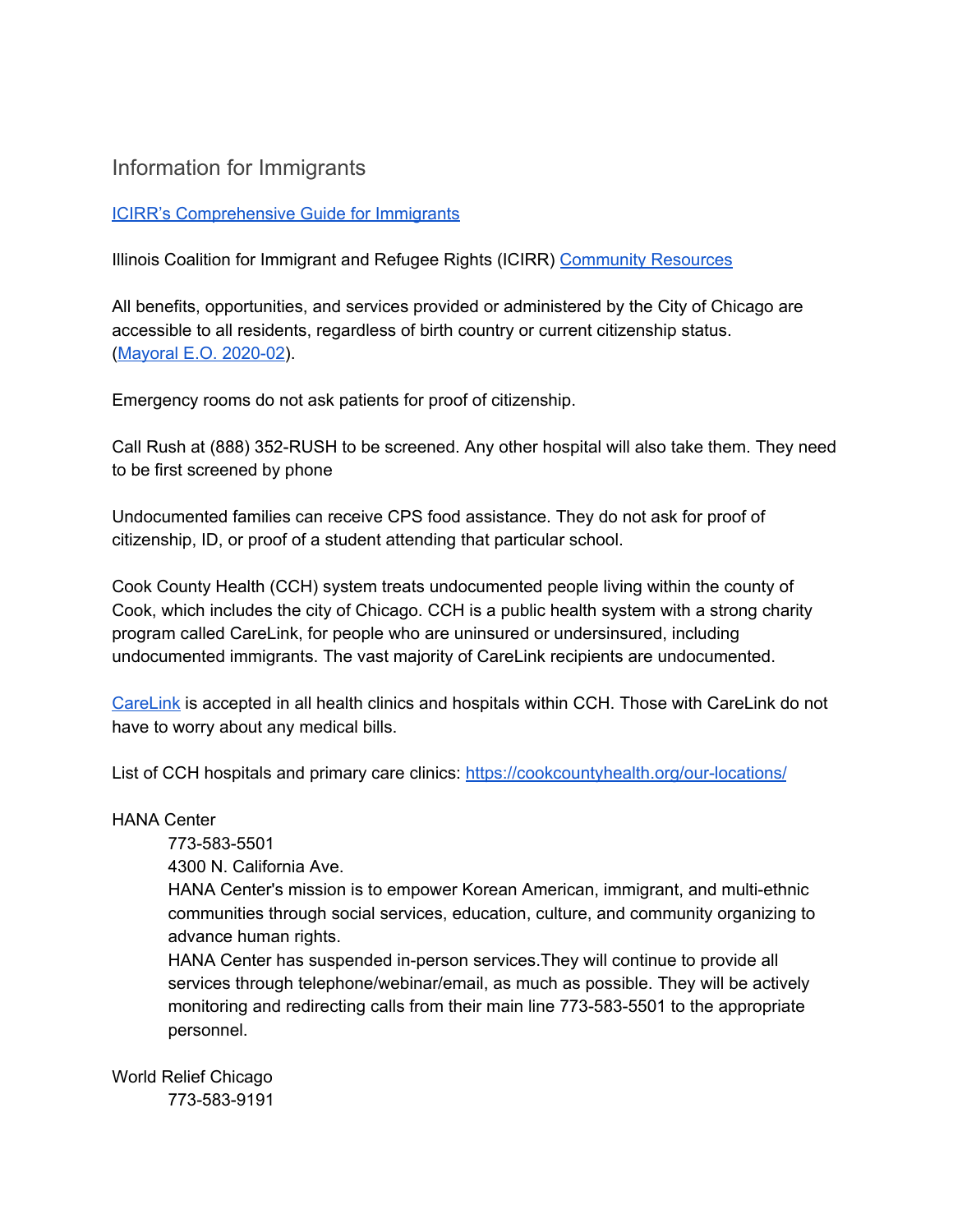## Information for Immigrants

[ICIRR's Comprehensive Guide for Immigrants]()

Illinois Coalition for Immigrant and Refugee Rights (ICIRR) [Community Resources]()

All benefits, opportunities, and services provided or administered by the City of Chicago are accessible to all residents, regardless of birth country or current citizenship status. ([Mayoral E.O. 2020-02]()).

Emergency rooms do not ask patients for proof of citizenship.

Call Rush at (888) 352-RUSH to be screened. Any other hospital will also take them. They need to be first screened by phone

Undocumented families can receive CPS food assistance. They do not ask for proof of citizenship, ID, or proof of a student attending that particular school.

Cook County Health (CCH) system treats undocumented people living within the county of Cook, which includes the city of Chicago. CCH is a public health system with a strong charity program called CareLink, for people who are uninsured or undersinsured, including undocumented immigrants. The vast majority of CareLink recipients are undocumented.

[CareLink]() is accepted in all health clinics and hospitals within CCH. Those with CareLink do not have to worry about any medical bills.

List of CCH hospitals and primary care clinics: [https://cookcountyhealth.org/our-locations/](https://cookcountyhealth.org/our-locations/)

HANA Center

> 773-583-5501
> 4300 N. California Ave.
> HANA Center's mission is to empower Korean American, immigrant, and multi-ethnic communities through social services, education, culture, and community organizing to advance human rights.
> HANA Center has suspended in-person services.They will continue to provide all services through telephone/webinar/email, as much as possible. They will be actively monitoring and redirecting calls from their main line 773-583-5501 to the appropriate personnel.

World Relief Chicago

> 773-583-9191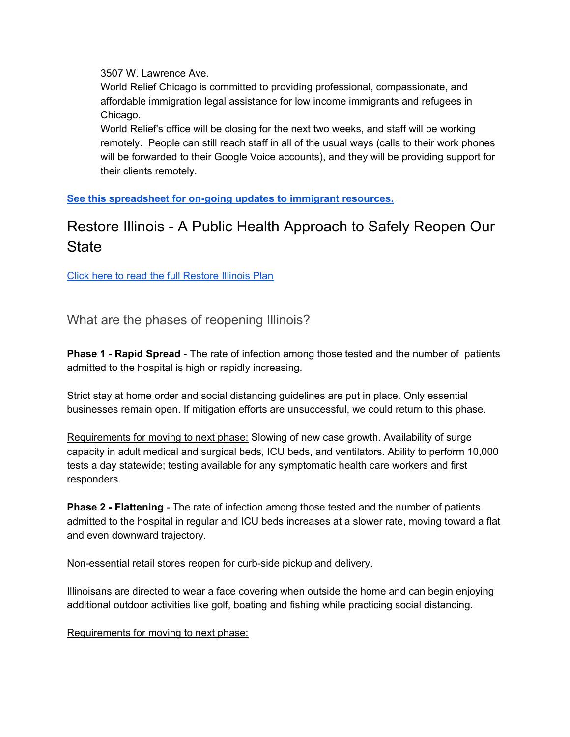3507 W. Lawrence Ave.
World Relief Chicago is committed to providing professional, compassionate, and affordable immigration legal assistance for low income immigrants and refugees in Chicago.
World Relief's office will be closing for the next two weeks, and staff will be working remotely. People can still reach staff in all of the usual ways (calls to their work phones will be forwarded to their Google Voice accounts), and they will be providing support for their clients remotely.

**See this spreadsheet for on-going updates to immigrant resources.**

# Restore Illinois - A Public Health Approach to Safely Reopen Our State

Click here to read the full Restore Illinois Plan

## What are the phases of reopening Illinois?

**Phase 1 - Rapid Spread** - The rate of infection among those tested and the number of patients admitted to the hospital is high or rapidly increasing.

Strict stay at home order and social distancing guidelines are put in place. Only essential businesses remain open. If mitigation efforts are unsuccessful, we could return to this phase.

Requirements for moving to next phase: Slowing of new case growth. Availability of surge capacity in adult medical and surgical beds, ICU beds, and ventilators. Ability to perform 10,000 tests a day statewide; testing available for any symptomatic health care workers and first responders.

**Phase 2 - Flattening** - The rate of infection among those tested and the number of patients admitted to the hospital in regular and ICU beds increases at a slower rate, moving toward a flat and even downward trajectory.

Non-essential retail stores reopen for curb-side pickup and delivery.

Illinoisans are directed to wear a face covering when outside the home and can begin enjoying additional outdoor activities like golf, boating and fishing while practicing social distancing.

Requirements for moving to next phase: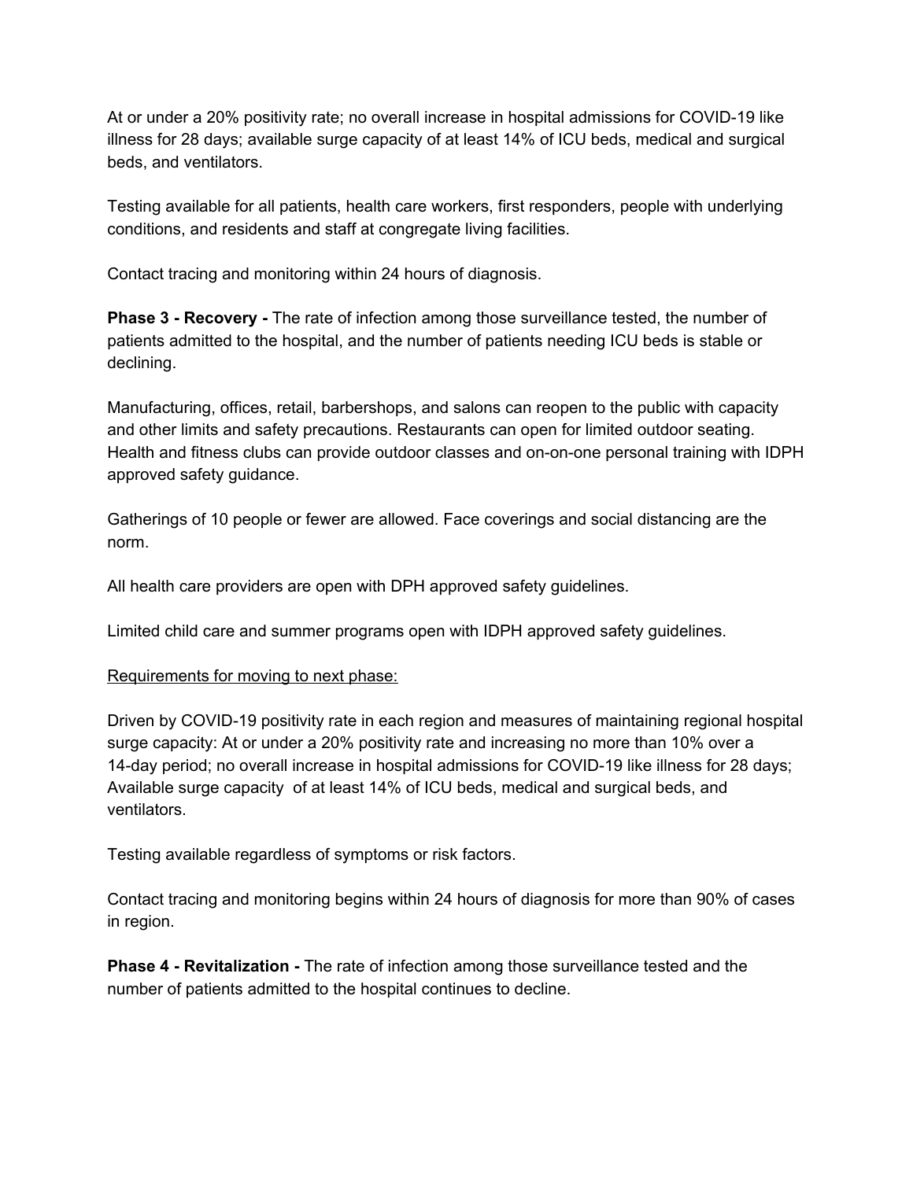At or under a 20% positivity rate; no overall increase in hospital admissions for COVID-19 like illness for 28 days; available surge capacity of at least 14% of ICU beds, medical and surgical beds, and ventilators.

Testing available for all patients, health care workers, first responders, people with underlying conditions, and residents and staff at congregate living facilities.

Contact tracing and monitoring within 24 hours of diagnosis.

**Phase 3 - Recovery -** The rate of infection among those surveillance tested, the number of patients admitted to the hospital, and the number of patients needing ICU beds is stable or declining.

Manufacturing, offices, retail, barbershops, and salons can reopen to the public with capacity and other limits and safety precautions. Restaurants can open for limited outdoor seating. Health and fitness clubs can provide outdoor classes and on-on-one personal training with IDPH approved safety guidance.

Gatherings of 10 people or fewer are allowed. Face coverings and social distancing are the norm.

All health care providers are open with DPH approved safety guidelines.

Limited child care and summer programs open with IDPH approved safety guidelines.

<u>Requirements for moving to next phase:</u>

Driven by COVID-19 positivity rate in each region and measures of maintaining regional hospital surge capacity: At or under a 20% positivity rate and increasing no more than 10% over a 14-day period; no overall increase in hospital admissions for COVID-19 like illness for 28 days; Available surge capacity of at least 14% of ICU beds, medical and surgical beds, and ventilators.

Testing available regardless of symptoms or risk factors.

Contact tracing and monitoring begins within 24 hours of diagnosis for more than 90% of cases in region.

**Phase 4 - Revitalization -** The rate of infection among those surveillance tested and the number of patients admitted to the hospital continues to decline.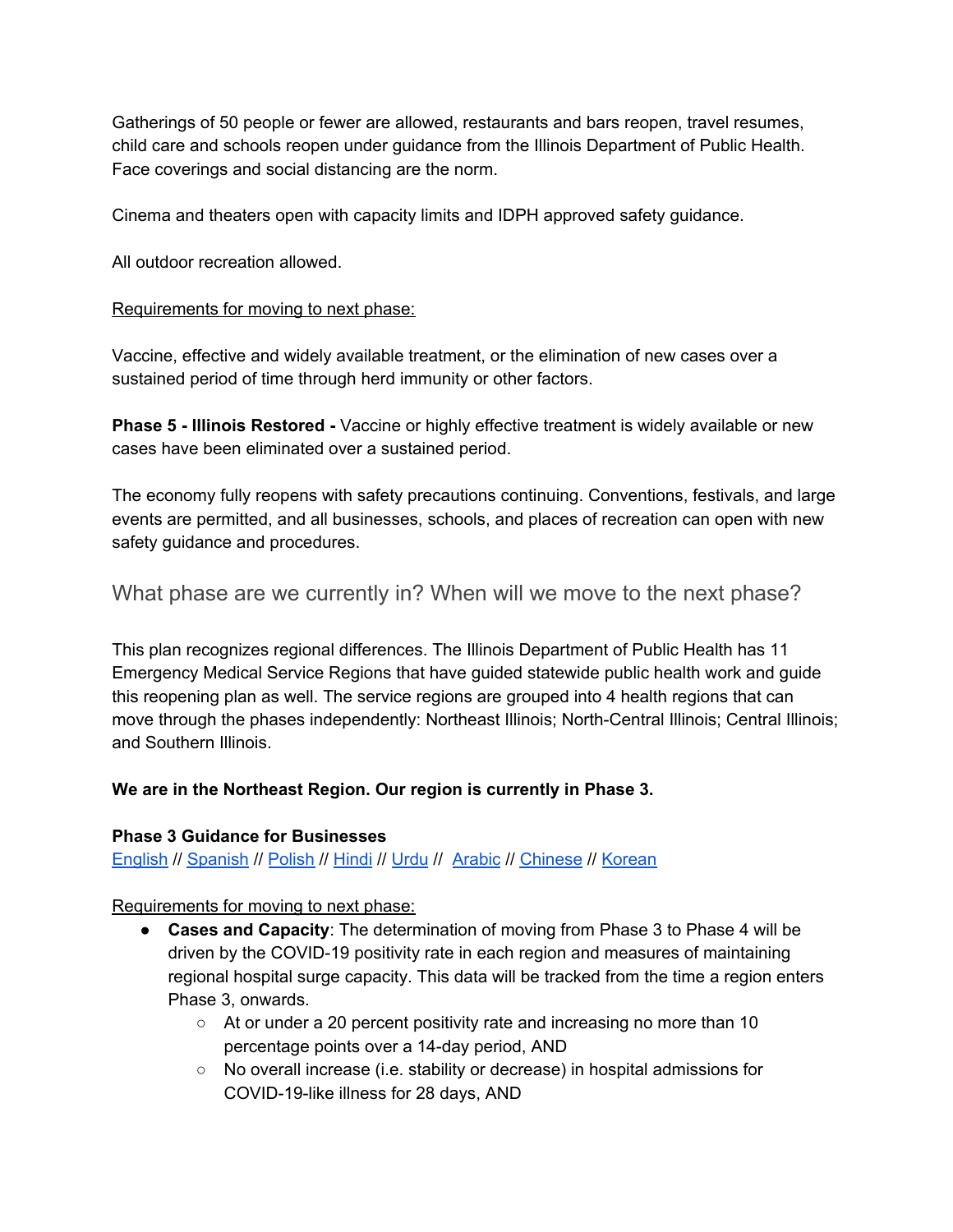Gatherings of 50 people or fewer are allowed, restaurants and bars reopen, travel resumes, child care and schools reopen under guidance from the Illinois Department of Public Health. Face coverings and social distancing are the norm.

Cinema and theaters open with capacity limits and IDPH approved safety guidance.

All outdoor recreation allowed.

Requirements for moving to next phase:

Vaccine, effective and widely available treatment, or the elimination of new cases over a sustained period of time through herd immunity or other factors.

**Phase 5 - Illinois Restored -** Vaccine or highly effective treatment is widely available or new cases have been eliminated over a sustained period.

The economy fully reopens with safety precautions continuing. Conventions, festivals, and large events are permitted, and all businesses, schools, and places of recreation can open with new safety guidance and procedures.

## What phase are we currently in? When will we move to the next phase?

This plan recognizes regional differences. The Illinois Department of Public Health has 11 Emergency Medical Service Regions that have guided statewide public health work and guide this reopening plan as well. The service regions are grouped into 4 health regions that can move through the phases independently: Northeast Illinois; North-Central Illinois; Central Illinois; and Southern Illinois.

**We are in the Northeast Region. Our region is currently in Phase 3.**

**Phase 3 Guidance for Businesses**
English // Spanish // Polish // Hindi // Urdu // Arabic // Chinese // Korean

Requirements for moving to next phase:

- **Cases and Capacity**: The determination of moving from Phase 3 to Phase 4 will be driven by the COVID-19 positivity rate in each region and measures of maintaining regional hospital surge capacity. This data will be tracked from the time a region enters Phase 3, onwards.
  - At or under a 20 percent positivity rate and increasing no more than 10 percentage points over a 14-day period, AND
  - No overall increase (i.e. stability or decrease) in hospital admissions for COVID-19-like illness for 28 days, AND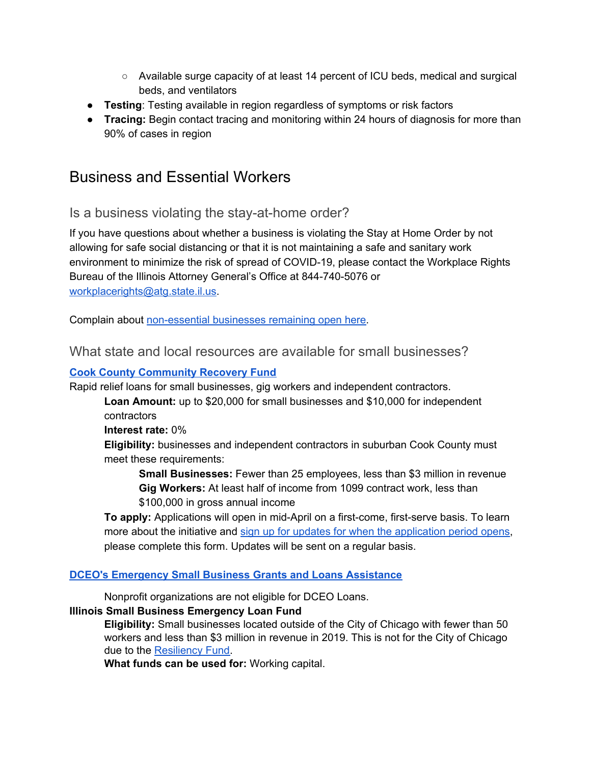- Available surge capacity of at least 14 percent of ICU beds, medical and surgical beds, and ventilators
- **Testing**: Testing available in region regardless of symptoms or risk factors
- **Tracing:** Begin contact tracing and monitoring within 24 hours of diagnosis for more than 90% of cases in region

## Business and Essential Workers

### Is a business violating the stay-at-home order?

If you have questions about whether a business is violating the Stay at Home Order by not allowing for safe social distancing or that it is not maintaining a safe and sanitary work environment to minimize the risk of spread of COVID-19, please contact the Workplace Rights Bureau of the Illinois Attorney General's Office at 844-740-5076 or workplacerights@atg.state.il.us.

Complain about non-essential businesses remaining open here.

### What state and local resources are available for small businesses?

**Cook County Community Recovery Fund**

Rapid relief loans for small businesses, gig workers and independent contractors.

> **Loan Amount:** up to $20,000 for small businesses and $10,000 for independent contractors
>
> **Interest rate:** 0%
>
> **Eligibility:** businesses and independent contractors in suburban Cook County must meet these requirements:
>
> > **Small Businesses:** Fewer than 25 employees, less than $3 million in revenue
> >
> > **Gig Workers:** At least half of income from 1099 contract work, less than $100,000 in gross annual income
>
> **To apply:** Applications will open in mid-April on a first-come, first-serve basis. To learn more about the initiative and sign up for updates for when the application period opens, please complete this form. Updates will be sent on a regular basis.

**DCEO's Emergency Small Business Grants and Loans Assistance**

> Nonprofit organizations are not eligible for DCEO Loans.

**Illinois Small Business Emergency Loan Fund**

> **Eligibility:** Small businesses located outside of the City of Chicago with fewer than 50 workers and less than $3 million in revenue in 2019. This is not for the City of Chicago due to the Resiliency Fund.
>
> **What funds can be used for:** Working capital.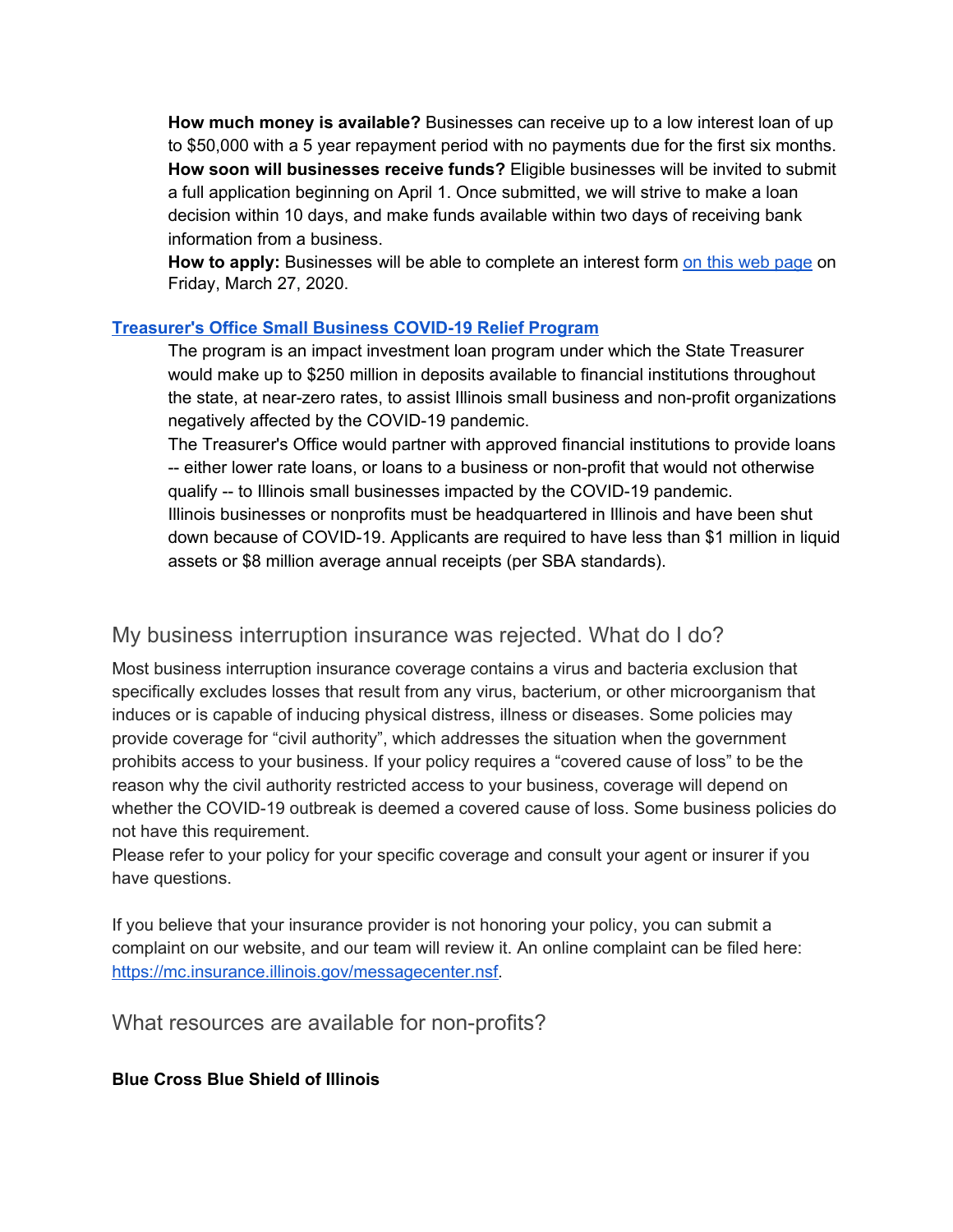**How much money is available?** Businesses can receive up to a low interest loan of up to $50,000 with a 5 year repayment period with no payments due for the first six months.
**How soon will businesses receive funds?** Eligible businesses will be invited to submit a full application beginning on April 1. Once submitted, we will strive to make a loan decision within 10 days, and make funds available within two days of receiving bank information from a business.
**How to apply:** Businesses will be able to complete an interest form [on this web page]() on Friday, March 27, 2020.

**[Treasurer's Office Small Business COVID-19 Relief Program]()**

The program is an impact investment loan program under which the State Treasurer would make up to $250 million in deposits available to financial institutions throughout the state, at near-zero rates, to assist Illinois small business and non-profit organizations negatively affected by the COVID-19 pandemic.
The Treasurer's Office would partner with approved financial institutions to provide loans -- either lower rate loans, or loans to a business or non-profit that would not otherwise qualify -- to Illinois small businesses impacted by the COVID-19 pandemic.
Illinois businesses or nonprofits must be headquartered in Illinois and have been shut down because of COVID-19. Applicants are required to have less than $1 million in liquid assets or $8 million average annual receipts (per SBA standards).

## My business interruption insurance was rejected. What do I do?

Most business interruption insurance coverage contains a virus and bacteria exclusion that specifically excludes losses that result from any virus, bacterium, or other microorganism that induces or is capable of inducing physical distress, illness or diseases. Some policies may provide coverage for "civil authority", which addresses the situation when the government prohibits access to your business. If your policy requires a "covered cause of loss" to be the reason why the civil authority restricted access to your business, coverage will depend on whether the COVID-19 outbreak is deemed a covered cause of loss. Some business policies do not have this requirement.
Please refer to your policy for your specific coverage and consult your agent or insurer if you have questions.

If you believe that your insurance provider is not honoring your policy, you can submit a complaint on our website, and our team will review it. An online complaint can be filed here: [https://mc.insurance.illinois.gov/messagecenter.nsf](https://mc.insurance.illinois.gov/messagecenter.nsf).

## What resources are available for non-profits?

**Blue Cross Blue Shield of Illinois**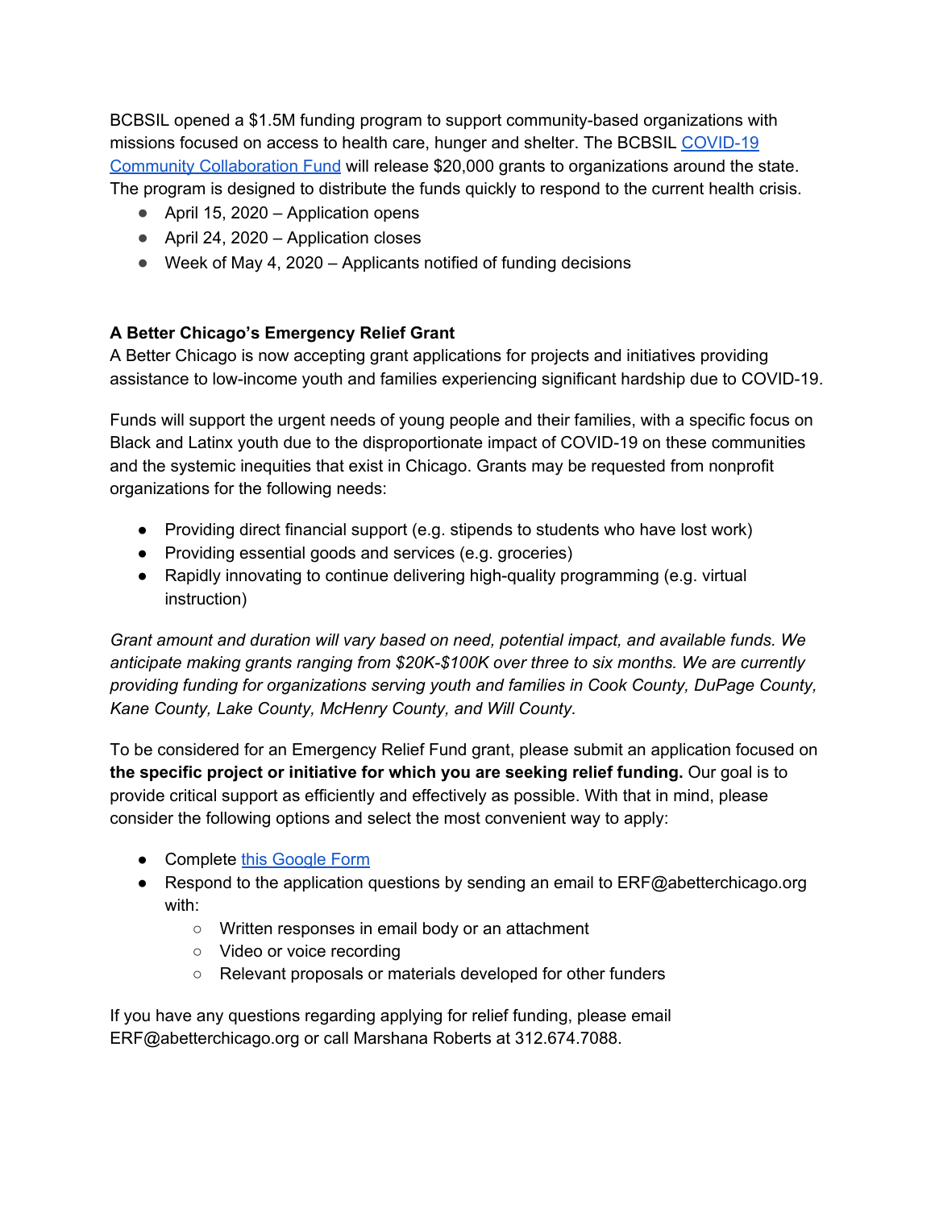BCBSIL opened a $1.5M funding program to support community-based organizations with missions focused on access to health care, hunger and shelter. The BCBSIL [COVID-19 Community Collaboration Fund]() will release $20,000 grants to organizations around the state. The program is designed to distribute the funds quickly to respond to the current health crisis.

- April 15, 2020 – Application opens
- April 24, 2020 – Application closes
- Week of May 4, 2020 – Applicants notified of funding decisions

**A Better Chicago's Emergency Relief Grant**

A Better Chicago is now accepting grant applications for projects and initiatives providing assistance to low-income youth and families experiencing significant hardship due to COVID-19.

Funds will support the urgent needs of young people and their families, with a specific focus on Black and Latinx youth due to the disproportionate impact of COVID-19 on these communities and the systemic inequities that exist in Chicago. Grants may be requested from nonprofit organizations for the following needs:

- Providing direct financial support (e.g. stipends to students who have lost work)
- Providing essential goods and services (e.g. groceries)
- Rapidly innovating to continue delivering high-quality programming (e.g. virtual instruction)

*Grant amount and duration will vary based on need, potential impact, and available funds. We anticipate making grants ranging from $20K-$100K over three to six months. We are currently providing funding for organizations serving youth and families in Cook County, DuPage County, Kane County, Lake County, McHenry County, and Will County.*

To be considered for an Emergency Relief Fund grant, please submit an application focused on **the specific project or initiative for which you are seeking relief funding.** Our goal is to provide critical support as efficiently and effectively as possible. With that in mind, please consider the following options and select the most convenient way to apply:

- Complete [this Google Form]()
- Respond to the application questions by sending an email to ERF@abetterchicago.org with:
  - Written responses in email body or an attachment
  - Video or voice recording
  - Relevant proposals or materials developed for other funders

If you have any questions regarding applying for relief funding, please email ERF@abetterchicago.org or call Marshana Roberts at 312.674.7088.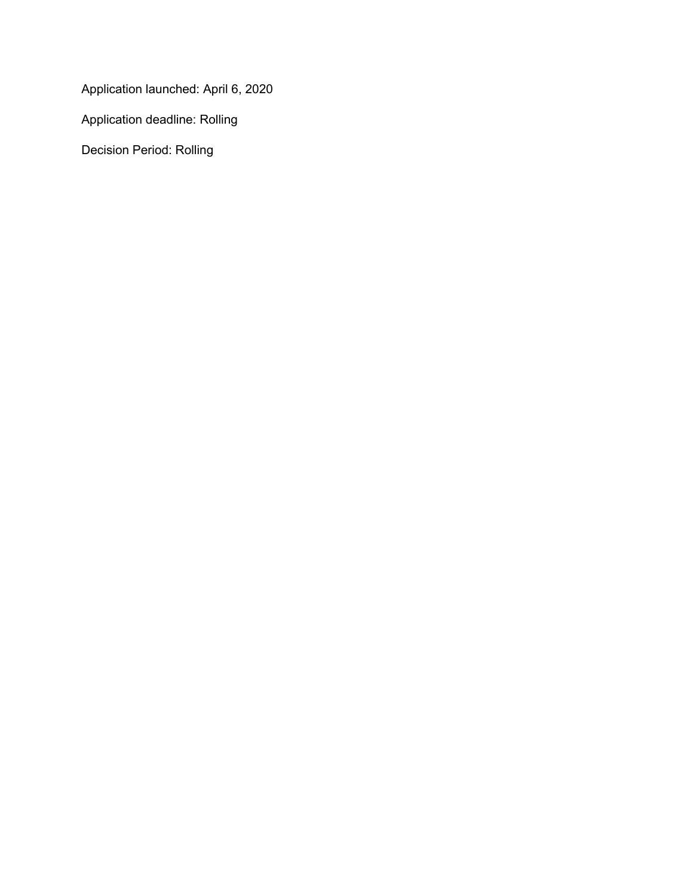Application launched: April 6, 2020

Application deadline: Rolling

Decision Period: Rolling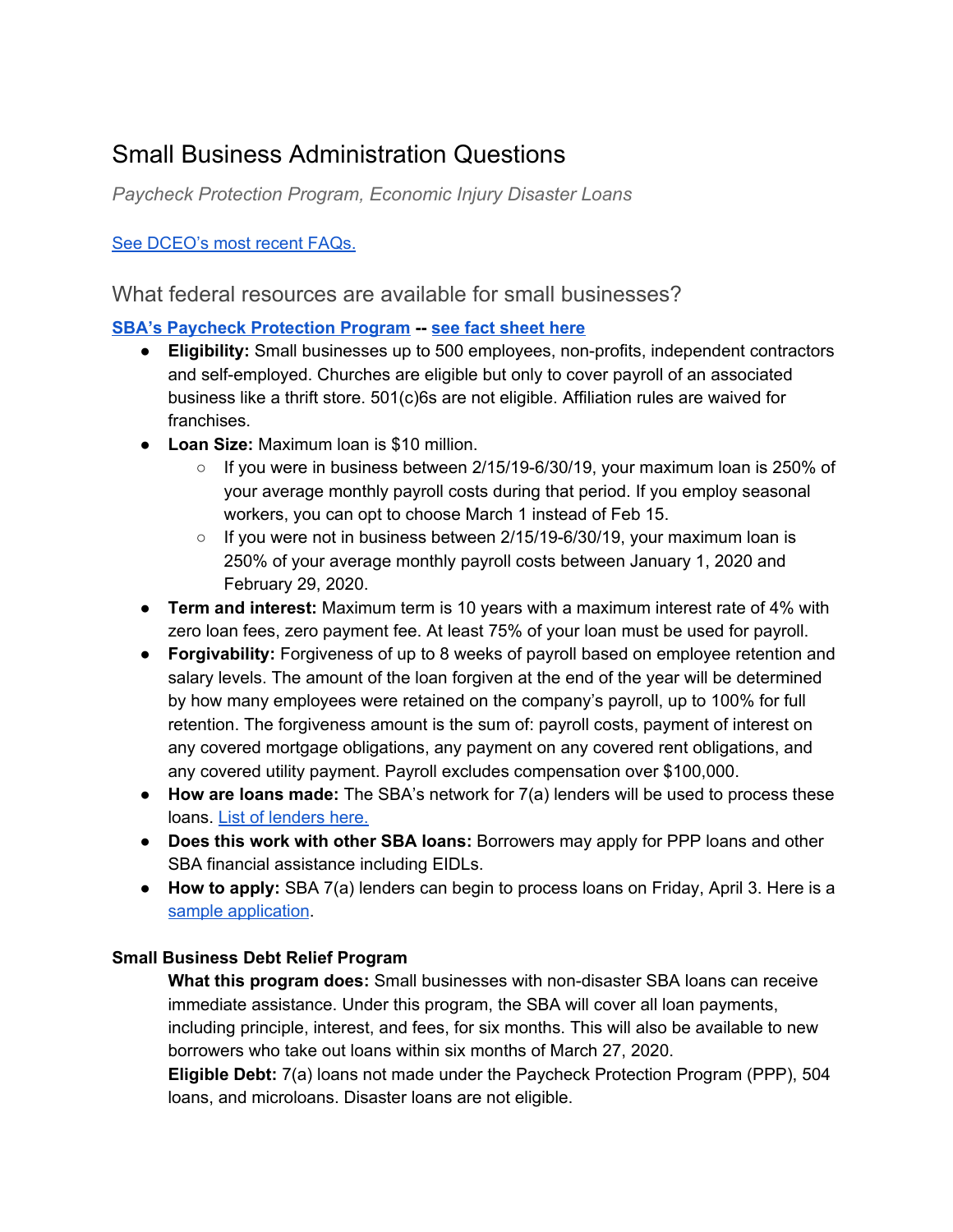# Small Business Administration Questions

*Paycheck Protection Program, Economic Injury Disaster Loans*

[See DCEO's most recent FAQs.]

## What federal resources are available for small businesses?

**SBA's Paycheck Protection Program -- see fact sheet here**

- **Eligibility:** Small businesses up to 500 employees, non-profits, independent contractors and self-employed. Churches are eligible but only to cover payroll of an associated business like a thrift store. 501(c)6s are not eligible. Affiliation rules are waived for franchises.
- **Loan Size:** Maximum loan is $10 million.
  - If you were in business between 2/15/19-6/30/19, your maximum loan is 250% of your average monthly payroll costs during that period. If you employ seasonal workers, you can opt to choose March 1 instead of Feb 15.
  - If you were not in business between 2/15/19-6/30/19, your maximum loan is 250% of your average monthly payroll costs between January 1, 2020 and February 29, 2020.
- **Term and interest:** Maximum term is 10 years with a maximum interest rate of 4% with zero loan fees, zero payment fee. At least 75% of your loan must be used for payroll.
- **Forgivability:** Forgiveness of up to 8 weeks of payroll based on employee retention and salary levels. The amount of the loan forgiven at the end of the year will be determined by how many employees were retained on the company's payroll, up to 100% for full retention. The forgiveness amount is the sum of: payroll costs, payment of interest on any covered mortgage obligations, any payment on any covered rent obligations, and any covered utility payment. Payroll excludes compensation over $100,000.
- **How are loans made:** The SBA's network for 7(a) lenders will be used to process these loans. List of lenders here.
- **Does this work with other SBA loans:** Borrowers may apply for PPP loans and other SBA financial assistance including EIDLs.
- **How to apply:** SBA 7(a) lenders can begin to process loans on Friday, April 3. Here is a sample application.

**Small Business Debt Relief Program**

**What this program does:** Small businesses with non-disaster SBA loans can receive immediate assistance. Under this program, the SBA will cover all loan payments, including principle, interest, and fees, for six months. This will also be available to new borrowers who take out loans within six months of March 27, 2020.

**Eligible Debt:** 7(a) loans not made under the Paycheck Protection Program (PPP), 504 loans, and microloans. Disaster loans are not eligible.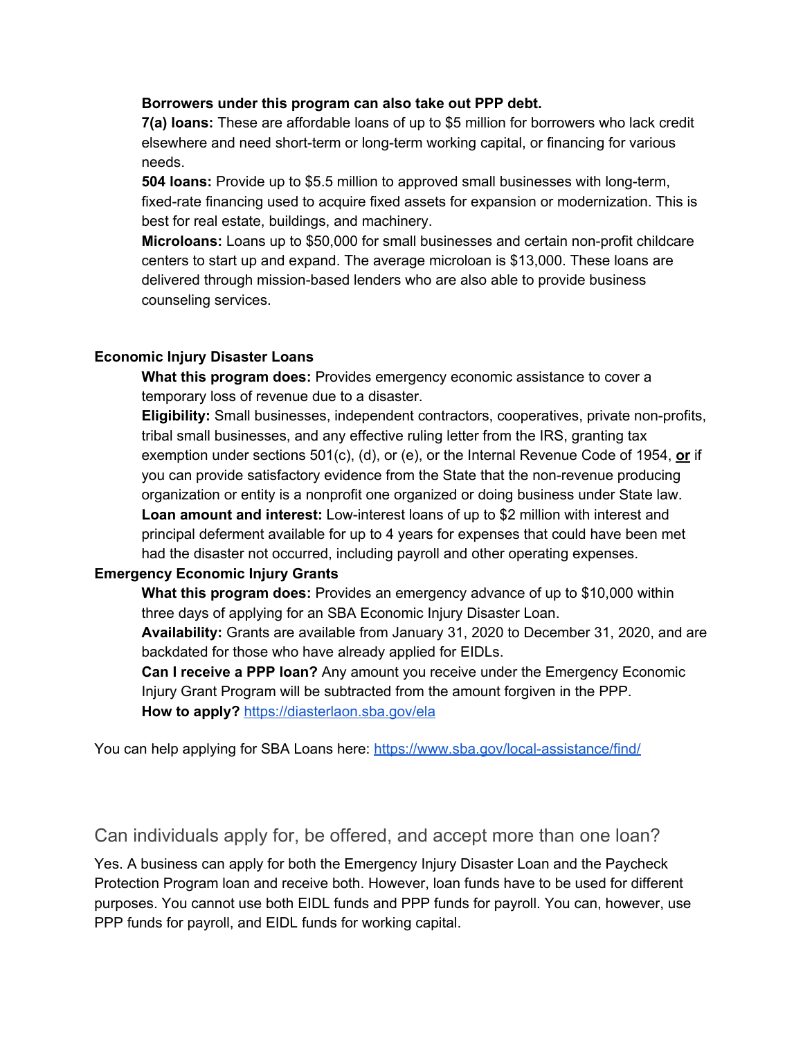**Borrowers under this program can also take out PPP debt.**

**7(a) loans:** These are affordable loans of up to $5 million for borrowers who lack credit elsewhere and need short-term or long-term working capital, or financing for various needs.

**504 loans:** Provide up to $5.5 million to approved small businesses with long-term, fixed-rate financing used to acquire fixed assets for expansion or modernization. This is best for real estate, buildings, and machinery.

**Microloans:** Loans up to $50,000 for small businesses and certain non-profit childcare centers to start up and expand. The average microloan is $13,000. These loans are delivered through mission-based lenders who are also able to provide business counseling services.

**Economic Injury Disaster Loans**

**What this program does:** Provides emergency economic assistance to cover a temporary loss of revenue due to a disaster.

**Eligibility:** Small businesses, independent contractors, cooperatives, private non-profits, tribal small businesses, and any effective ruling letter from the IRS, granting tax exemption under sections 501(c), (d), or (e), or the Internal Revenue Code of 1954, **<u>or</u>** if you can provide satisfactory evidence from the State that the non-revenue producing organization or entity is a nonprofit one organized or doing business under State law.

**Loan amount and interest:** Low-interest loans of up to $2 million with interest and principal deferment available for up to 4 years for expenses that could have been met had the disaster not occurred, including payroll and other operating expenses.

**Emergency Economic Injury Grants**

**What this program does:** Provides an emergency advance of up to $10,000 within three days of applying for an SBA Economic Injury Disaster Loan.

**Availability:** Grants are available from January 31, 2020 to December 31, 2020, and are backdated for those who have already applied for EIDLs.

**Can I receive a PPP loan?** Any amount you receive under the Emergency Economic Injury Grant Program will be subtracted from the amount forgiven in the PPP.

**How to apply?** [https://diasterlaon.sba.gov/ela](https://diasterlaon.sba.gov/ela)

You can help applying for SBA Loans here: [https://www.sba.gov/local-assistance/find/](https://www.sba.gov/local-assistance/find/)

## Can individuals apply for, be offered, and accept more than one loan?

Yes. A business can apply for both the Emergency Injury Disaster Loan and the Paycheck Protection Program loan and receive both. However, loan funds have to be used for different purposes. You cannot use both EIDL funds and PPP funds for payroll. You can, however, use PPP funds for payroll, and EIDL funds for working capital.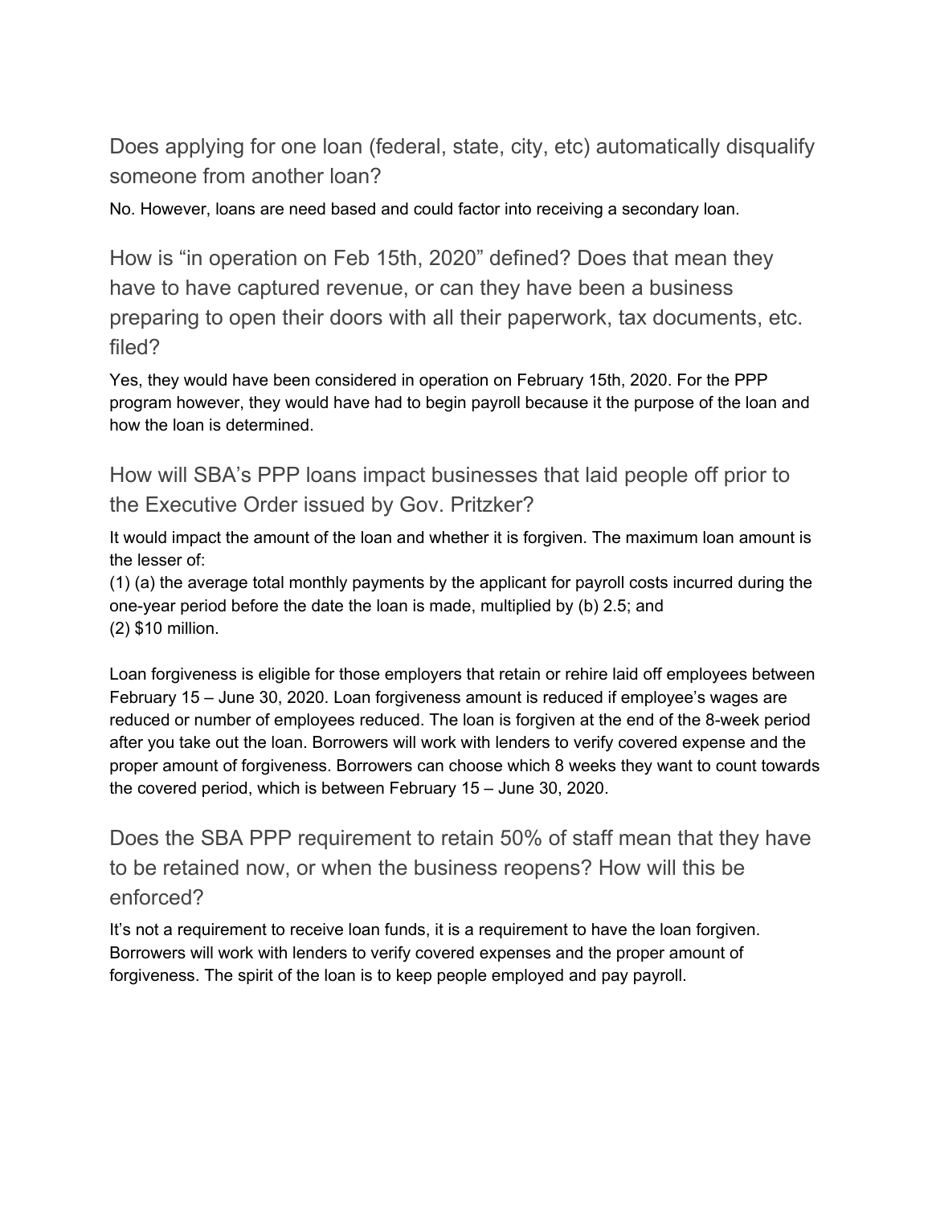## Does applying for one loan (federal, state, city, etc) automatically disqualify someone from another loan?

No. However, loans are need based and could factor into receiving a secondary loan.

## How is “in operation on Feb 15th, 2020” defined? Does that mean they have to have captured revenue, or can they have been a business preparing to open their doors with all their paperwork, tax documents, etc. filed?

Yes, they would have been considered in operation on February 15th, 2020. For the PPP program however, they would have had to begin payroll because it the purpose of the loan and how the loan is determined.

## How will SBA’s PPP loans impact businesses that laid people off prior to the Executive Order issued by Gov. Pritzker?

It would impact the amount of the loan and whether it is forgiven. The maximum loan amount is the lesser of:
(1) (a) the average total monthly payments by the applicant for payroll costs incurred during the one-year period before the date the loan is made, multiplied by (b) 2.5; and
(2) $10 million.

Loan forgiveness is eligible for those employers that retain or rehire laid off employees between February 15 – June 30, 2020. Loan forgiveness amount is reduced if employee’s wages are reduced or number of employees reduced. The loan is forgiven at the end of the 8-week period after you take out the loan. Borrowers will work with lenders to verify covered expense and the proper amount of forgiveness. Borrowers can choose which 8 weeks they want to count towards the covered period, which is between February 15 – June 30, 2020.

## Does the SBA PPP requirement to retain 50% of staff mean that they have to be retained now, or when the business reopens? How will this be enforced?

It’s not a requirement to receive loan funds, it is a requirement to have the loan forgiven. Borrowers will work with lenders to verify covered expenses and the proper amount of forgiveness. The spirit of the loan is to keep people employed and pay payroll.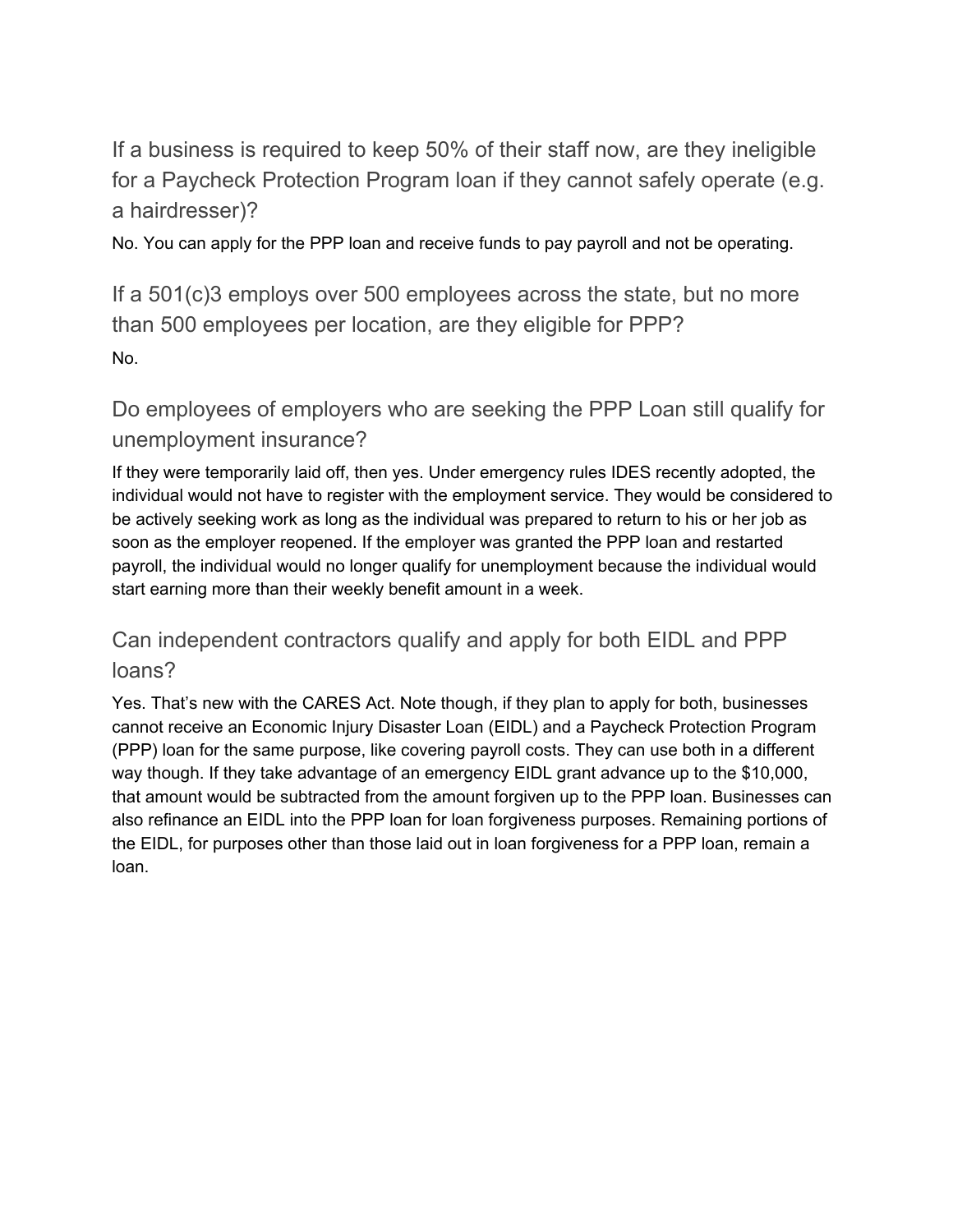### If a business is required to keep 50% of their staff now, are they ineligible for a Paycheck Protection Program loan if they cannot safely operate (e.g. a hairdresser)?

No. You can apply for the PPP loan and receive funds to pay payroll and not be operating.

### If a 501(c)3 employs over 500 employees across the state, but no more than 500 employees per location, are they eligible for PPP?

No.

### Do employees of employers who are seeking the PPP Loan still qualify for unemployment insurance?

If they were temporarily laid off, then yes. Under emergency rules IDES recently adopted, the individual would not have to register with the employment service. They would be considered to be actively seeking work as long as the individual was prepared to return to his or her job as soon as the employer reopened. If the employer was granted the PPP loan and restarted payroll, the individual would no longer qualify for unemployment because the individual would start earning more than their weekly benefit amount in a week.

### Can independent contractors qualify and apply for both EIDL and PPP loans?

Yes. That's new with the CARES Act. Note though, if they plan to apply for both, businesses cannot receive an Economic Injury Disaster Loan (EIDL) and a Paycheck Protection Program (PPP) loan for the same purpose, like covering payroll costs. They can use both in a different way though. If they take advantage of an emergency EIDL grant advance up to the $10,000, that amount would be subtracted from the amount forgiven up to the PPP loan. Businesses can also refinance an EIDL into the PPP loan for loan forgiveness purposes. Remaining portions of the EIDL, for purposes other than those laid out in loan forgiveness for a PPP loan, remain a loan.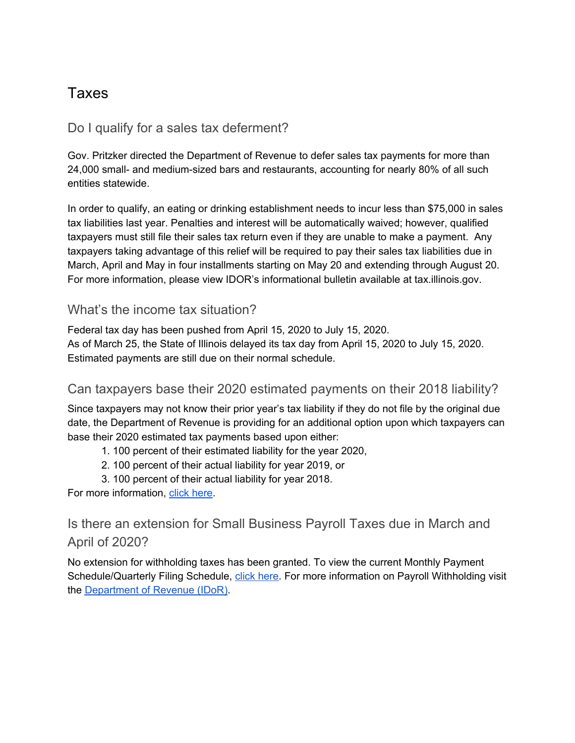# Taxes

## Do I qualify for a sales tax deferment?

Gov. Pritzker directed the Department of Revenue to defer sales tax payments for more than 24,000 small- and medium-sized bars and restaurants, accounting for nearly 80% of all such entities statewide.

In order to qualify, an eating or drinking establishment needs to incur less than $75,000 in sales tax liabilities last year. Penalties and interest will be automatically waived; however, qualified taxpayers must still file their sales tax return even if they are unable to make a payment. Any taxpayers taking advantage of this relief will be required to pay their sales tax liabilities due in March, April and May in four installments starting on May 20 and extending through August 20. For more information, please view IDOR's informational bulletin available at tax.illinois.gov.

## What's the income tax situation?

Federal tax day has been pushed from April 15, 2020 to July 15, 2020.
As of March 25, the State of Illinois delayed its tax day from April 15, 2020 to July 15, 2020. Estimated payments are still due on their normal schedule.

## Can taxpayers base their 2020 estimated payments on their 2018 liability?

Since taxpayers may not know their prior year's tax liability if they do not file by the original due date, the Department of Revenue is providing for an additional option upon which taxpayers can base their 2020 estimated tax payments based upon either:

1. 100 percent of their estimated liability for the year 2020,
2. 100 percent of their actual liability for year 2019, or
3. 100 percent of their actual liability for year 2018.

For more information, click here.

## Is there an extension for Small Business Payroll Taxes due in March and April of 2020?

No extension for withholding taxes has been granted. To view the current Monthly Payment Schedule/Quarterly Filing Schedule, click here. For more information on Payroll Withholding visit the Department of Revenue (IDoR).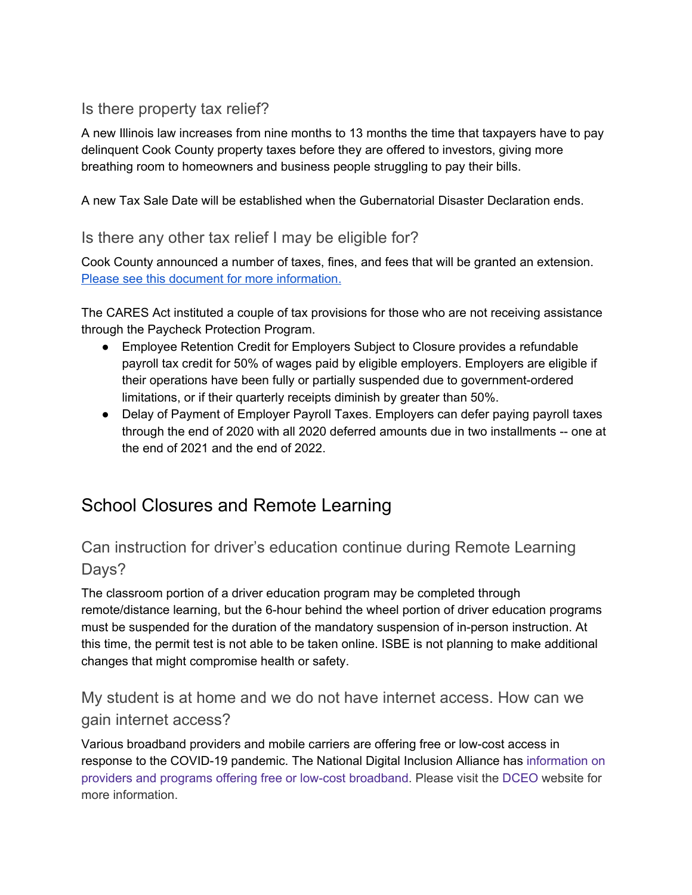### Is there property tax relief?

A new Illinois law increases from nine months to 13 months the time that taxpayers have to pay delinquent Cook County property taxes before they are offered to investors, giving more breathing room to homeowners and business people struggling to pay their bills.

A new Tax Sale Date will be established when the Gubernatorial Disaster Declaration ends.

### Is there any other tax relief I may be eligible for?

Cook County announced a number of taxes, fines, and fees that will be granted an extension. Please see this document for more information.

The CARES Act instituted a couple of tax provisions for those who are not receiving assistance through the Paycheck Protection Program.

- Employee Retention Credit for Employers Subject to Closure provides a refundable payroll tax credit for 50% of wages paid by eligible employers. Employers are eligible if their operations have been fully or partially suspended due to government-ordered limitations, or if their quarterly receipts diminish by greater than 50%.
- Delay of Payment of Employer Payroll Taxes. Employers can defer paying payroll taxes through the end of 2020 with all 2020 deferred amounts due in two installments -- one at the end of 2021 and the end of 2022.

## School Closures and Remote Learning

### Can instruction for driver's education continue during Remote Learning Days?

The classroom portion of a driver education program may be completed through remote/distance learning, but the 6-hour behind the wheel portion of driver education programs must be suspended for the duration of the mandatory suspension of in-person instruction. At this time, the permit test is not able to be taken online. ISBE is not planning to make additional changes that might compromise health or safety.

### My student is at home and we do not have internet access. How can we gain internet access?

Various broadband providers and mobile carriers are offering free or low-cost access in response to the COVID-19 pandemic. The National Digital Inclusion Alliance has information on providers and programs offering free or low-cost broadband. Please visit the DCEO website for more information.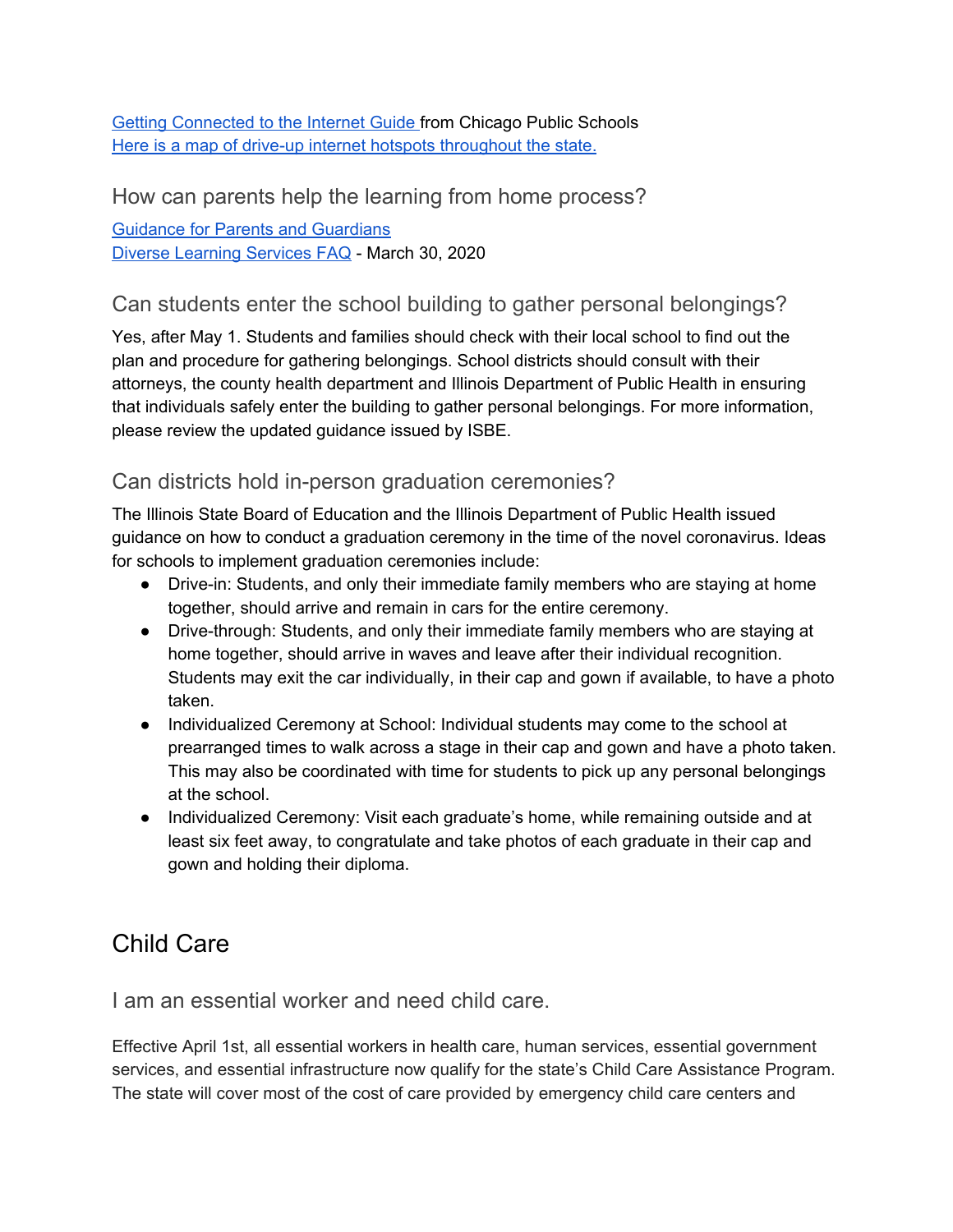[Getting Connected to the Internet Guide](#) from Chicago Public Schools
[Here is a map of drive-up internet hotspots throughout the state.](#)

### How can parents help the learning from home process?

[Guidance for Parents and Guardians](#)
[Diverse Learning Services FAQ](#) - March 30, 2020

### Can students enter the school building to gather personal belongings?

Yes, after May 1. Students and families should check with their local school to find out the plan and procedure for gathering belongings. School districts should consult with their attorneys, the county health department and Illinois Department of Public Health in ensuring that individuals safely enter the building to gather personal belongings. For more information, please review the updated guidance issued by ISBE.

### Can districts hold in-person graduation ceremonies?

The Illinois State Board of Education and the Illinois Department of Public Health issued guidance on how to conduct a graduation ceremony in the time of the novel coronavirus. Ideas for schools to implement graduation ceremonies include:

- Drive-in: Students, and only their immediate family members who are staying at home together, should arrive and remain in cars for the entire ceremony.
- Drive-through: Students, and only their immediate family members who are staying at home together, should arrive in waves and leave after their individual recognition. Students may exit the car individually, in their cap and gown if available, to have a photo taken.
- Individualized Ceremony at School: Individual students may come to the school at prearranged times to walk across a stage in their cap and gown and have a photo taken. This may also be coordinated with time for students to pick up any personal belongings at the school.
- Individualized Ceremony: Visit each graduate's home, while remaining outside and at least six feet away, to congratulate and take photos of each graduate in their cap and gown and holding their diploma.

## Child Care

### I am an essential worker and need child care.

Effective April 1st, all essential workers in health care, human services, essential government services, and essential infrastructure now qualify for the state's Child Care Assistance Program. The state will cover most of the cost of care provided by emergency child care centers and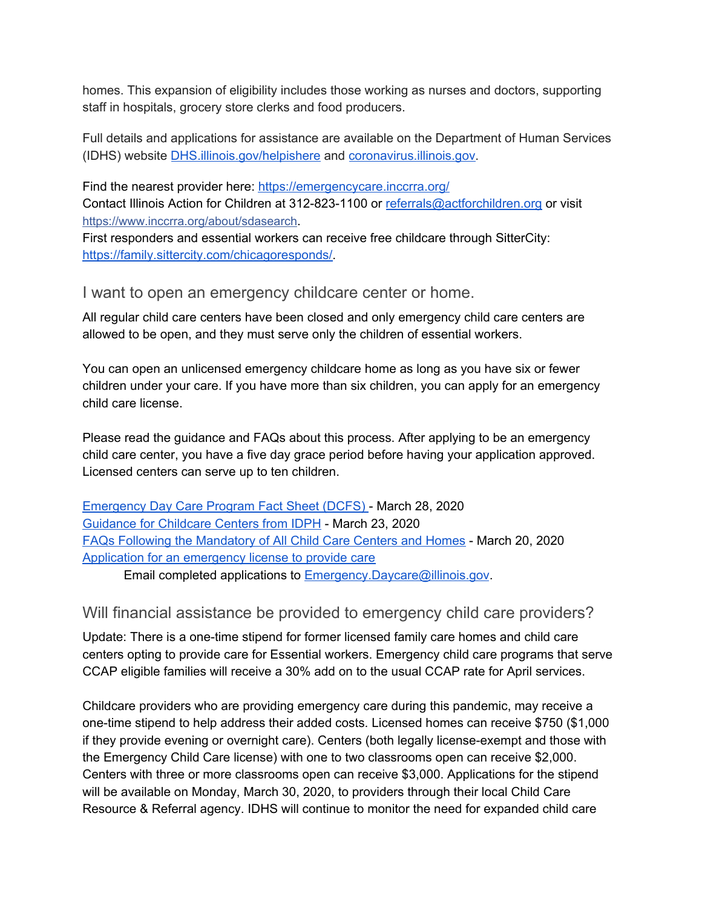homes. This expansion of eligibility includes those working as nurses and doctors, supporting staff in hospitals, grocery store clerks and food producers.

Full details and applications for assistance are available on the Department of Human Services (IDHS) website [DHS.illinois.gov/helpishere](DHS.illinois.gov/helpishere) and [coronavirus.illinois.gov](coronavirus.illinois.gov).

Find the nearest provider here: [https://emergencycare.inccrra.org/](https://emergencycare.inccrra.org/)
Contact Illinois Action for Children at 312-823-1100 or [referrals@actforchildren.org](mailto:referrals@actforchildren.org) or visit [https://www.inccrra.org/about/sdasearch](https://www.inccrra.org/about/sdasearch).
First responders and essential workers can receive free childcare through SitterCity: [https://family.sittercity.com/chicagoresponds/](https://family.sittercity.com/chicagoresponds/).

## I want to open an emergency childcare center or home.

All regular child care centers have been closed and only emergency child care centers are allowed to be open, and they must serve only the children of essential workers.

You can open an unlicensed emergency childcare home as long as you have six or fewer children under your care. If you have more than six children, you can apply for an emergency child care license.

Please read the guidance and FAQs about this process. After applying to be an emergency child care center, you have a five day grace period before having your application approved. Licensed centers can serve up to ten children.

[Emergency Day Care Program Fact Sheet (DCFS)](#) - March 28, 2020
[Guidance for Childcare Centers from IDPH](#) - March 23, 2020
[FAQs Following the Mandatory of All Child Care Centers and Homes](#) - March 20, 2020
[Application for an emergency license to provide care](#)
    Email completed applications to [Emergency.Daycare@illinois.gov](mailto:Emergency.Daycare@illinois.gov).

## Will financial assistance be provided to emergency child care providers?

Update: There is a one-time stipend for former licensed family care homes and child care centers opting to provide care for Essential workers. Emergency child care programs that serve CCAP eligible families will receive a 30% add on to the usual CCAP rate for April services.

Childcare providers who are providing emergency care during this pandemic, may receive a one-time stipend to help address their added costs. Licensed homes can receive $750 ($1,000 if they provide evening or overnight care). Centers (both legally license-exempt and those with the Emergency Child Care license) with one to two classrooms open can receive $2,000. Centers with three or more classrooms open can receive $3,000. Applications for the stipend will be available on Monday, March 30, 2020, to providers through their local Child Care Resource & Referral agency. IDHS will continue to monitor the need for expanded child care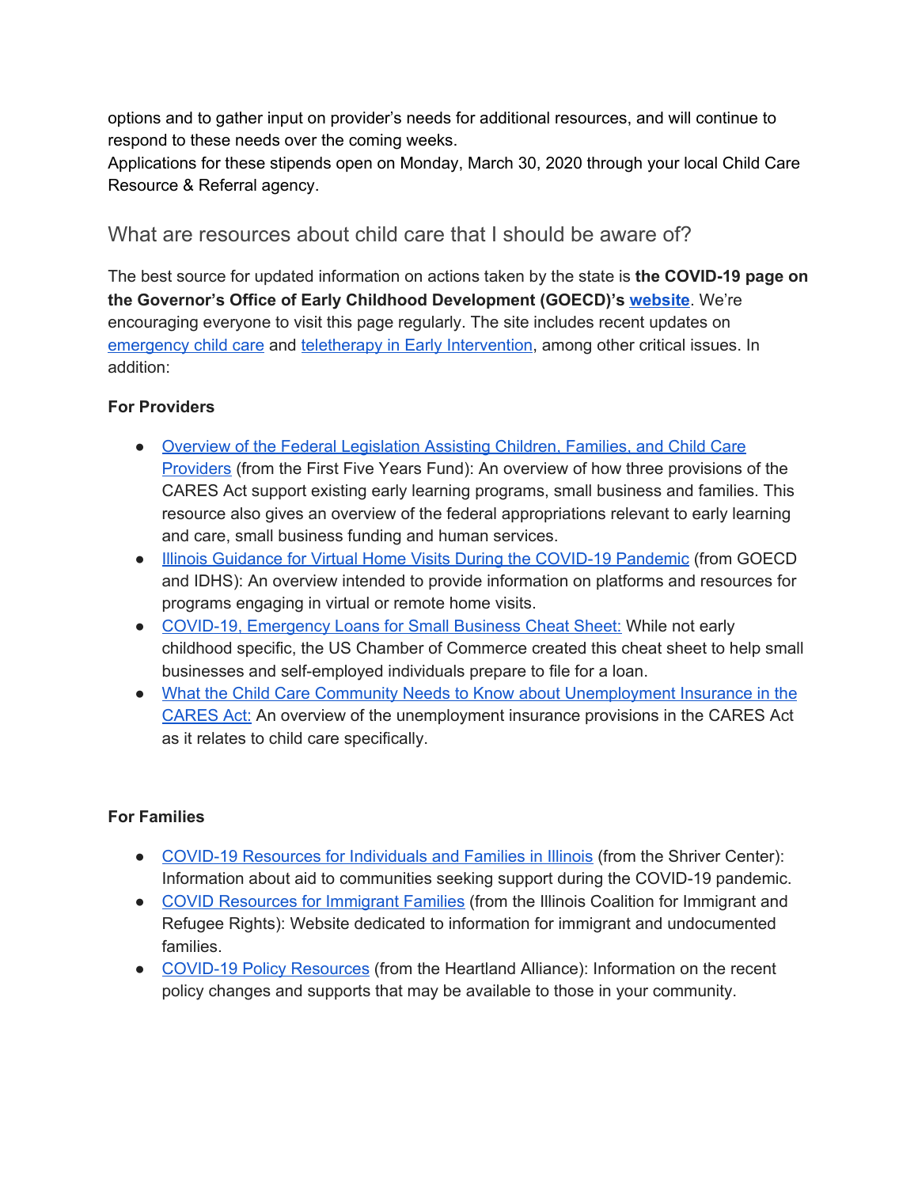options and to gather input on provider's needs for additional resources, and will continue to respond to these needs over the coming weeks.
Applications for these stipends open on Monday, March 30, 2020 through your local Child Care Resource & Referral agency.

## What are resources about child care that I should be aware of?

The best source for updated information on actions taken by the state is **the COVID-19 page on the Governor's Office of Early Childhood Development (GOECD)'s website**. We're encouraging everyone to visit this page regularly. The site includes recent updates on emergency child care and teletherapy in Early Intervention, among other critical issues. In addition:

**For Providers**

- Overview of the Federal Legislation Assisting Children, Families, and Child Care Providers (from the First Five Years Fund): An overview of how three provisions of the CARES Act support existing early learning programs, small business and families. This resource also gives an overview of the federal appropriations relevant to early learning and care, small business funding and human services.
- Illinois Guidance for Virtual Home Visits During the COVID-19 Pandemic (from GOECD and IDHS): An overview intended to provide information on platforms and resources for programs engaging in virtual or remote home visits.
- COVID-19, Emergency Loans for Small Business Cheat Sheet: While not early childhood specific, the US Chamber of Commerce created this cheat sheet to help small businesses and self-employed individuals prepare to file for a loan.
- What the Child Care Community Needs to Know about Unemployment Insurance in the CARES Act: An overview of the unemployment insurance provisions in the CARES Act as it relates to child care specifically.

**For Families**

- COVID-19 Resources for Individuals and Families in Illinois (from the Shriver Center): Information about aid to communities seeking support during the COVID-19 pandemic.
- COVID Resources for Immigrant Families (from the Illinois Coalition for Immigrant and Refugee Rights): Website dedicated to information for immigrant and undocumented families.
- COVID-19 Policy Resources (from the Heartland Alliance): Information on the recent policy changes and supports that may be available to those in your community.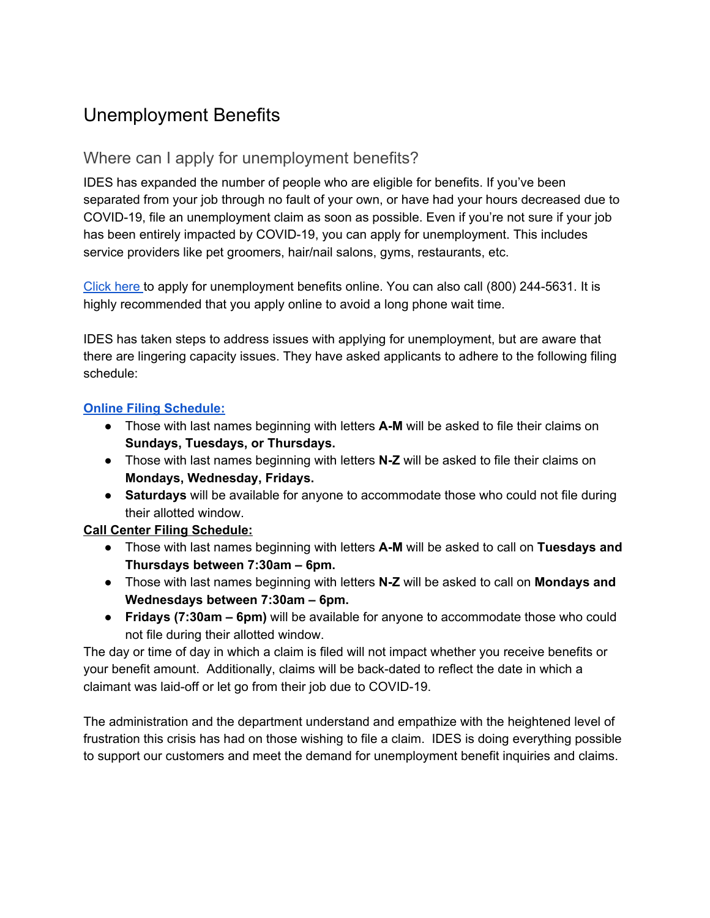# Unemployment Benefits

## Where can I apply for unemployment benefits?

IDES has expanded the number of people who are eligible for benefits. If you've been separated from your job through no fault of your own, or have had your hours decreased due to COVID-19, file an unemployment claim as soon as possible. Even if you're not sure if your job has been entirely impacted by COVID-19, you can apply for unemployment. This includes service providers like pet groomers, hair/nail salons, gyms, restaurants, etc.

Click here to apply for unemployment benefits online. You can also call (800) 244-5631. It is highly recommended that you apply online to avoid a long phone wait time.

IDES has taken steps to address issues with applying for unemployment, but are aware that there are lingering capacity issues. They have asked applicants to adhere to the following filing schedule:

**Online Filing Schedule:**

- Those with last names beginning with letters **A-M** will be asked to file their claims on **Sundays, Tuesdays, or Thursdays.**
- Those with last names beginning with letters **N-Z** will be asked to file their claims on **Mondays, Wednesday, Fridays.**
- **Saturdays** will be available for anyone to accommodate those who could not file during their allotted window.

**Call Center Filing Schedule:**

- Those with last names beginning with letters **A-M** will be asked to call on **Tuesdays and Thursdays between 7:30am – 6pm.**
- Those with last names beginning with letters **N-Z** will be asked to call on **Mondays and Wednesdays between 7:30am – 6pm.**
- **Fridays (7:30am – 6pm)** will be available for anyone to accommodate those who could not file during their allotted window.

The day or time of day in which a claim is filed will not impact whether you receive benefits or your benefit amount. Additionally, claims will be back-dated to reflect the date in which a claimant was laid-off or let go from their job due to COVID-19.

The administration and the department understand and empathize with the heightened level of frustration this crisis has had on those wishing to file a claim. IDES is doing everything possible to support our customers and meet the demand for unemployment benefit inquiries and claims.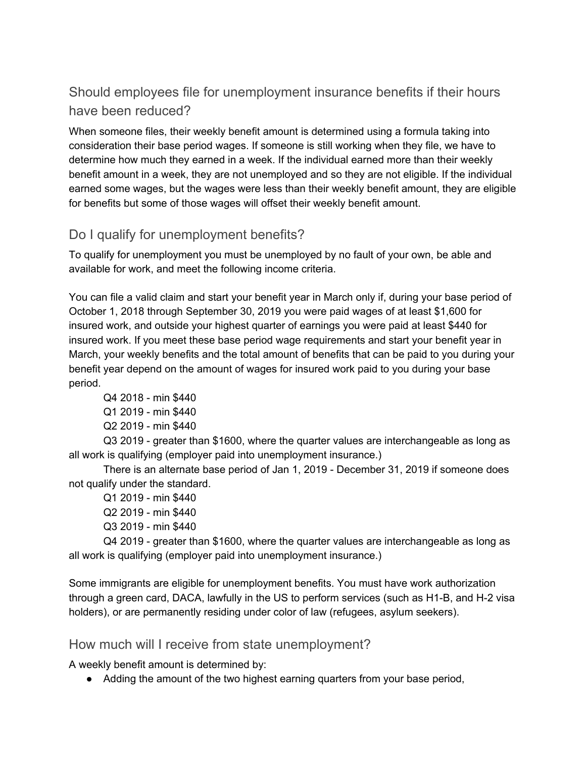## Should employees file for unemployment insurance benefits if their hours have been reduced?

When someone files, their weekly benefit amount is determined using a formula taking into consideration their base period wages. If someone is still working when they file, we have to determine how much they earned in a week. If the individual earned more than their weekly benefit amount in a week, they are not unemployed and so they are not eligible. If the individual earned some wages, but the wages were less than their weekly benefit amount, they are eligible for benefits but some of those wages will offset their weekly benefit amount.

## Do I qualify for unemployment benefits?

To qualify for unemployment you must be unemployed by no fault of your own, be able and available for work, and meet the following income criteria.

You can file a valid claim and start your benefit year in March only if, during your base period of October 1, 2018 through September 30, 2019 you were paid wages of at least $1,600 for insured work, and outside your highest quarter of earnings you were paid at least $440 for insured work. If you meet these base period wage requirements and start your benefit year in March, your weekly benefits and the total amount of benefits that can be paid to you during your benefit year depend on the amount of wages for insured work paid to you during your base period.

Q4 2018 - min $440
Q1 2019 - min $440
Q2 2019 - min $440
Q3 2019 - greater than $1600, where the quarter values are interchangeable as long as all work is qualifying (employer paid into unemployment insurance.)

There is an alternate base period of Jan 1, 2019 - December 31, 2019 if someone does not qualify under the standard.

Q1 2019 - min $440
Q2 2019 - min $440
Q3 2019 - min $440
Q4 2019 - greater than $1600, where the quarter values are interchangeable as long as all work is qualifying (employer paid into unemployment insurance.)

Some immigrants are eligible for unemployment benefits. You must have work authorization through a green card, DACA, lawfully in the US to perform services (such as H1-B, and H-2 visa holders), or are permanently residing under color of law (refugees, asylum seekers).

## How much will I receive from state unemployment?

A weekly benefit amount is determined by:

- Adding the amount of the two highest earning quarters from your base period,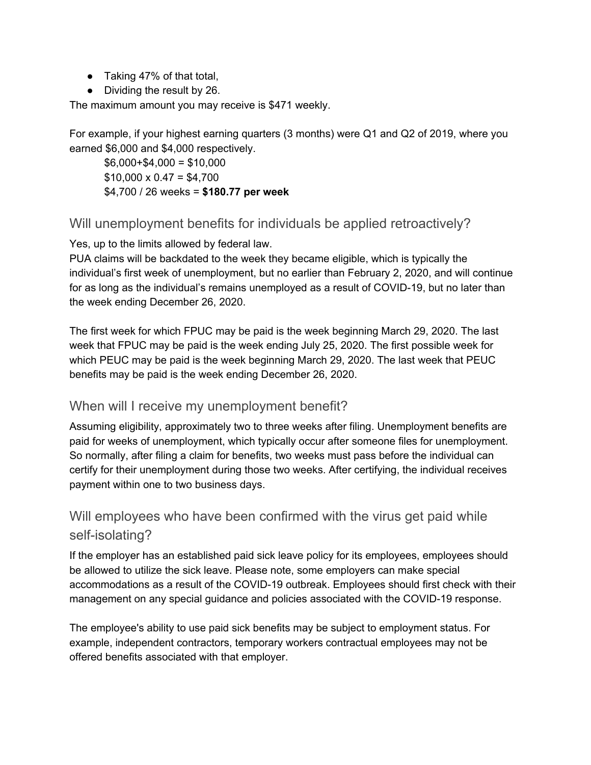- Taking 47% of that total,
- Dividing the result by 26.

The maximum amount you may receive is $471 weekly.

For example, if your highest earning quarters (3 months) were Q1 and Q2 of 2019, where you earned $6,000 and $4,000 respectively.

> $6,000+$4,000 = $10,000
> $10,000 x 0.47 = $4,700
> $4,700 / 26 weeks = **$180.77 per week**

## Will unemployment benefits for individuals be applied retroactively?

Yes, up to the limits allowed by federal law.
PUA claims will be backdated to the week they became eligible, which is typically the individual's first week of unemployment, but no earlier than February 2, 2020, and will continue for as long as the individual's remains unemployed as a result of COVID-19, but no later than the week ending December 26, 2020.

The first week for which FPUC may be paid is the week beginning March 29, 2020. The last week that FPUC may be paid is the week ending July 25, 2020. The first possible week for which PEUC may be paid is the week beginning March 29, 2020. The last week that PEUC benefits may be paid is the week ending December 26, 2020.

## When will I receive my unemployment benefit?

Assuming eligibility, approximately two to three weeks after filing. Unemployment benefits are paid for weeks of unemployment, which typically occur after someone files for unemployment. So normally, after filing a claim for benefits, two weeks must pass before the individual can certify for their unemployment during those two weeks. After certifying, the individual receives payment within one to two business days.

## Will employees who have been confirmed with the virus get paid while self-isolating?

If the employer has an established paid sick leave policy for its employees, employees should be allowed to utilize the sick leave. Please note, some employers can make special accommodations as a result of the COVID-19 outbreak. Employees should first check with their management on any special guidance and policies associated with the COVID-19 response.

The employee's ability to use paid sick benefits may be subject to employment status. For example, independent contractors, temporary workers contractual employees may not be offered benefits associated with that employer.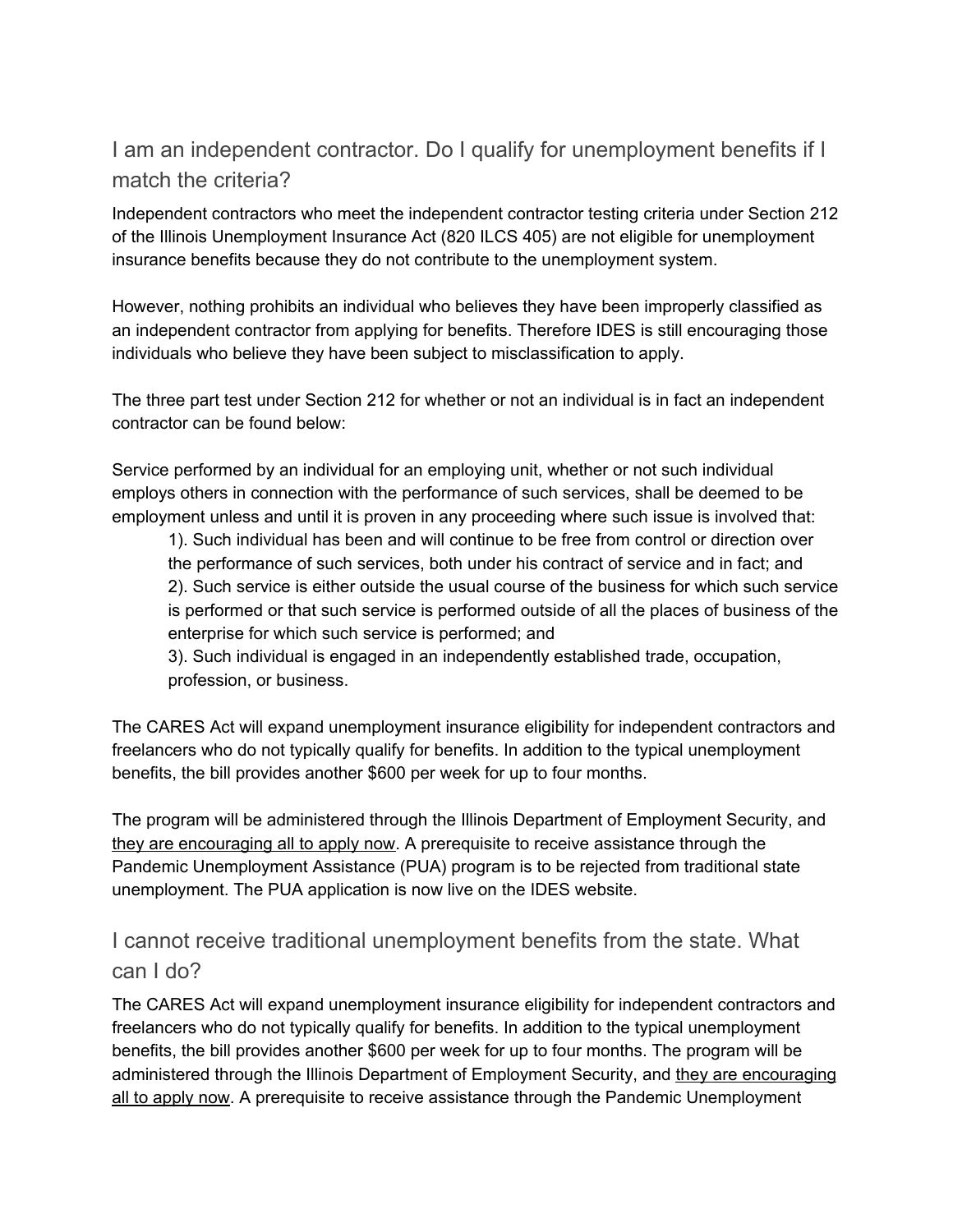## I am an independent contractor. Do I qualify for unemployment benefits if I match the criteria?

Independent contractors who meet the independent contractor testing criteria under Section 212 of the Illinois Unemployment Insurance Act (820 ILCS 405) are not eligible for unemployment insurance benefits because they do not contribute to the unemployment system.

However, nothing prohibits an individual who believes they have been improperly classified as an independent contractor from applying for benefits. Therefore IDES is still encouraging those individuals who believe they have been subject to misclassification to apply.

The three part test under Section 212 for whether or not an individual is in fact an independent contractor can be found below:

Service performed by an individual for an employing unit, whether or not such individual employs others in connection with the performance of such services, shall be deemed to be employment unless and until it is proven in any proceeding where such issue is involved that:

> 1). Such individual has been and will continue to be free from control or direction over the performance of such services, both under his contract of service and in fact; and
>
> 2). Such service is either outside the usual course of the business for which such service is performed or that such service is performed outside of all the places of business of the enterprise for which such service is performed; and
>
> 3). Such individual is engaged in an independently established trade, occupation, profession, or business.

The CARES Act will expand unemployment insurance eligibility for independent contractors and freelancers who do not typically qualify for benefits. In addition to the typical unemployment benefits, the bill provides another $600 per week for up to four months.

The program will be administered through the Illinois Department of Employment Security, and they are encouraging all to apply now. A prerequisite to receive assistance through the Pandemic Unemployment Assistance (PUA) program is to be rejected from traditional state unemployment. The PUA application is now live on the IDES website.

## I cannot receive traditional unemployment benefits from the state. What can I do?

The CARES Act will expand unemployment insurance eligibility for independent contractors and freelancers who do not typically qualify for benefits. In addition to the typical unemployment benefits, the bill provides another $600 per week for up to four months. The program will be administered through the Illinois Department of Employment Security, and they are encouraging all to apply now. A prerequisite to receive assistance through the Pandemic Unemployment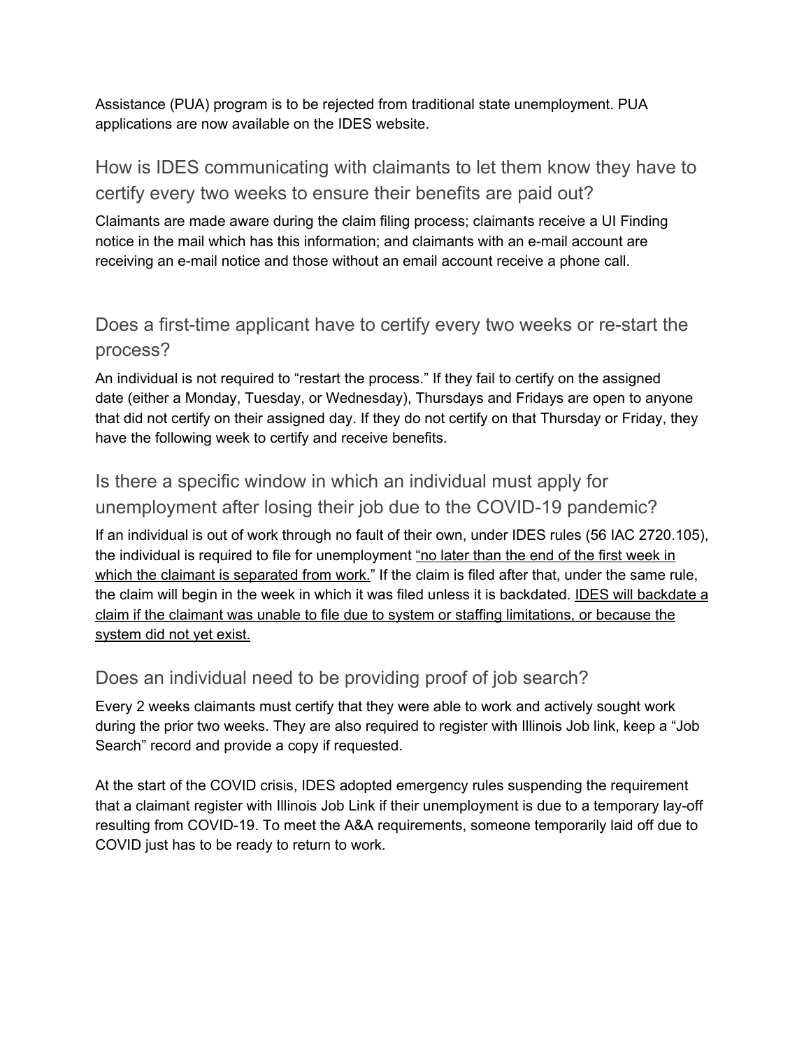Assistance (PUA) program is to be rejected from traditional state unemployment. PUA applications are now available on the IDES website.

## How is IDES communicating with claimants to let them know they have to certify every two weeks to ensure their benefits are paid out?

Claimants are made aware during the claim filing process; claimants receive a UI Finding notice in the mail which has this information; and claimants with an e-mail account are receiving an e-mail notice and those without an email account receive a phone call.

## Does a first-time applicant have to certify every two weeks or re-start the process?

An individual is not required to "restart the process." If they fail to certify on the assigned date (either a Monday, Tuesday, or Wednesday), Thursdays and Fridays are open to anyone that did not certify on their assigned day. If they do not certify on that Thursday or Friday, they have the following week to certify and receive benefits.

## Is there a specific window in which an individual must apply for unemployment after losing their job due to the COVID-19 pandemic?

If an individual is out of work through no fault of their own, under IDES rules (56 IAC 2720.105), the individual is required to file for unemployment "no later than the end of the first week in which the claimant is separated from work." If the claim is filed after that, under the same rule, the claim will begin in the week in which it was filed unless it is backdated. IDES will backdate a claim if the claimant was unable to file due to system or staffing limitations, or because the system did not yet exist.

## Does an individual need to be providing proof of job search?

Every 2 weeks claimants must certify that they were able to work and actively sought work during the prior two weeks. They are also required to register with Illinois Job link, keep a "Job Search" record and provide a copy if requested.

At the start of the COVID crisis, IDES adopted emergency rules suspending the requirement that a claimant register with Illinois Job Link if their unemployment is due to a temporary lay-off resulting from COVID-19. To meet the A&A requirements, someone temporarily laid off due to COVID just has to be ready to return to work.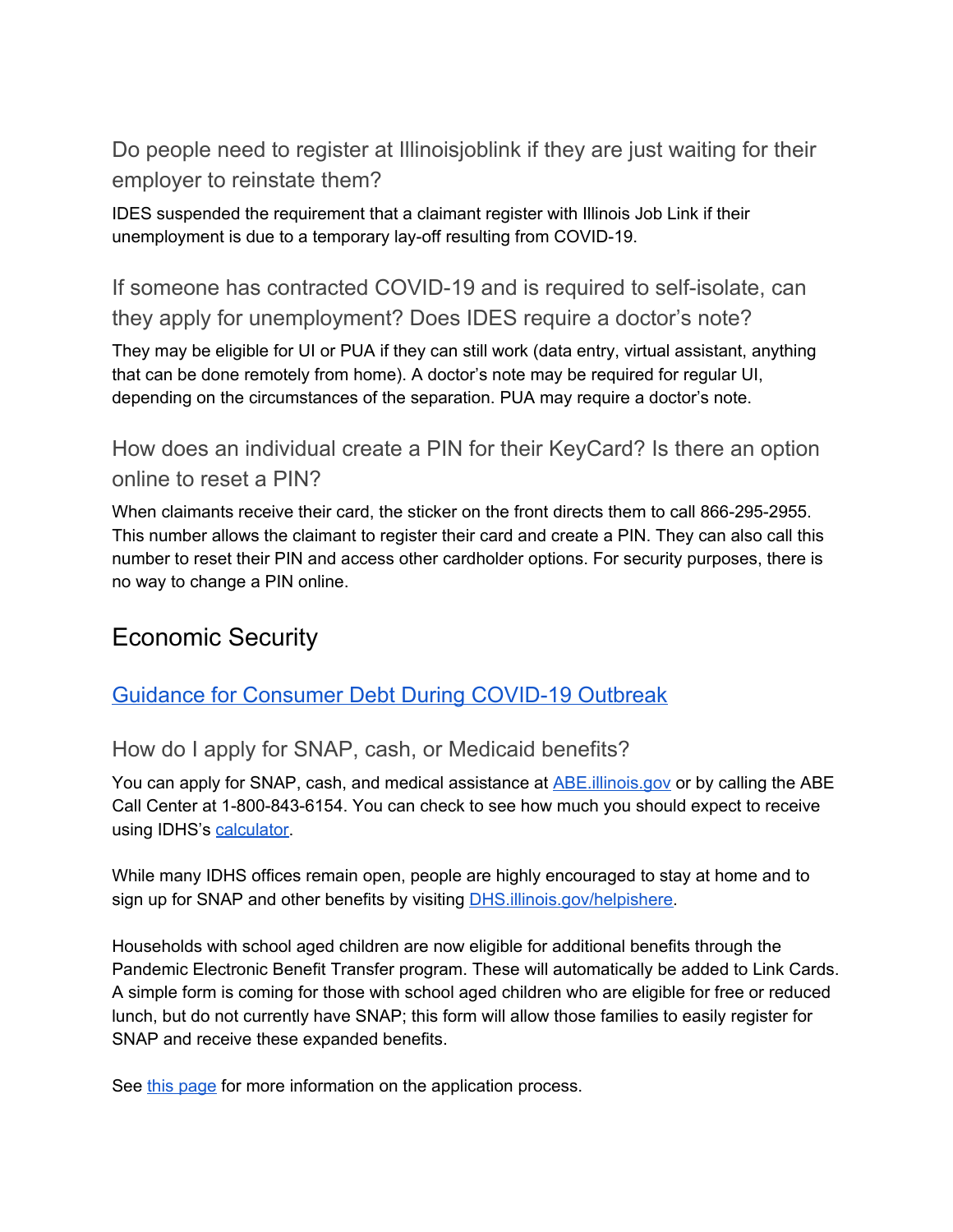### Do people need to register at Illinoisjoblink if they are just waiting for their employer to reinstate them?

IDES suspended the requirement that a claimant register with Illinois Job Link if their unemployment is due to a temporary lay-off resulting from COVID-19.

### If someone has contracted COVID-19 and is required to self-isolate, can they apply for unemployment? Does IDES require a doctor's note?

They may be eligible for UI or PUA if they can still work (data entry, virtual assistant, anything that can be done remotely from home). A doctor's note may be required for regular UI, depending on the circumstances of the separation. PUA may require a doctor's note.

### How does an individual create a PIN for their KeyCard? Is there an option online to reset a PIN?

When claimants receive their card, the sticker on the front directs them to call 866-295-2955. This number allows the claimant to register their card and create a PIN. They can also call this number to reset their PIN and access other cardholder options. For security purposes, there is no way to change a PIN online.

## Economic Security

### [Guidance for Consumer Debt During COVID-19 Outbreak]()

### How do I apply for SNAP, cash, or Medicaid benefits?

You can apply for SNAP, cash, and medical assistance at [ABE.illinois.gov]() or by calling the ABE Call Center at 1-800-843-6154. You can check to see how much you should expect to receive using IDHS's [calculator]().

While many IDHS offices remain open, people are highly encouraged to stay at home and to sign up for SNAP and other benefits by visiting [DHS.illinois.gov/helpishere]().

Households with school aged children are now eligible for additional benefits through the Pandemic Electronic Benefit Transfer program. These will automatically be added to Link Cards. A simple form is coming for those with school aged children who are eligible for free or reduced lunch, but do not currently have SNAP; this form will allow those families to easily register for SNAP and receive these expanded benefits.

See [this page]() for more information on the application process.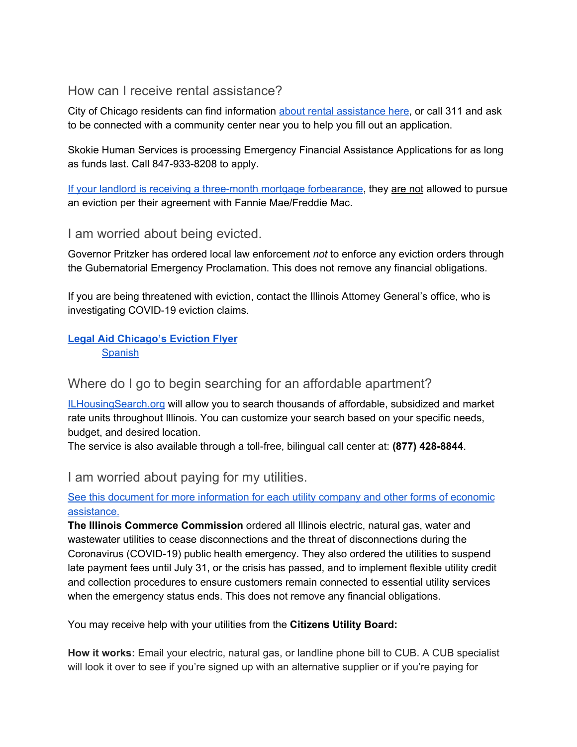## How can I receive rental assistance?

City of Chicago residents can find information about rental assistance here, or call 311 and ask to be connected with a community center near you to help you fill out an application.

Skokie Human Services is processing Emergency Financial Assistance Applications for as long as funds last. Call 847-933-8208 to apply.

If your landlord is receiving a three-month mortgage forbearance, they are not allowed to pursue an eviction per their agreement with Fannie Mae/Freddie Mac.

## I am worried about being evicted.

Governor Pritzker has ordered local law enforcement *not* to enforce any eviction orders through the Gubernatorial Emergency Proclamation. This does not remove any financial obligations.

If you are being threatened with eviction, contact the Illinois Attorney General's office, who is investigating COVID-19 eviction claims.

**Legal Aid Chicago's Eviction Flyer**

- Spanish

## Where do I go to begin searching for an affordable apartment?

ILHousingSearch.org will allow you to search thousands of affordable, subsidized and market rate units throughout Illinois. You can customize your search based on your specific needs, budget, and desired location.
The service is also available through a toll-free, bilingual call center at: **(877) 428-8844**.

## I am worried about paying for my utilities.

See this document for more information for each utility company and other forms of economic assistance.

**The Illinois Commerce Commission** ordered all Illinois electric, natural gas, water and wastewater utilities to cease disconnections and the threat of disconnections during the Coronavirus (COVID-19) public health emergency. They also ordered the utilities to suspend late payment fees until July 31, or the crisis has passed, and to implement flexible utility credit and collection procedures to ensure customers remain connected to essential utility services when the emergency status ends. This does not remove any financial obligations.

You may receive help with your utilities from the **Citizens Utility Board:**

**How it works:** Email your electric, natural gas, or landline phone bill to CUB. A CUB specialist will look it over to see if you're signed up with an alternative supplier or if you're paying for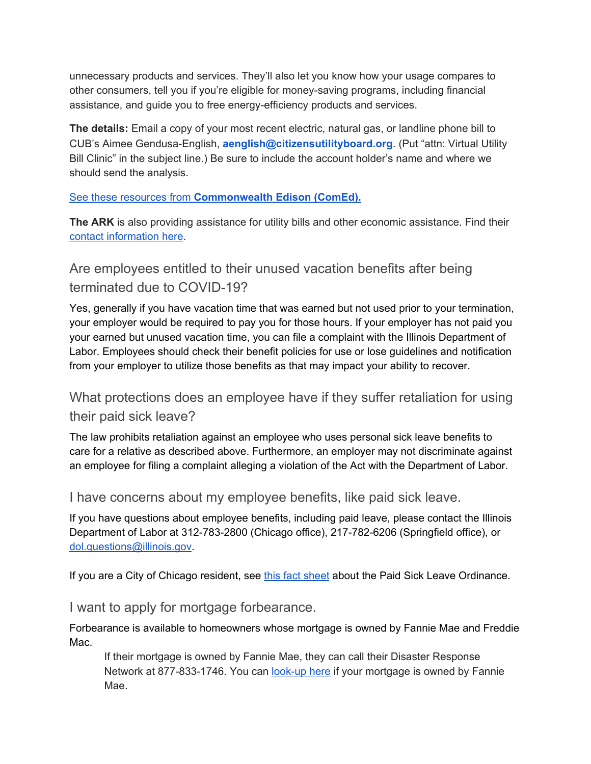unnecessary products and services. They'll also let you know how your usage compares to other consumers, tell you if you're eligible for money-saving programs, including financial assistance, and guide you to free energy-efficiency products and services.

**The details:** Email a copy of your most recent electric, natural gas, or landline phone bill to CUB's Aimee Gendusa-English, **aenglish@citizensutilityboard.org**. (Put "attn: Virtual Utility Bill Clinic" in the subject line.) Be sure to include the account holder's name and where we should send the analysis.

See these resources from **Commonwealth Edison (ComEd).**

**The ARK** is also providing assistance for utility bills and other economic assistance. Find their contact information here.

## Are employees entitled to their unused vacation benefits after being terminated due to COVID-19?

Yes, generally if you have vacation time that was earned but not used prior to your termination, your employer would be required to pay you for those hours. If your employer has not paid you your earned but unused vacation time, you can file a complaint with the Illinois Department of Labor. Employees should check their benefit policies for use or lose guidelines and notification from your employer to utilize those benefits as that may impact your ability to recover.

## What protections does an employee have if they suffer retaliation for using their paid sick leave?

The law prohibits retaliation against an employee who uses personal sick leave benefits to care for a relative as described above. Furthermore, an employer may not discriminate against an employee for filing a complaint alleging a violation of the Act with the Department of Labor.

## I have concerns about my employee benefits, like paid sick leave.

If you have questions about employee benefits, including paid leave, please contact the Illinois Department of Labor at 312-783-2800 (Chicago office), 217-782-6206 (Springfield office), or dol.questions@illinois.gov.

If you are a City of Chicago resident, see this fact sheet about the Paid Sick Leave Ordinance.

## I want to apply for mortgage forbearance.

Forbearance is available to homeowners whose mortgage is owned by Fannie Mae and Freddie Mac.

> If their mortgage is owned by Fannie Mae, they can call their Disaster Response Network at 877-833-1746. You can look-up here if your mortgage is owned by Fannie Mae.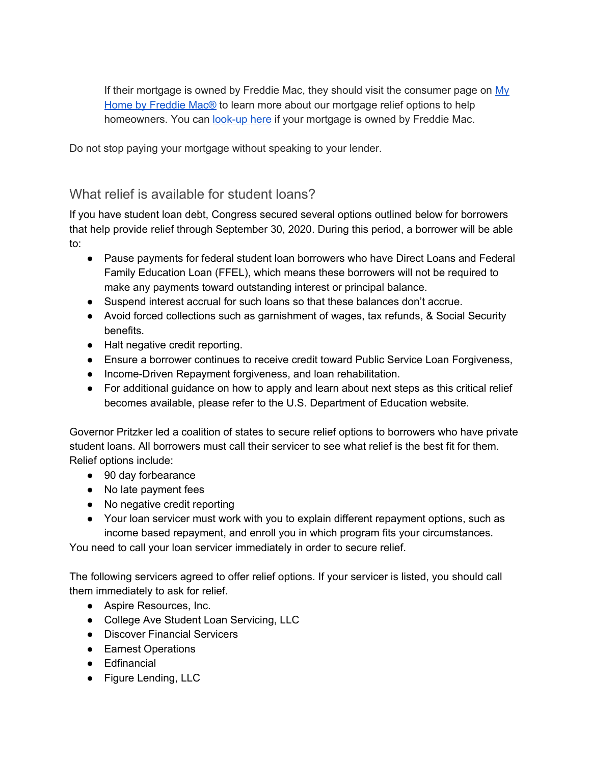If their mortgage is owned by Freddie Mac, they should visit the consumer page on My Home by Freddie Mac® to learn more about our mortgage relief options to help homeowners. You can look-up here if your mortgage is owned by Freddie Mac.

Do not stop paying your mortgage without speaking to your lender.

## What relief is available for student loans?

If you have student loan debt, Congress secured several options outlined below for borrowers that help provide relief through September 30, 2020. During this period, a borrower will be able to:

- Pause payments for federal student loan borrowers who have Direct Loans and Federal Family Education Loan (FFEL), which means these borrowers will not be required to make any payments toward outstanding interest or principal balance.
- Suspend interest accrual for such loans so that these balances don't accrue.
- Avoid forced collections such as garnishment of wages, tax refunds, & Social Security benefits.
- Halt negative credit reporting.
- Ensure a borrower continues to receive credit toward Public Service Loan Forgiveness,
- Income-Driven Repayment forgiveness, and loan rehabilitation.
- For additional guidance on how to apply and learn about next steps as this critical relief becomes available, please refer to the U.S. Department of Education website.

Governor Pritzker led a coalition of states to secure relief options to borrowers who have private student loans. All borrowers must call their servicer to see what relief is the best fit for them. Relief options include:

- 90 day forbearance
- No late payment fees
- No negative credit reporting
- Your loan servicer must work with you to explain different repayment options, such as income based repayment, and enroll you in which program fits your circumstances.

You need to call your loan servicer immediately in order to secure relief.

The following servicers agreed to offer relief options. If your servicer is listed, you should call them immediately to ask for relief.

- Aspire Resources, Inc.
- College Ave Student Loan Servicing, LLC
- Discover Financial Servicers
- Earnest Operations
- Edfinancial
- Figure Lending, LLC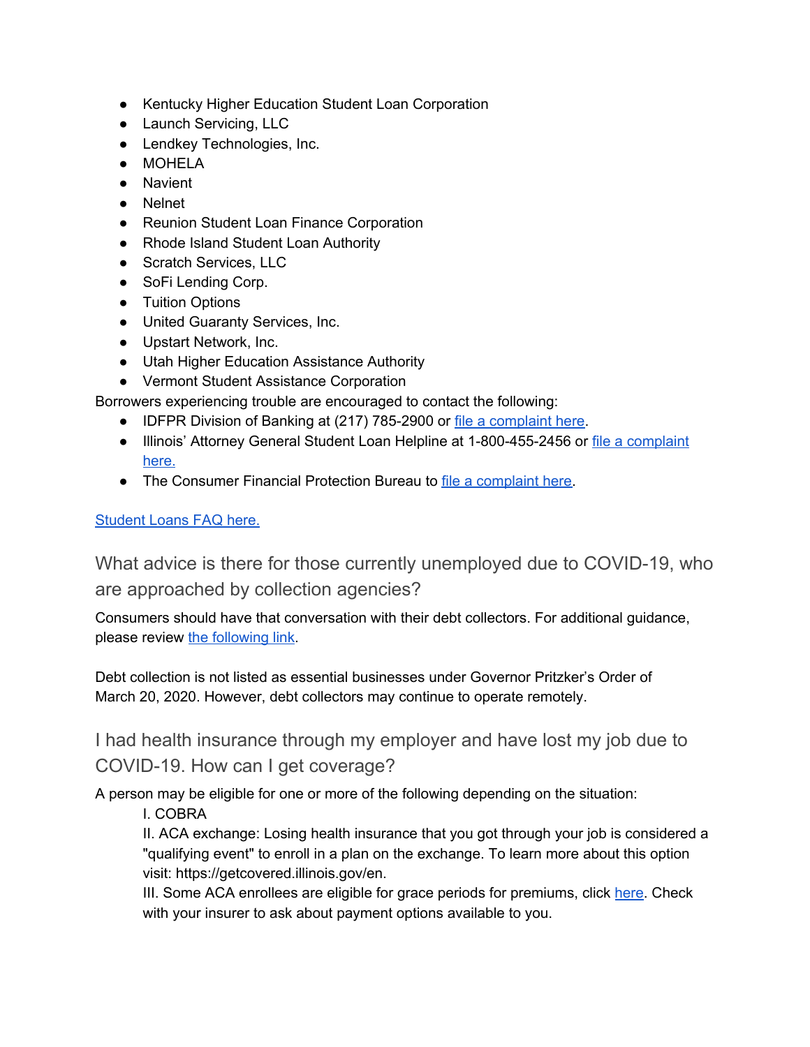- Kentucky Higher Education Student Loan Corporation
- Launch Servicing, LLC
- Lendkey Technologies, Inc.
- MOHELA
- Navient
- Nelnet
- Reunion Student Loan Finance Corporation
- Rhode Island Student Loan Authority
- Scratch Services, LLC
- SoFi Lending Corp.
- Tuition Options
- United Guaranty Services, Inc.
- Upstart Network, Inc.
- Utah Higher Education Assistance Authority
- Vermont Student Assistance Corporation

Borrowers experiencing trouble are encouraged to contact the following:

- IDFPR Division of Banking at (217) 785-2900 or file a complaint here.
- Illinois' Attorney General Student Loan Helpline at 1-800-455-2456 or file a complaint here.
- The Consumer Financial Protection Bureau to file a complaint here.

Student Loans FAQ here.

## What advice is there for those currently unemployed due to COVID-19, who are approached by collection agencies?

Consumers should have that conversation with their debt collectors. For additional guidance, please review the following link.

Debt collection is not listed as essential businesses under Governor Pritzker's Order of March 20, 2020. However, debt collectors may continue to operate remotely.

## I had health insurance through my employer and have lost my job due to COVID-19. How can I get coverage?

A person may be eligible for one or more of the following depending on the situation:

I. COBRA
II. ACA exchange: Losing health insurance that you got through your job is considered a "qualifying event" to enroll in a plan on the exchange. To learn more about this option visit: https://getcovered.illinois.gov/en.
III. Some ACA enrollees are eligible for grace periods for premiums, click here. Check with your insurer to ask about payment options available to you.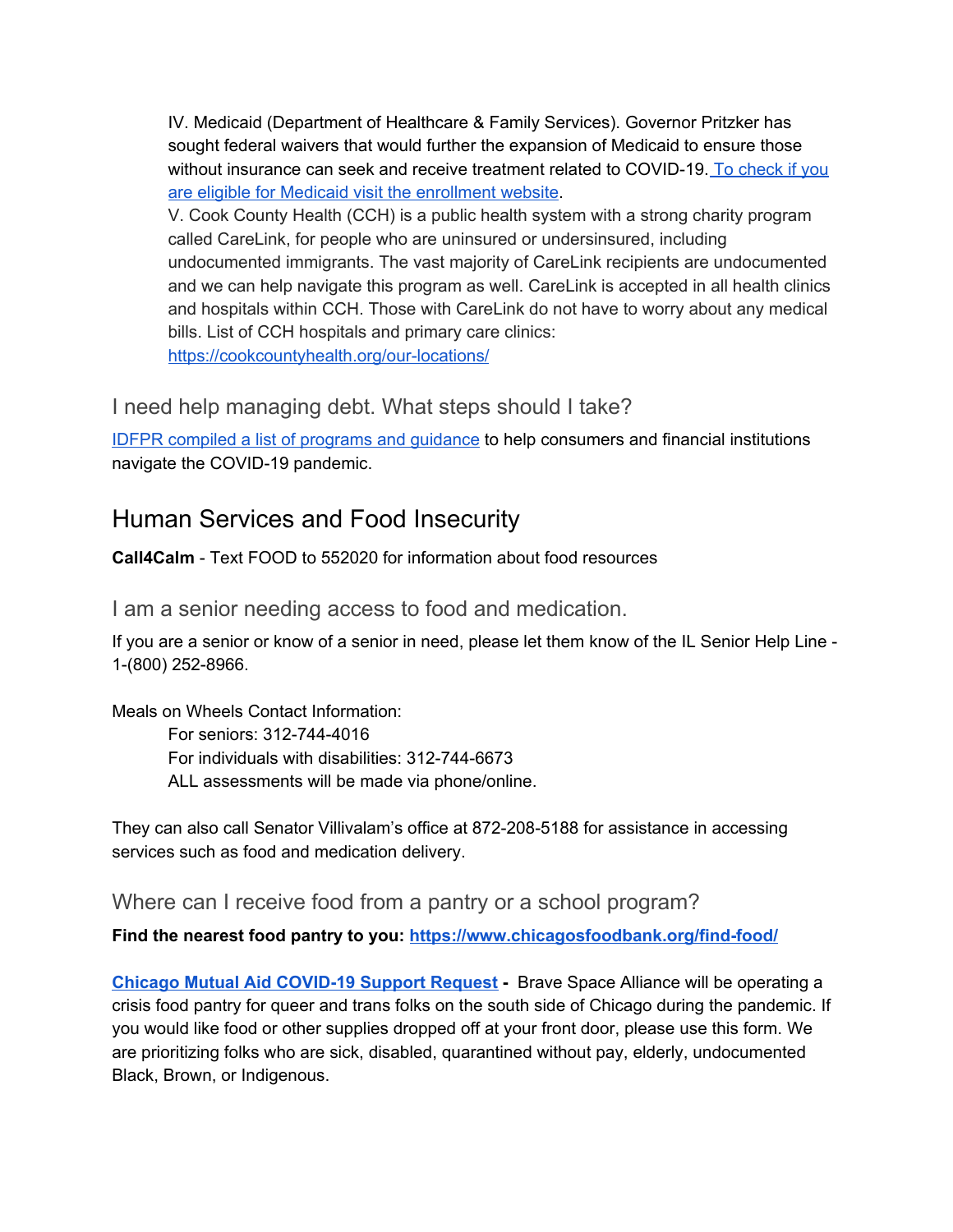IV. Medicaid (Department of Healthcare & Family Services). Governor Pritzker has sought federal waivers that would further the expansion of Medicaid to ensure those without insurance can seek and receive treatment related to COVID-19. To check if you are eligible for Medicaid visit the enrollment website.

V. Cook County Health (CCH) is a public health system with a strong charity program called CareLink, for people who are uninsured or undersinsured, including undocumented immigrants. The vast majority of CareLink recipients are undocumented and we can help navigate this program as well. CareLink is accepted in all health clinics and hospitals within CCH. Those with CareLink do not have to worry about any medical bills. List of CCH hospitals and primary care clinics: https://cookcountyhealth.org/our-locations/

### I need help managing debt. What steps should I take?

IDFPR compiled a list of programs and guidance to help consumers and financial institutions navigate the COVID-19 pandemic.

## Human Services and Food Insecurity

**Call4Calm** - Text FOOD to 552020 for information about food resources

### I am a senior needing access to food and medication.

If you are a senior or know of a senior in need, please let them know of the IL Senior Help Line - 1-(800) 252-8966.

Meals on Wheels Contact Information:

For seniors: 312-744-4016
For individuals with disabilities: 312-744-6673
ALL assessments will be made via phone/online.

They can also call Senator Villivalam's office at 872-208-5188 for assistance in accessing services such as food and medication delivery.

### Where can I receive food from a pantry or a school program?

**Find the nearest food pantry to you: https://www.chicagosfoodbank.org/find-food/**

**Chicago Mutual Aid COVID-19 Support Request -** Brave Space Alliance will be operating a crisis food pantry for queer and trans folks on the south side of Chicago during the pandemic. If you would like food or other supplies dropped off at your front door, please use this form. We are prioritizing folks who are sick, disabled, quarantined without pay, elderly, undocumented Black, Brown, or Indigenous.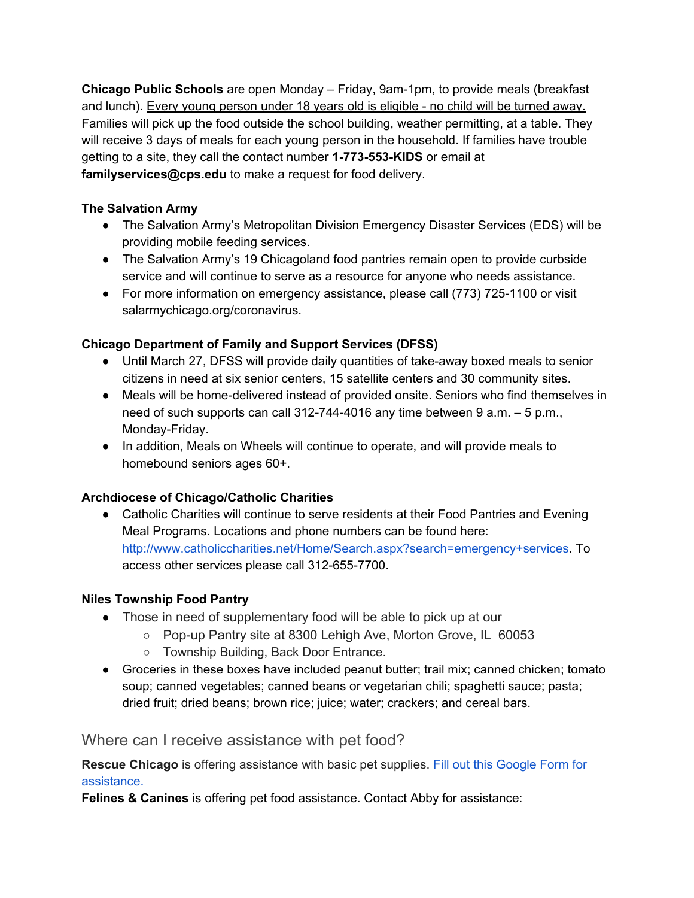**Chicago Public Schools** are open Monday – Friday, 9am-1pm, to provide meals (breakfast and lunch). <u>Every young person under 18 years old is eligible - no child will be turned away.</u> Families will pick up the food outside the school building, weather permitting, at a table. They will receive 3 days of meals for each young person in the household. If families have trouble getting to a site, they call the contact number **1-773-553-KIDS** or email at **familyservices@cps.edu** to make a request for food delivery.

**The Salvation Army**

- The Salvation Army's Metropolitan Division Emergency Disaster Services (EDS) will be providing mobile feeding services.
- The Salvation Army's 19 Chicagoland food pantries remain open to provide curbside service and will continue to serve as a resource for anyone who needs assistance.
- For more information on emergency assistance, please call (773) 725-1100 or visit salarmychicago.org/coronavirus.

**Chicago Department of Family and Support Services (DFSS)**

- Until March 27, DFSS will provide daily quantities of take-away boxed meals to senior citizens in need at six senior centers, 15 satellite centers and 30 community sites.
- Meals will be home-delivered instead of provided onsite. Seniors who find themselves in need of such supports can call 312-744-4016 any time between 9 a.m. – 5 p.m., Monday-Friday.
- In addition, Meals on Wheels will continue to operate, and will provide meals to homebound seniors ages 60+.

**Archdiocese of Chicago/Catholic Charities**

- Catholic Charities will continue to serve residents at their Food Pantries and Evening Meal Programs. Locations and phone numbers can be found here: [http://www.catholiccharities.net/Home/Search.aspx?search=emergency+services](http://www.catholiccharities.net/Home/Search.aspx?search=emergency+services). To access other services please call 312-655-7700.

**Niles Township Food Pantry**

- Those in need of supplementary food will be able to pick up at our
  - Pop-up Pantry site at 8300 Lehigh Ave, Morton Grove, IL 60053
  - Township Building, Back Door Entrance.
- Groceries in these boxes have included peanut butter; trail mix; canned chicken; tomato soup; canned vegetables; canned beans or vegetarian chili; spaghetti sauce; pasta; dried fruit; dried beans; brown rice; juice; water; crackers; and cereal bars.

## Where can I receive assistance with pet food?

**Rescue Chicago** is offering assistance with basic pet supplies. [Fill out this Google Form for assistance.]()

**Felines & Canines** is offering pet food assistance. Contact Abby for assistance: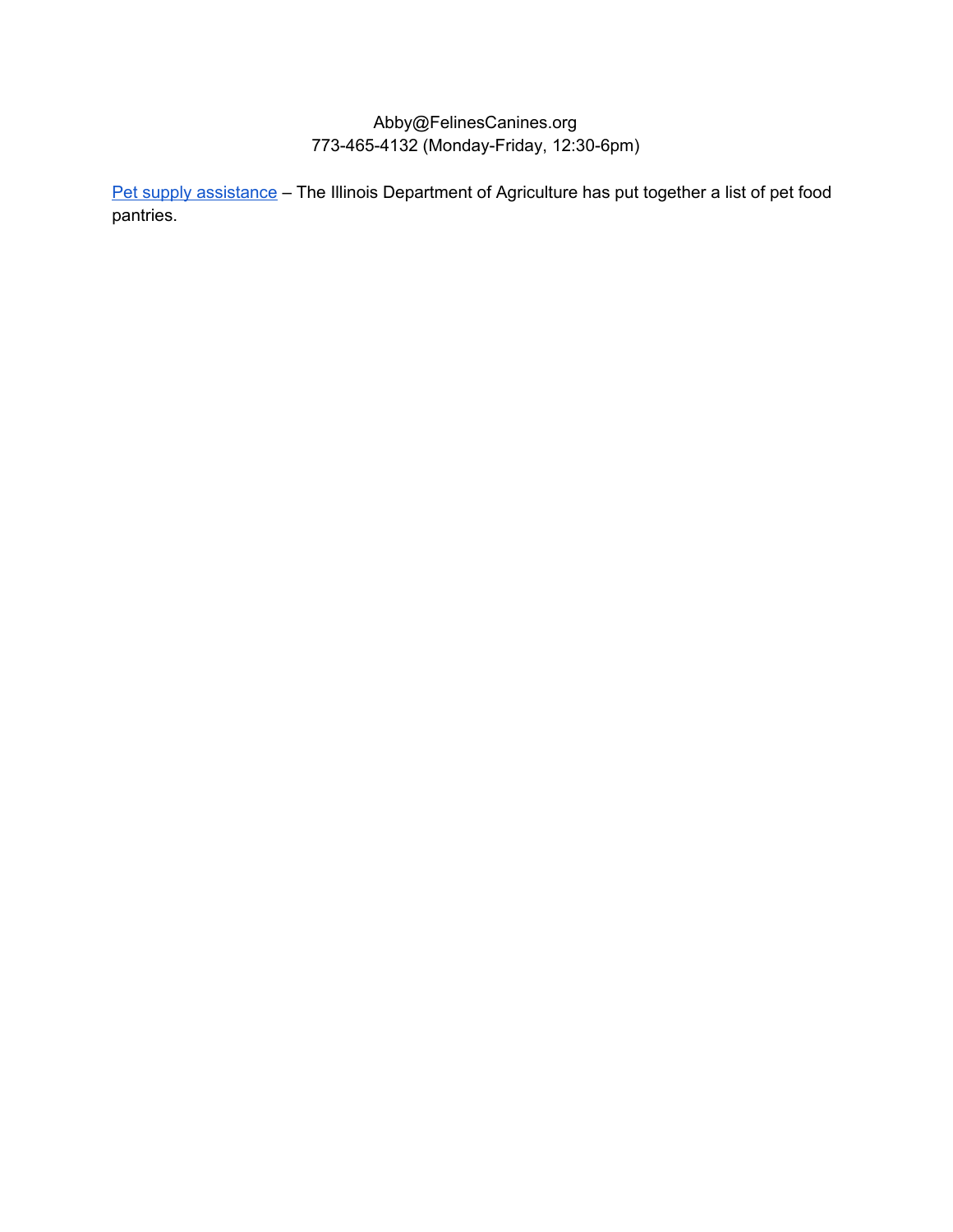Abby@FelinesCanines.org
773-465-4132 (Monday-Friday, 12:30-6pm)

Pet supply assistance – The Illinois Department of Agriculture has put together a list of pet food pantries.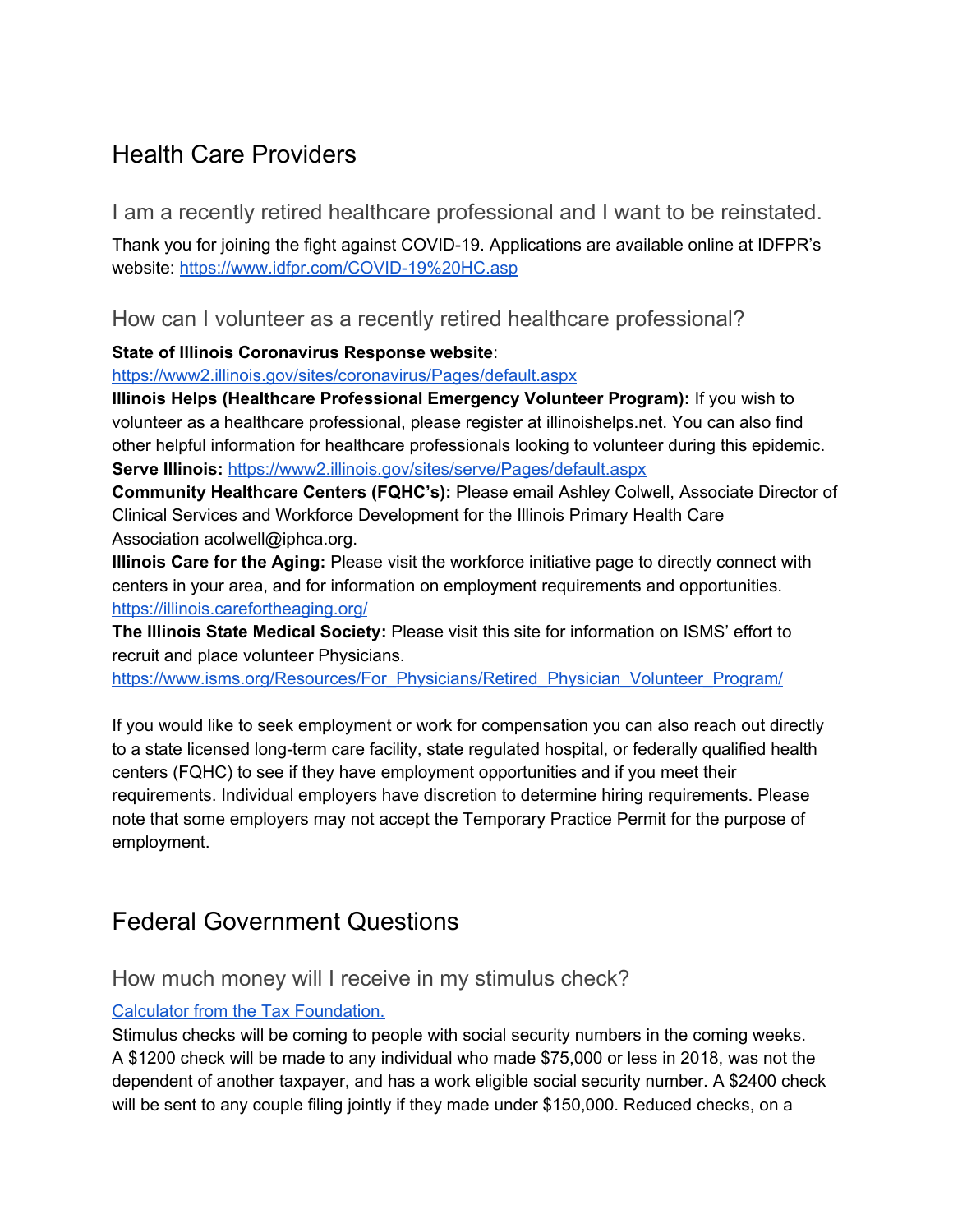# Health Care Providers

## I am a recently retired healthcare professional and I want to be reinstated.

Thank you for joining the fight against COVID-19. Applications are available online at IDFPR's website: [https://www.idfpr.com/COVID-19%20HC.asp](https://www.idfpr.com/COVID-19%20HC.asp)

## How can I volunteer as a recently retired healthcare professional?

**State of Illinois Coronavirus Response website**: [https://www2.illinois.gov/sites/coronavirus/Pages/default.aspx](https://www2.illinois.gov/sites/coronavirus/Pages/default.aspx)
**Illinois Helps (Healthcare Professional Emergency Volunteer Program):** If you wish to volunteer as a healthcare professional, please register at illinoishelps.net. You can also find other helpful information for healthcare professionals looking to volunteer during this epidemic.
**Serve Illinois:** [https://www2.illinois.gov/sites/serve/Pages/default.aspx](https://www2.illinois.gov/sites/serve/Pages/default.aspx)
**Community Healthcare Centers (FQHC's):** Please email Ashley Colwell, Associate Director of Clinical Services and Workforce Development for the Illinois Primary Health Care Association acolwell@iphca.org.
**Illinois Care for the Aging:** Please visit the workforce initiative page to directly connect with centers in your area, and for information on employment requirements and opportunities. [https://illinois.carefortheaging.org/](https://illinois.carefortheaging.org/)
**The Illinois State Medical Society:** Please visit this site for information on ISMS' effort to recruit and place volunteer Physicians.
[https://www.isms.org/Resources/For_Physicians/Retired_Physician_Volunteer_Program/](https://www.isms.org/Resources/For_Physicians/Retired_Physician_Volunteer_Program/)

If you would like to seek employment or work for compensation you can also reach out directly to a state licensed long-term care facility, state regulated hospital, or federally qualified health centers (FQHC) to see if they have employment opportunities and if you meet their requirements. Individual employers have discretion to determine hiring requirements. Please note that some employers may not accept the Temporary Practice Permit for the purpose of employment.

# Federal Government Questions

## How much money will I receive in my stimulus check?

[Calculator from the Tax Foundation.](#)
Stimulus checks will be coming to people with social security numbers in the coming weeks. A $1200 check will be made to any individual who made $75,000 or less in 2018, was not the dependent of another taxpayer, and has a work eligible social security number. A $2400 check will be sent to any couple filing jointly if they made under $150,000. Reduced checks, on a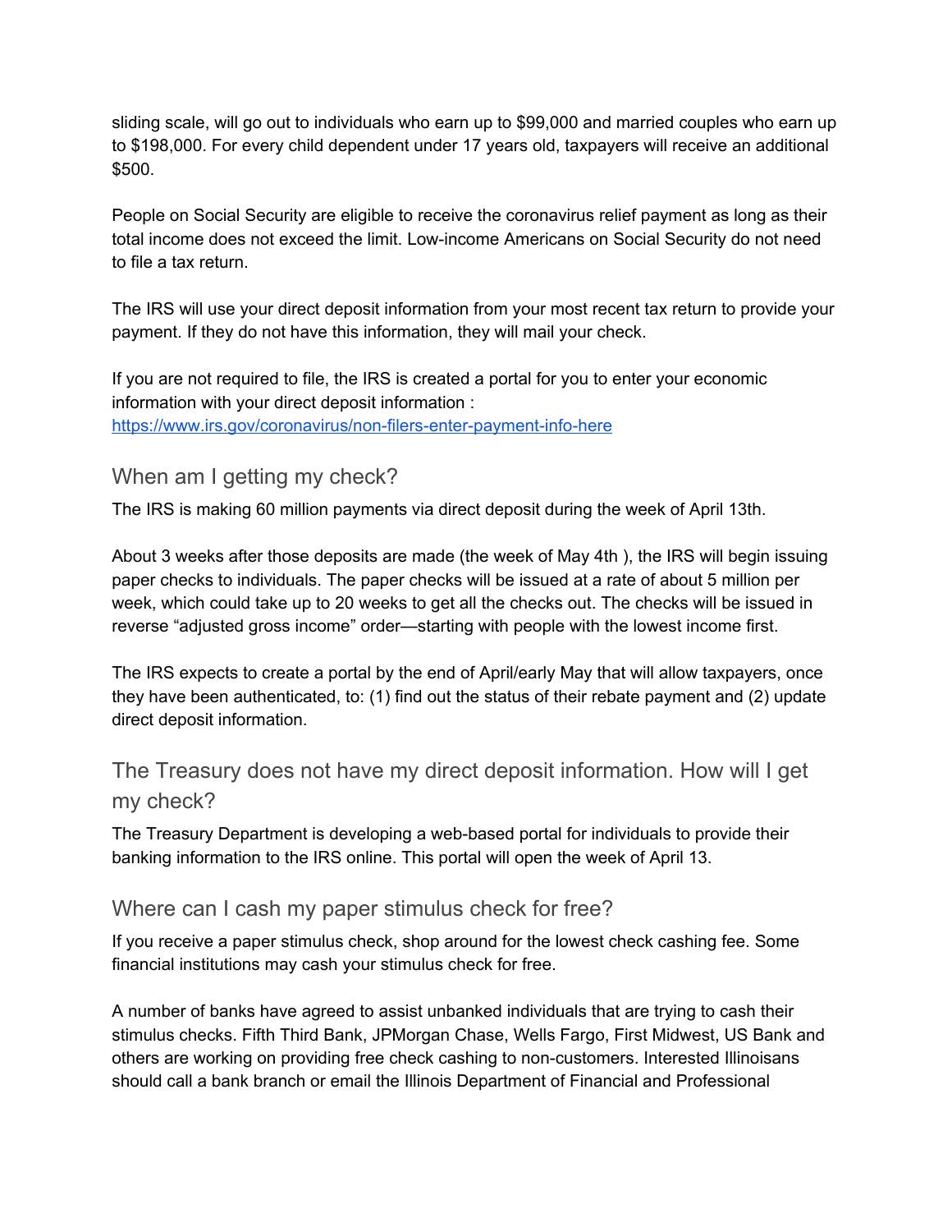sliding scale, will go out to individuals who earn up to $99,000 and married couples who earn up to $198,000. For every child dependent under 17 years old, taxpayers will receive an additional $500.

People on Social Security are eligible to receive the coronavirus relief payment as long as their total income does not exceed the limit. Low-income Americans on Social Security do not need to file a tax return.

The IRS will use your direct deposit information from your most recent tax return to provide your payment. If they do not have this information, they will mail your check.

If you are not required to file, the IRS is created a portal for you to enter your economic information with your direct deposit information : [https://www.irs.gov/coronavirus/non-filers-enter-payment-info-here](https://www.irs.gov/coronavirus/non-filers-enter-payment-info-here)

## When am I getting my check?

The IRS is making 60 million payments via direct deposit during the week of April 13th.

About 3 weeks after those deposits are made (the week of May 4th ), the IRS will begin issuing paper checks to individuals. The paper checks will be issued at a rate of about 5 million per week, which could take up to 20 weeks to get all the checks out. The checks will be issued in reverse "adjusted gross income" order—starting with people with the lowest income first.

The IRS expects to create a portal by the end of April/early May that will allow taxpayers, once they have been authenticated, to: (1) find out the status of their rebate payment and (2) update direct deposit information.

## The Treasury does not have my direct deposit information. How will I get my check?

The Treasury Department is developing a web-based portal for individuals to provide their banking information to the IRS online. This portal will open the week of April 13.

## Where can I cash my paper stimulus check for free?

If you receive a paper stimulus check, shop around for the lowest check cashing fee. Some financial institutions may cash your stimulus check for free.

A number of banks have agreed to assist unbanked individuals that are trying to cash their stimulus checks. Fifth Third Bank, JPMorgan Chase, Wells Fargo, First Midwest, US Bank and others are working on providing free check cashing to non-customers. Interested Illinoisans should call a bank branch or email the Illinois Department of Financial and Professional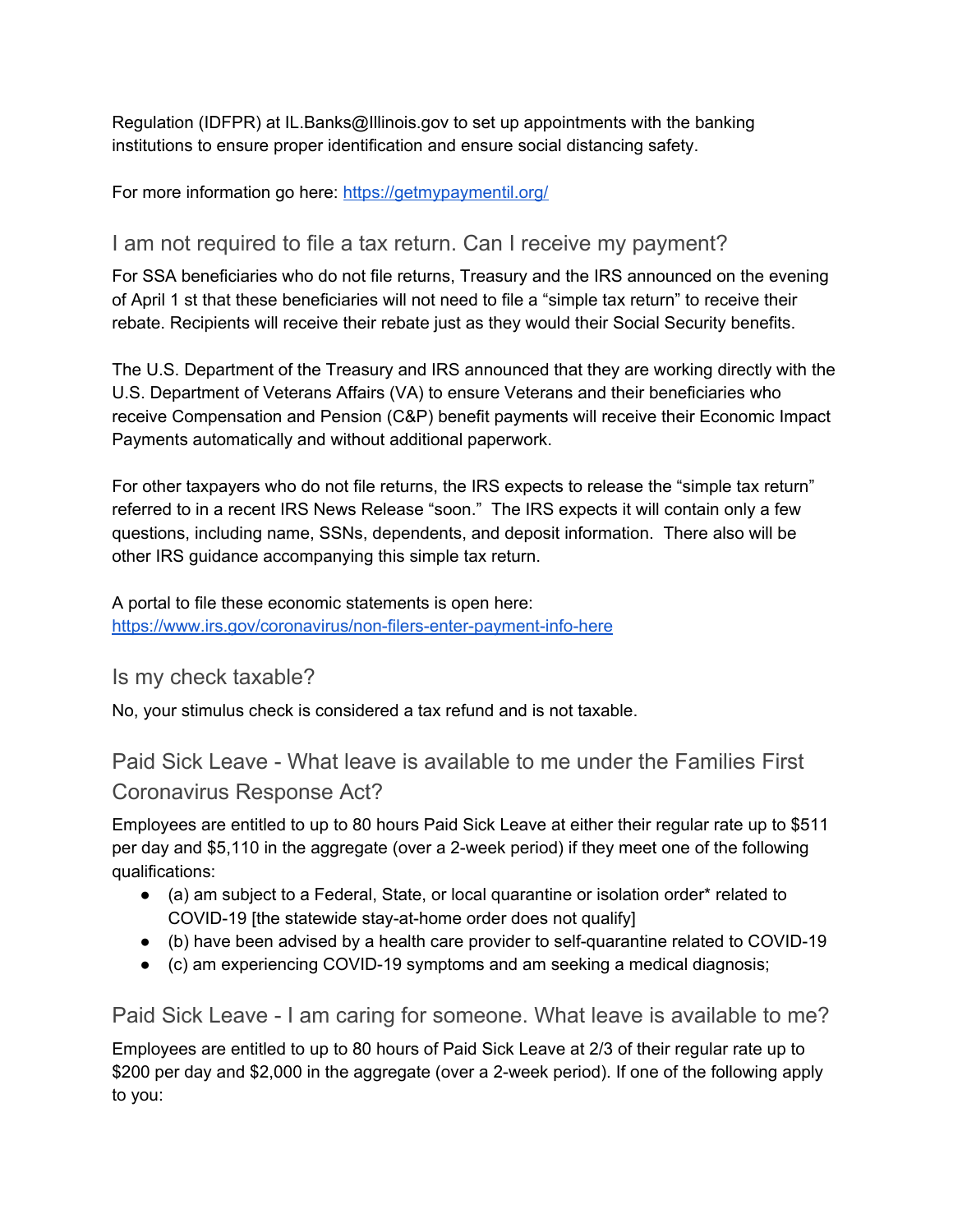Regulation (IDFPR) at IL.Banks@Illinois.gov to set up appointments with the banking institutions to ensure proper identification and ensure social distancing safety.

For more information go here: [https://getmypaymentil.org/](https://getmypaymentil.org/)

## I am not required to file a tax return. Can I receive my payment?

For SSA beneficiaries who do not file returns, Treasury and the IRS announced on the evening of April 1 st that these beneficiaries will not need to file a "simple tax return" to receive their rebate. Recipients will receive their rebate just as they would their Social Security benefits.

The U.S. Department of the Treasury and IRS announced that they are working directly with the U.S. Department of Veterans Affairs (VA) to ensure Veterans and their beneficiaries who receive Compensation and Pension (C&P) benefit payments will receive their Economic Impact Payments automatically and without additional paperwork.

For other taxpayers who do not file returns, the IRS expects to release the "simple tax return" referred to in a recent IRS News Release "soon." The IRS expects it will contain only a few questions, including name, SSNs, dependents, and deposit information. There also will be other IRS guidance accompanying this simple tax return.

A portal to file these economic statements is open here:
[https://www.irs.gov/coronavirus/non-filers-enter-payment-info-here](https://www.irs.gov/coronavirus/non-filers-enter-payment-info-here)

## Is my check taxable?

No, your stimulus check is considered a tax refund and is not taxable.

## Paid Sick Leave - What leave is available to me under the Families First Coronavirus Response Act?

Employees are entitled to up to 80 hours Paid Sick Leave at either their regular rate up to $511 per day and $5,110 in the aggregate (over a 2-week period) if they meet one of the following qualifications:

- (a) am subject to a Federal, State, or local quarantine or isolation order* related to COVID-19 [the statewide stay-at-home order does not qualify]
- (b) have been advised by a health care provider to self-quarantine related to COVID-19
- (c) am experiencing COVID-19 symptoms and am seeking a medical diagnosis;

## Paid Sick Leave - I am caring for someone. What leave is available to me?

Employees are entitled to up to 80 hours of Paid Sick Leave at 2/3 of their regular rate up to $200 per day and $2,000 in the aggregate (over a 2-week period). If one of the following apply to you: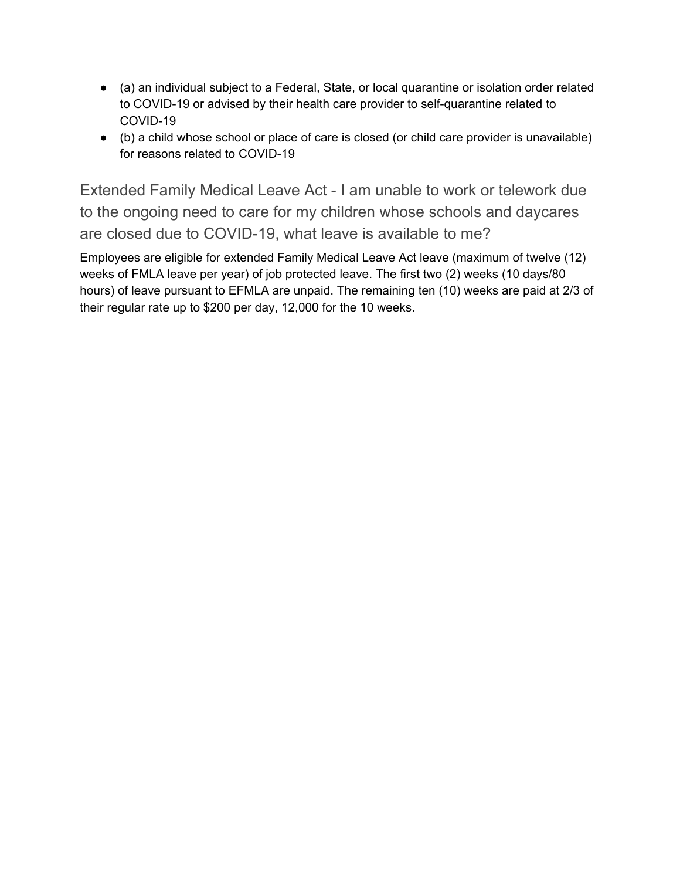- (a) an individual subject to a Federal, State, or local quarantine or isolation order related to COVID-19 or advised by their health care provider to self-quarantine related to COVID-19
- (b) a child whose school or place of care is closed (or child care provider is unavailable) for reasons related to COVID-19

## Extended Family Medical Leave Act - I am unable to work or telework due to the ongoing need to care for my children whose schools and daycares are closed due to COVID-19, what leave is available to me?

Employees are eligible for extended Family Medical Leave Act leave (maximum of twelve (12) weeks of FMLA leave per year) of job protected leave. The first two (2) weeks (10 days/80 hours) of leave pursuant to EFMLA are unpaid. The remaining ten (10) weeks are paid at 2/3 of their regular rate up to $200 per day, 12,000 for the 10 weeks.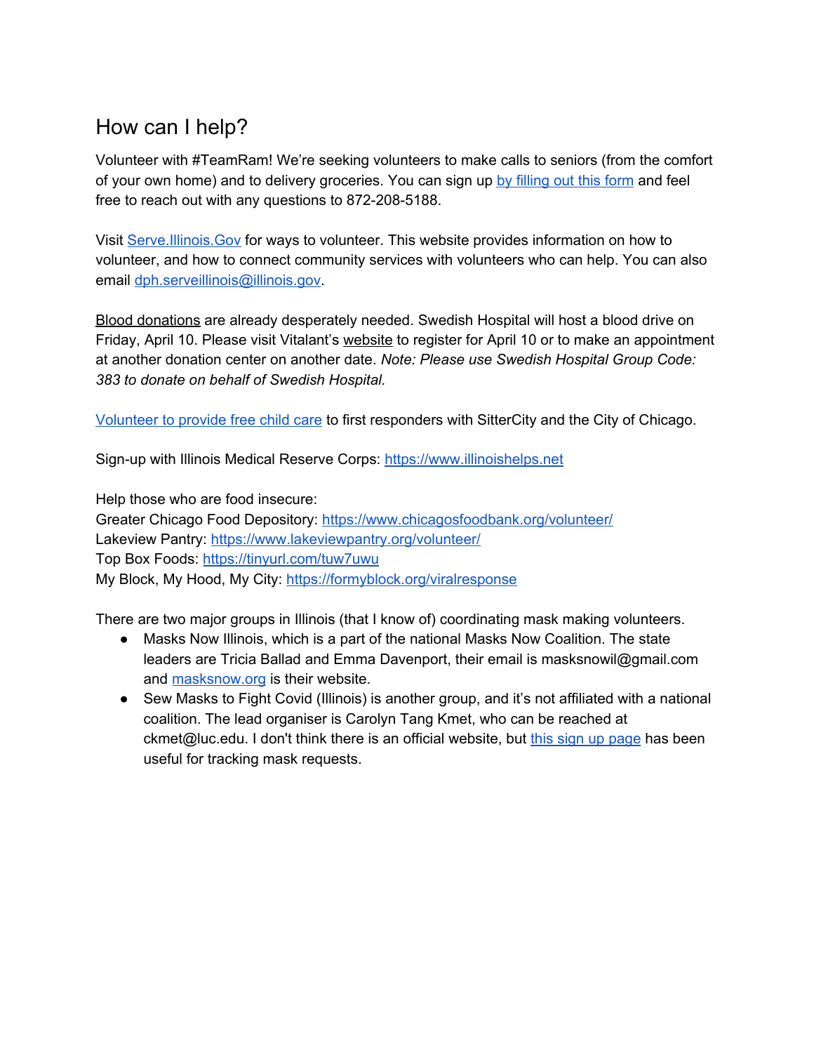## How can I help?

Volunteer with #TeamRam! We're seeking volunteers to make calls to seniors (from the comfort of your own home) and to delivery groceries. You can sign up by filling out this form and feel free to reach out with any questions to 872-208-5188.

Visit Serve.Illinois.Gov for ways to volunteer. This website provides information on how to volunteer, and how to connect community services with volunteers who can help. You can also email dph.serveillinois@illinois.gov.

Blood donations are already desperately needed. Swedish Hospital will host a blood drive on Friday, April 10. Please visit Vitalant's website to register for April 10 or to make an appointment at another donation center on another date. *Note: Please use Swedish Hospital Group Code: 383 to donate on behalf of Swedish Hospital.*

Volunteer to provide free child care to first responders with SitterCity and the City of Chicago.

Sign-up with Illinois Medical Reserve Corps: https://www.illinoishelps.net

Help those who are food insecure:
Greater Chicago Food Depository: https://www.chicagosfoodbank.org/volunteer/
Lakeview Pantry: https://www.lakeviewpantry.org/volunteer/
Top Box Foods: https://tinyurl.com/tuw7uwu
My Block, My Hood, My City: https://formyblock.org/viralresponse

There are two major groups in Illinois (that I know of) coordinating mask making volunteers.

- Masks Now Illinois, which is a part of the national Masks Now Coalition. The state leaders are Tricia Ballad and Emma Davenport, their email is masksnowil@gmail.com and masksnow.org is their website.
- Sew Masks to Fight Covid (Illinois) is another group, and it's not affiliated with a national coalition. The lead organiser is Carolyn Tang Kmet, who can be reached at ckmet@luc.edu. I don't think there is an official website, but this sign up page has been useful for tracking mask requests.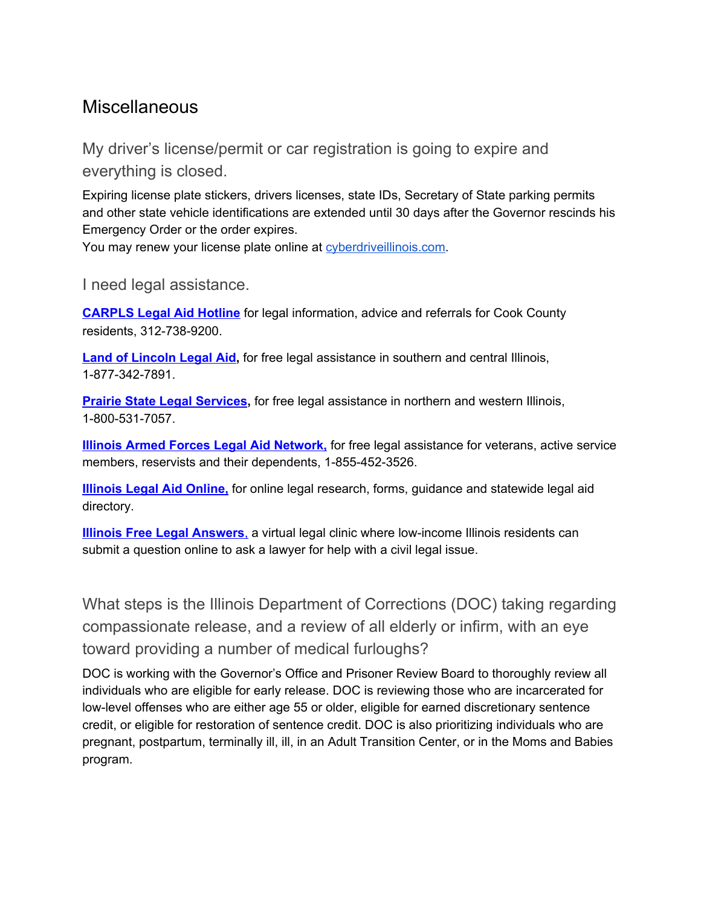## Miscellaneous

### My driver's license/permit or car registration is going to expire and everything is closed.

Expiring license plate stickers, drivers licenses, state IDs, Secretary of State parking permits and other state vehicle identifications are extended until 30 days after the Governor rescinds his Emergency Order or the order expires.
You may renew your license plate online at cyberdriveillinois.com.

### I need legal assistance.

**CARPLS Legal Aid Hotline** for legal information, advice and referrals for Cook County residents, 312-738-9200.

**Land of Lincoln Legal Aid,** for free legal assistance in southern and central Illinois, 1-877-342-7891.

**Prairie State Legal Services,** for free legal assistance in northern and western Illinois, 1-800-531-7057.

**Illinois Armed Forces Legal Aid Network,** for free legal assistance for veterans, active service members, reservists and their dependents, 1-855-452-3526.

**Illinois Legal Aid Online,** for online legal research, forms, guidance and statewide legal aid directory.

**Illinois Free Legal Answers**, a virtual legal clinic where low-income Illinois residents can submit a question online to ask a lawyer for help with a civil legal issue.

### What steps is the Illinois Department of Corrections (DOC) taking regarding compassionate release, and a review of all elderly or infirm, with an eye toward providing a number of medical furloughs?

DOC is working with the Governor's Office and Prisoner Review Board to thoroughly review all individuals who are eligible for early release. DOC is reviewing those who are incarcerated for low-level offenses who are either age 55 or older, eligible for earned discretionary sentence credit, or eligible for restoration of sentence credit. DOC is also prioritizing individuals who are pregnant, postpartum, terminally ill, ill, in an Adult Transition Center, or in the Moms and Babies program.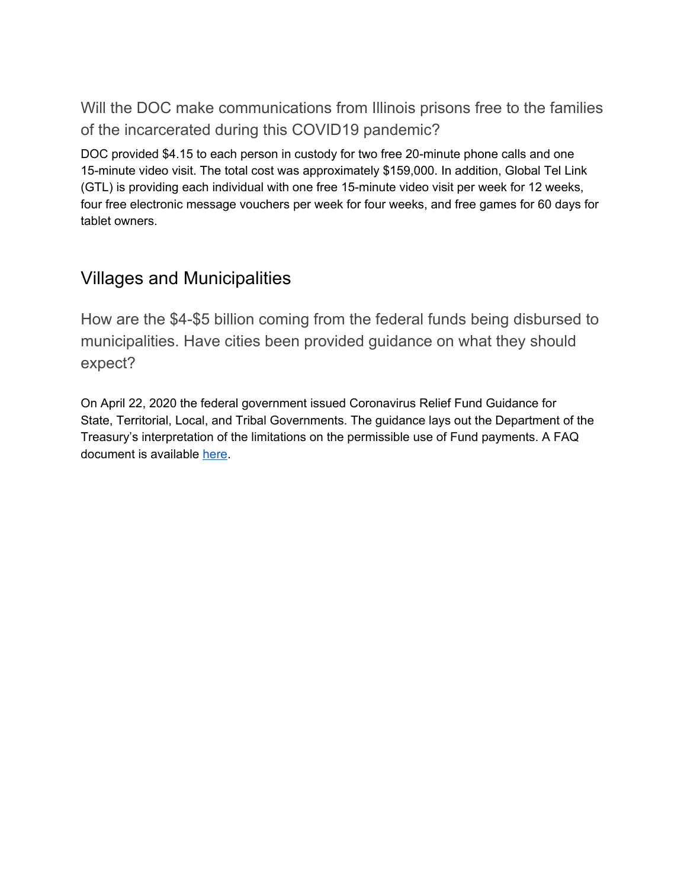### Will the DOC make communications from Illinois prisons free to the families of the incarcerated during this COVID19 pandemic?

DOC provided $4.15 to each person in custody for two free 20-minute phone calls and one 15-minute video visit. The total cost was approximately $159,000. In addition, Global Tel Link (GTL) is providing each individual with one free 15-minute video visit per week for 12 weeks, four free electronic message vouchers per week for four weeks, and free games for 60 days for tablet owners.

## Villages and Municipalities

### How are the $4-$5 billion coming from the federal funds being disbursed to municipalities. Have cities been provided guidance on what they should expect?

On April 22, 2020 the federal government issued Coronavirus Relief Fund Guidance for State, Territorial, Local, and Tribal Governments. The guidance lays out the Department of the Treasury's interpretation of the limitations on the permissible use of Fund payments. A FAQ document is available here.